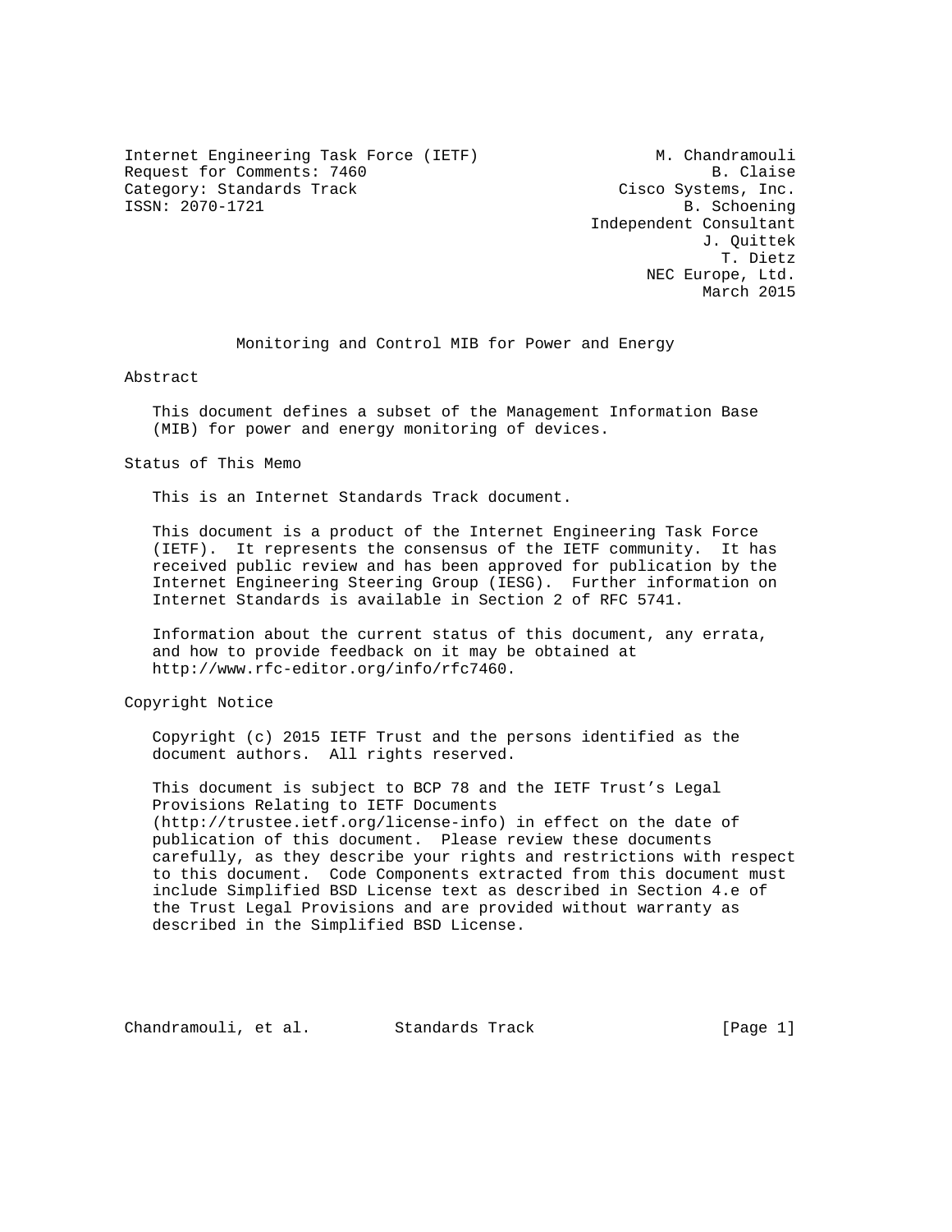Internet Engineering Task Force (IETF)  M. Chandramouli
Request for Comments: 7460  B. Claise
Category: Standards Track  Cisco Systems, Inc.
ISSN: 2070-1721  B. Schoening
Independent Consultant
J. Quittek
T. Dietz
NEC Europe, Ltd.
March 2015

# Monitoring and Control MIB for Power and Energy

## Abstract

This document defines a subset of the Management Information Base (MIB) for power and energy monitoring of devices.

## Status of This Memo

This is an Internet Standards Track document.

This document is a product of the Internet Engineering Task Force (IETF). It represents the consensus of the IETF community. It has received public review and has been approved for publication by the Internet Engineering Steering Group (IESG). Further information on Internet Standards is available in Section 2 of RFC 5741.

Information about the current status of this document, any errata, and how to provide feedback on it may be obtained at http://www.rfc-editor.org/info/rfc7460.

## Copyright Notice

Copyright (c) 2015 IETF Trust and the persons identified as the document authors. All rights reserved.

This document is subject to BCP 78 and the IETF Trust's Legal Provisions Relating to IETF Documents (http://trustee.ietf.org/license-info) in effect on the date of publication of this document. Please review these documents carefully, as they describe your rights and restrictions with respect to this document. Code Components extracted from this document must include Simplified BSD License text as described in Section 4.e of the Trust Legal Provisions and are provided without warranty as described in the Simplified BSD License.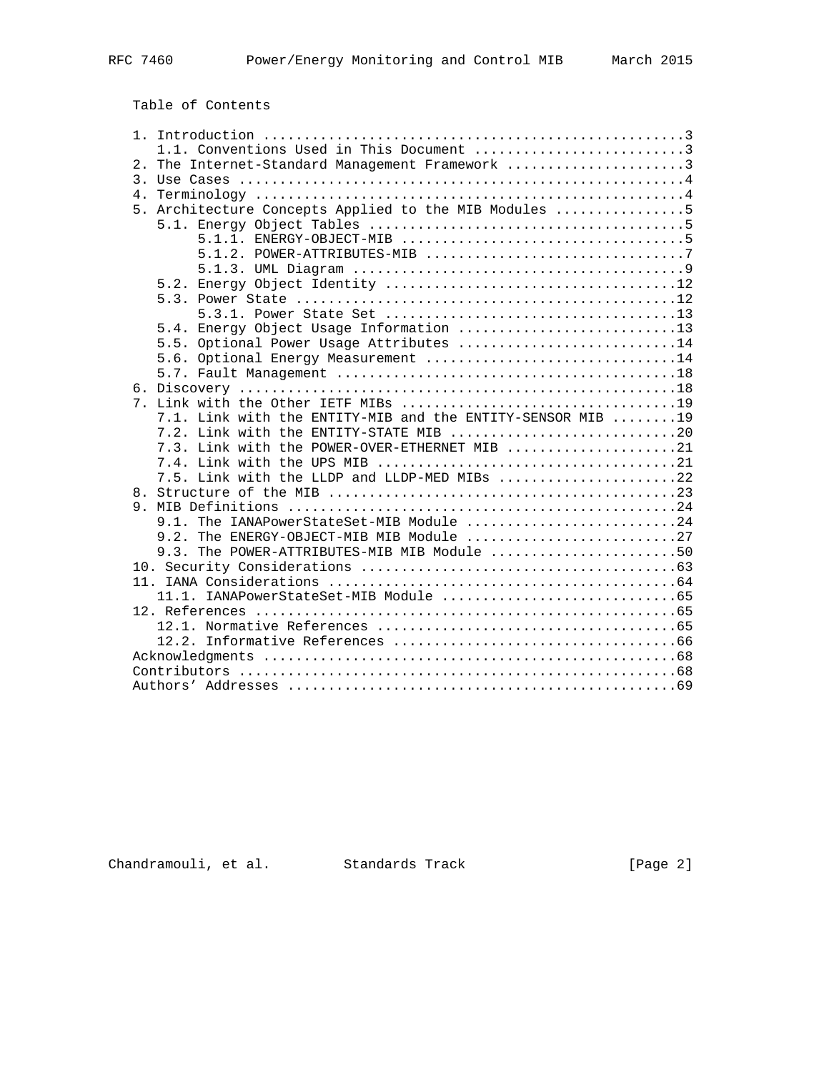Table of Contents

```
   1. Introduction ....................................................3
      1.1. Conventions Used in This Document ..........................3
   2. The Internet-Standard Management Framework ......................3
   3. Use Cases .......................................................4
   4. Terminology .....................................................4
   5. Architecture Concepts Applied to the MIB Modules ................5
      5.1. Energy Object Tables .......................................5
           5.1.1. ENERGY-OBJECT-MIB ...................................5
           5.1.2. POWER-ATTRIBUTES-MIB ................................7
           5.1.3. UML Diagram .........................................9
      5.2. Energy Object Identity ....................................12
      5.3. Power State ...............................................12
           5.3.1. Power State Set ....................................13
      5.4. Energy Object Usage Information ...........................13
      5.5. Optional Power Usage Attributes ...........................14
      5.6. Optional Energy Measurement ...............................14
      5.7. Fault Management ..........................................18
   6. Discovery ......................................................18
   7. Link with the Other IETF MIBs ..................................19
      7.1. Link with the ENTITY-MIB and the ENTITY-SENSOR MIB ........19
      7.2. Link with the ENTITY-STATE MIB ............................20
      7.3. Link with the POWER-OVER-ETHERNET MIB .....................21
      7.4. Link with the UPS MIB .....................................21
      7.5. Link with the LLDP and LLDP-MED MIBs ......................22
   8. Structure of the MIB ...........................................23
   9. MIB Definitions ................................................24
      9.1. The IANAPowerStateSet-MIB Module ..........................24
      9.2. The ENERGY-OBJECT-MIB MIB Module ..........................27
      9.3. The POWER-ATTRIBUTES-MIB MIB Module .......................50
   10. Security Considerations .......................................63
   11. IANA Considerations ...........................................64
      11.1. IANAPowerStateSet-MIB Module .............................65
   12. References ....................................................65
      12.1. Normative References .....................................65
      12.2. Informative References ...................................66
   Acknowledgments ...................................................68
   Contributors ......................................................68
   Authors' Addresses ................................................69
```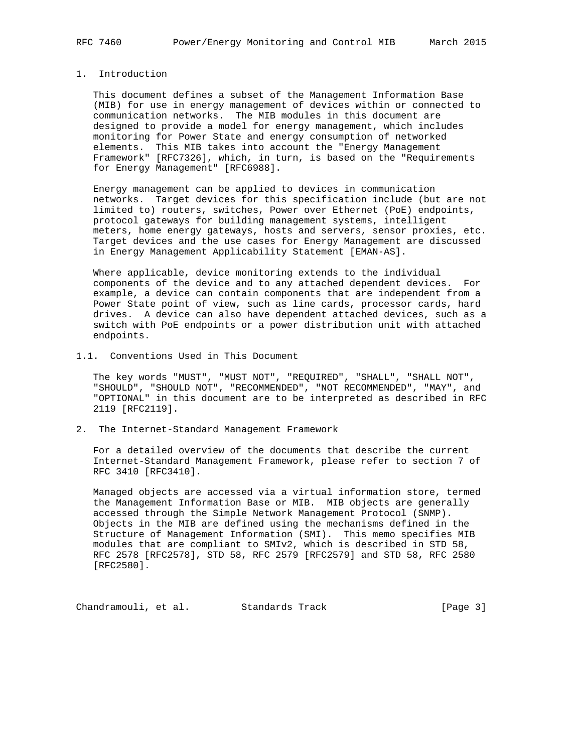# 1. Introduction

This document defines a subset of the Management Information Base (MIB) for use in energy management of devices within or connected to communication networks. The MIB modules in this document are designed to provide a model for energy management, which includes monitoring for Power State and energy consumption of networked elements. This MIB takes into account the "Energy Management Framework" [RFC7326], which, in turn, is based on the "Requirements for Energy Management" [RFC6988].

Energy management can be applied to devices in communication networks. Target devices for this specification include (but are not limited to) routers, switches, Power over Ethernet (PoE) endpoints, protocol gateways for building management systems, intelligent meters, home energy gateways, hosts and servers, sensor proxies, etc. Target devices and the use cases for Energy Management are discussed in Energy Management Applicability Statement [EMAN-AS].

Where applicable, device monitoring extends to the individual components of the device and to any attached dependent devices. For example, a device can contain components that are independent from a Power State point of view, such as line cards, processor cards, hard drives. A device can also have dependent attached devices, such as a switch with PoE endpoints or a power distribution unit with attached endpoints.

## 1.1. Conventions Used in This Document

The key words "MUST", "MUST NOT", "REQUIRED", "SHALL", "SHALL NOT", "SHOULD", "SHOULD NOT", "RECOMMENDED", "NOT RECOMMENDED", "MAY", and "OPTIONAL" in this document are to be interpreted as described in RFC 2119 [RFC2119].

# 2. The Internet-Standard Management Framework

For a detailed overview of the documents that describe the current Internet-Standard Management Framework, please refer to section 7 of RFC 3410 [RFC3410].

Managed objects are accessed via a virtual information store, termed the Management Information Base or MIB. MIB objects are generally accessed through the Simple Network Management Protocol (SNMP). Objects in the MIB are defined using the mechanisms defined in the Structure of Management Information (SMI). This memo specifies MIB modules that are compliant to SMIv2, which is described in STD 58, RFC 2578 [RFC2578], STD 58, RFC 2579 [RFC2579] and STD 58, RFC 2580 [RFC2580].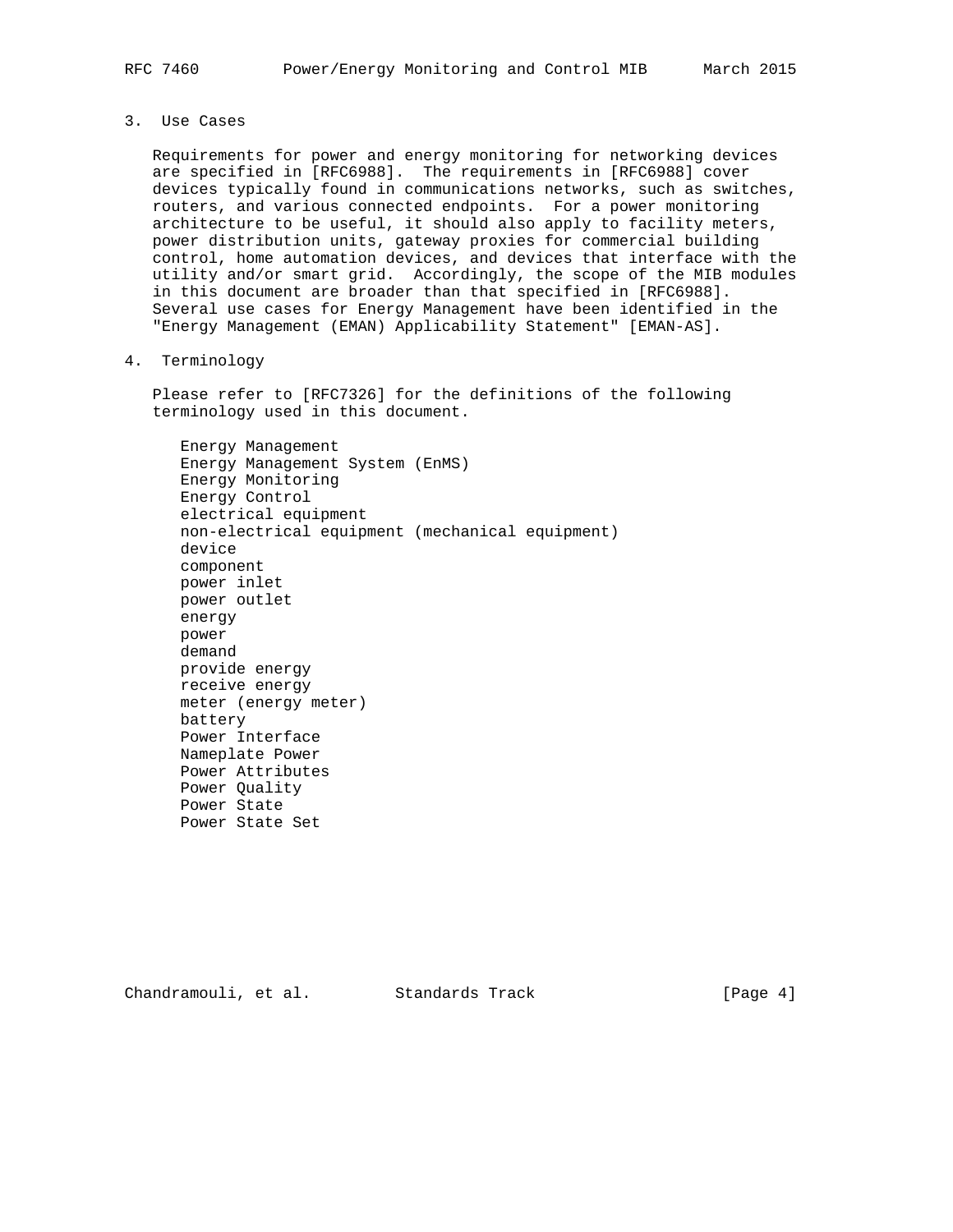## 3. Use Cases

Requirements for power and energy monitoring for networking devices are specified in [RFC6988]. The requirements in [RFC6988] cover devices typically found in communications networks, such as switches, routers, and various connected endpoints. For a power monitoring architecture to be useful, it should also apply to facility meters, power distribution units, gateway proxies for commercial building control, home automation devices, and devices that interface with the utility and/or smart grid. Accordingly, the scope of the MIB modules in this document are broader than that specified in [RFC6988]. Several use cases for Energy Management have been identified in the "Energy Management (EMAN) Applicability Statement" [EMAN-AS].

## 4. Terminology

Please refer to [RFC7326] for the definitions of the following terminology used in this document.

- Energy Management
- Energy Management System (EnMS)
- Energy Monitoring
- Energy Control
- electrical equipment
- non-electrical equipment (mechanical equipment)
- device
- component
- power inlet
- power outlet
- energy
- power
- demand
- provide energy
- receive energy
- meter (energy meter)
- battery
- Power Interface
- Nameplate Power
- Power Attributes
- Power Quality
- Power State
- Power State Set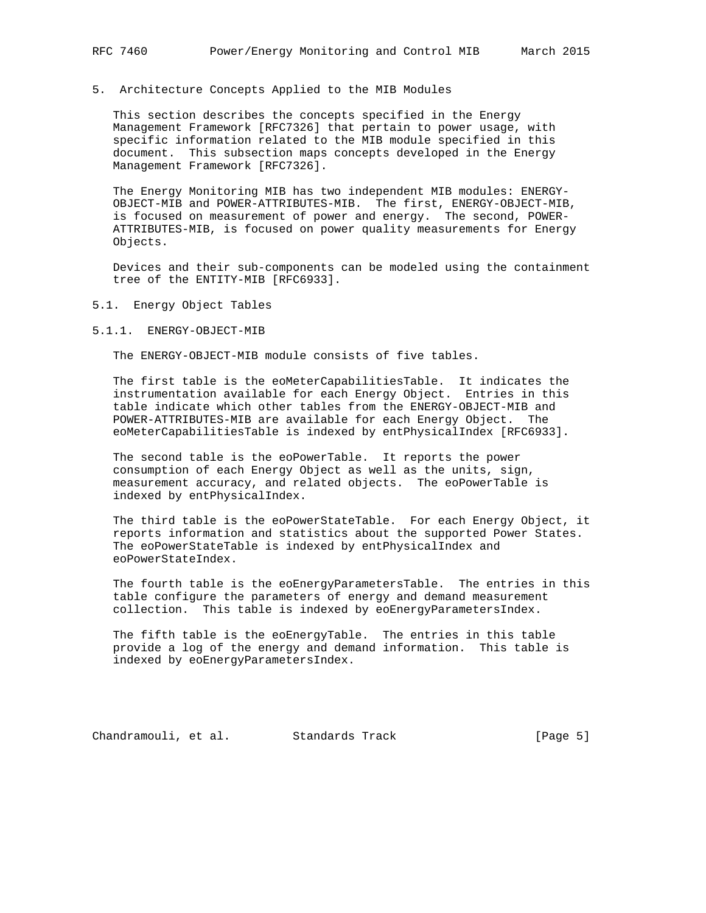## 5. Architecture Concepts Applied to the MIB Modules

This section describes the concepts specified in the Energy Management Framework [RFC7326] that pertain to power usage, with specific information related to the MIB module specified in this document. This subsection maps concepts developed in the Energy Management Framework [RFC7326].

The Energy Monitoring MIB has two independent MIB modules: ENERGY-OBJECT-MIB and POWER-ATTRIBUTES-MIB. The first, ENERGY-OBJECT-MIB, is focused on measurement of power and energy. The second, POWER-ATTRIBUTES-MIB, is focused on power quality measurements for Energy Objects.

Devices and their sub-components can be modeled using the containment tree of the ENTITY-MIB [RFC6933].

### 5.1. Energy Object Tables

#### 5.1.1. ENERGY-OBJECT-MIB

The ENERGY-OBJECT-MIB module consists of five tables.

The first table is the eoMeterCapabilitiesTable. It indicates the instrumentation available for each Energy Object. Entries in this table indicate which other tables from the ENERGY-OBJECT-MIB and POWER-ATTRIBUTES-MIB are available for each Energy Object. The eoMeterCapabilitiesTable is indexed by entPhysicalIndex [RFC6933].

The second table is the eoPowerTable. It reports the power consumption of each Energy Object as well as the units, sign, measurement accuracy, and related objects. The eoPowerTable is indexed by entPhysicalIndex.

The third table is the eoPowerStateTable. For each Energy Object, it reports information and statistics about the supported Power States. The eoPowerStateTable is indexed by entPhysicalIndex and eoPowerStateIndex.

The fourth table is the eoEnergyParametersTable. The entries in this table configure the parameters of energy and demand measurement collection. This table is indexed by eoEnergyParametersIndex.

The fifth table is the eoEnergyTable. The entries in this table provide a log of the energy and demand information. This table is indexed by eoEnergyParametersIndex.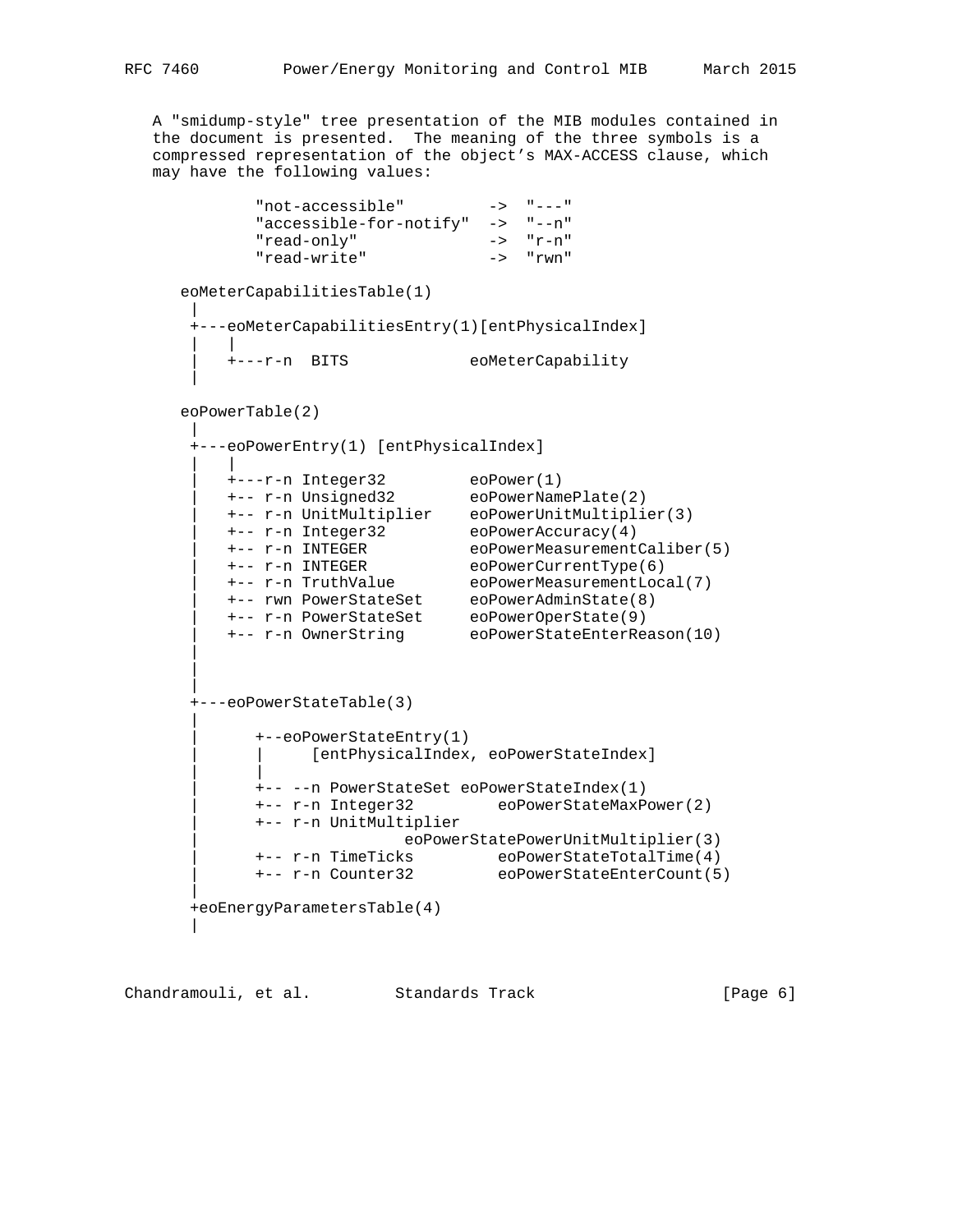A "smidump-style" tree presentation of the MIB modules contained in the document is presented. The meaning of the three symbols is a compressed representation of the object's MAX-ACCESS clause, which may have the following values:

```
          "not-accessible"         ->  "---"
          "accessible-for-notify"  ->  "--n"
          "read-only"              ->  "r-n"
          "read-write"             ->  "rwn"

   eoMeterCapabilitiesTable(1)
    |
    +---eoMeterCapabilitiesEntry(1)[entPhysicalIndex]
    |   |
    |   +---r-n  BITS             eoMeterCapability
    |

   eoPowerTable(2)
    |
    +---eoPowerEntry(1) [entPhysicalIndex]
    |   |
    |   +---r-n Integer32         eoPower(1)
    |   +-- r-n Unsigned32        eoPowerNamePlate(2)
    |   +-- r-n UnitMultiplier    eoPowerUnitMultiplier(3)
    |   +-- r-n Integer32         eoPowerAccuracy(4)
    |   +-- r-n INTEGER           eoPowerMeasurementCaliber(5)
    |   +-- r-n INTEGER           eoPowerCurrentType(6)
    |   +-- r-n TruthValue        eoPowerMeasurementLocal(7)
    |   +-- rwn PowerStateSet     eoPowerAdminState(8)
    |   +-- r-n PowerStateSet     eoPowerOperState(9)
    |   +-- r-n OwnerString       eoPowerStateEnterReason(10)
    |
    |
    |
    +---eoPowerStateTable(3)
    |
    |      +--eoPowerStateEntry(1)
    |      |     [entPhysicalIndex, eoPowerStateIndex]
    |      |
    |      +-- --n PowerStateSet eoPowerStateIndex(1)
    |      +-- r-n Integer32         eoPowerStateMaxPower(2)
    |      +-- r-n UnitMultiplier
    |                       eoPowerStatePowerUnitMultiplier(3)
    |      +-- r-n TimeTicks         eoPowerStateTotalTime(4)
    |      +-- r-n Counter32         eoPowerStateEnterCount(5)
    |
    +eoEnergyParametersTable(4)
    |
```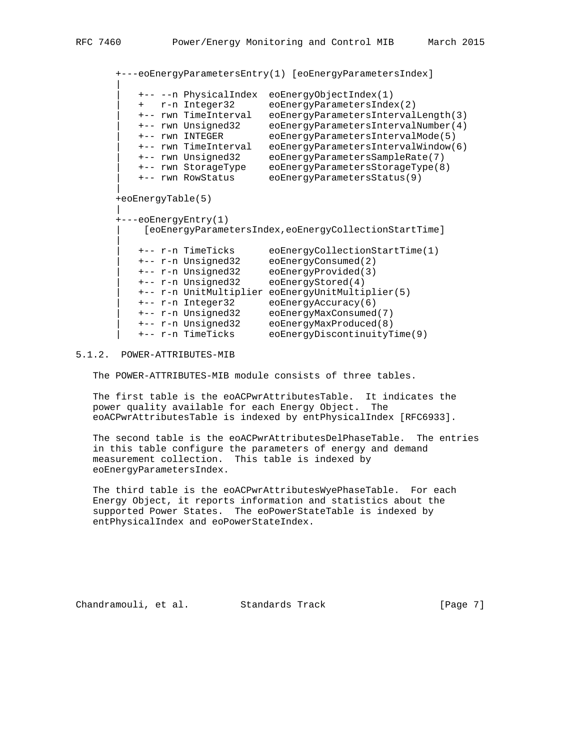```
       +---eoEnergyParametersEntry(1) [eoEnergyParametersIndex]
       |
       |   +-- --n PhysicalIndex  eoEnergyObjectIndex(1)
       |   +   r-n Integer32      eoEnergyParametersIndex(2)
       |   +-- rwn TimeInterval   eoEnergyParametersIntervalLength(3)
       |   +-- rwn Unsigned32     eoEnergyParametersIntervalNumber(4)
       |   +-- rwn INTEGER        eoEnergyParametersIntervalMode(5)
       |   +-- rwn TimeInterval   eoEnergyParametersIntervalWindow(6)
       |   +-- rwn Unsigned32     eoEnergyParametersSampleRate(7)
       |   +-- rwn StorageType    eoEnergyParametersStorageType(8)
       |   +-- rwn RowStatus      eoEnergyParametersStatus(9)
       |
       +eoEnergyTable(5)
       |
       +---eoEnergyEntry(1)
       |     [eoEnergyParametersIndex,eoEnergyCollectionStartTime]
       |
       |   +-- r-n TimeTicks      eoEnergyCollectionStartTime(1)
       |   +-- r-n Unsigned32     eoEnergyConsumed(2)
       |   +-- r-n Unsigned32     eoEnergyProvided(3)
       |   +-- r-n Unsigned32     eoEnergyStored(4)
       |   +-- r-n UnitMultiplier eoEnergyUnitMultiplier(5)
       |   +-- r-n Integer32      eoEnergyAccuracy(6)
       |   +-- r-n Unsigned32     eoEnergyMaxConsumed(7)
       |   +-- r-n Unsigned32     eoEnergyMaxProduced(8)
       |   +-- r-n TimeTicks      eoEnergyDiscontinuityTime(9)
```

### 5.1.2. POWER-ATTRIBUTES-MIB

The POWER-ATTRIBUTES-MIB module consists of three tables.

The first table is the eoACPwrAttributesTable. It indicates the power quality available for each Energy Object. The eoACPwrAttributesTable is indexed by entPhysicalIndex [RFC6933].

The second table is the eoACPwrAttributesDelPhaseTable. The entries in this table configure the parameters of energy and demand measurement collection. This table is indexed by eoEnergyParametersIndex.

The third table is the eoACPwrAttributesWyePhaseTable. For each Energy Object, it reports information and statistics about the supported Power States. The eoPowerStateTable is indexed by entPhysicalIndex and eoPowerStateIndex.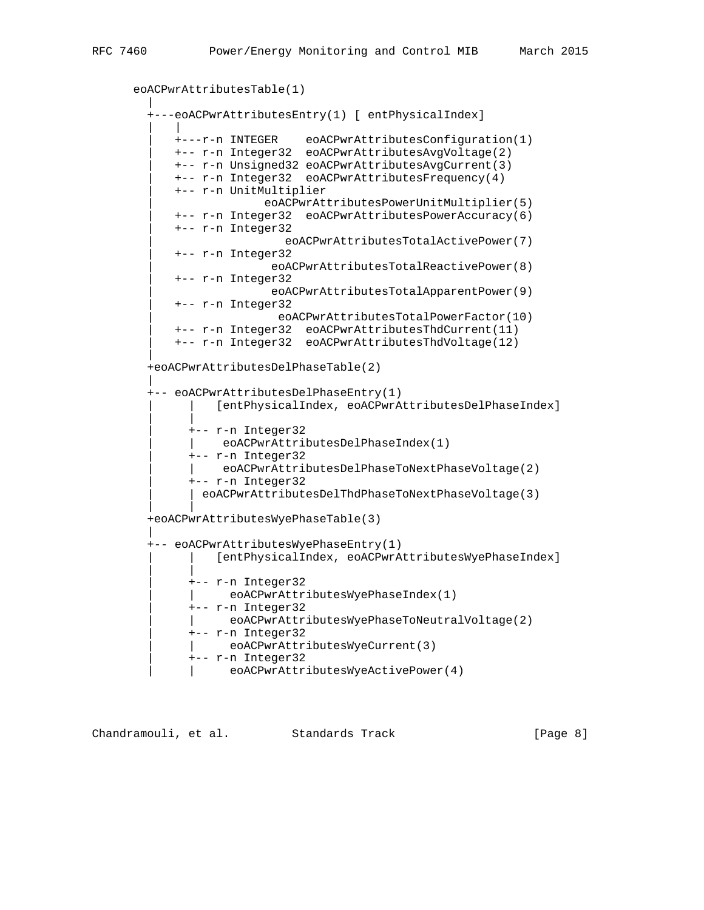```
   eoACPwrAttributesTable(1)
     |
     +---eoACPwrAttributesEntry(1) [ entPhysicalIndex]
     |   |
     |   +---r-n INTEGER    eoACPwrAttributesConfiguration(1)
     |   +-- r-n Integer32  eoACPwrAttributesAvgVoltage(2)
     |   +-- r-n Unsigned32 eoACPwrAttributesAvgCurrent(3)
     |   +-- r-n Integer32  eoACPwrAttributesFrequency(4)
     |   +-- r-n UnitMultiplier
     |               eoACPwrAttributesPowerUnitMultiplier(5)
     |   +-- r-n Integer32  eoACPwrAttributesPowerAccuracy(6)
     |   +-- r-n Integer32
     |                  eoACPwrAttributesTotalActivePower(7)
     |   +-- r-n Integer32
     |                eoACPwrAttributesTotalReactivePower(8)
     |   +-- r-n Integer32
     |                eoACPwrAttributesTotalApparentPower(9)
     |   +-- r-n Integer32
     |                 eoACPwrAttributesTotalPowerFactor(10)
     |   +-- r-n Integer32  eoACPwrAttributesThdCurrent(11)
     |   +-- r-n Integer32  eoACPwrAttributesThdVoltage(12)
     |
     +eoACPwrAttributesDelPhaseTable(2)
     |
     +-- eoACPwrAttributesDelPhaseEntry(1)
     |     |   [entPhysicalIndex, eoACPwrAttributesDelPhaseIndex]
     |     |
     |     +-- r-n Integer32
     |     |    eoACPwrAttributesDelPhaseIndex(1)
     |     +-- r-n Integer32
     |     |    eoACPwrAttributesDelPhaseToNextPhaseVoltage(2)
     |     +-- r-n Integer32
     |     | eoACPwrAttributesDelThdPhaseToNextPhaseVoltage(3)
     |     |
     +eoACPwrAttributesWyePhaseTable(3)
     |
     +-- eoACPwrAttributesWyePhaseEntry(1)
     |     |   [entPhysicalIndex, eoACPwrAttributesWyePhaseIndex]
     |     |
     |     +-- r-n Integer32
     |     |     eoACPwrAttributesWyePhaseIndex(1)
     |     +-- r-n Integer32
     |     |     eoACPwrAttributesWyePhaseToNeutralVoltage(2)
     |     +-- r-n Integer32
     |     |     eoACPwrAttributesWyeCurrent(3)
     |     +-- r-n Integer32
     |     |     eoACPwrAttributesWyeActivePower(4)
```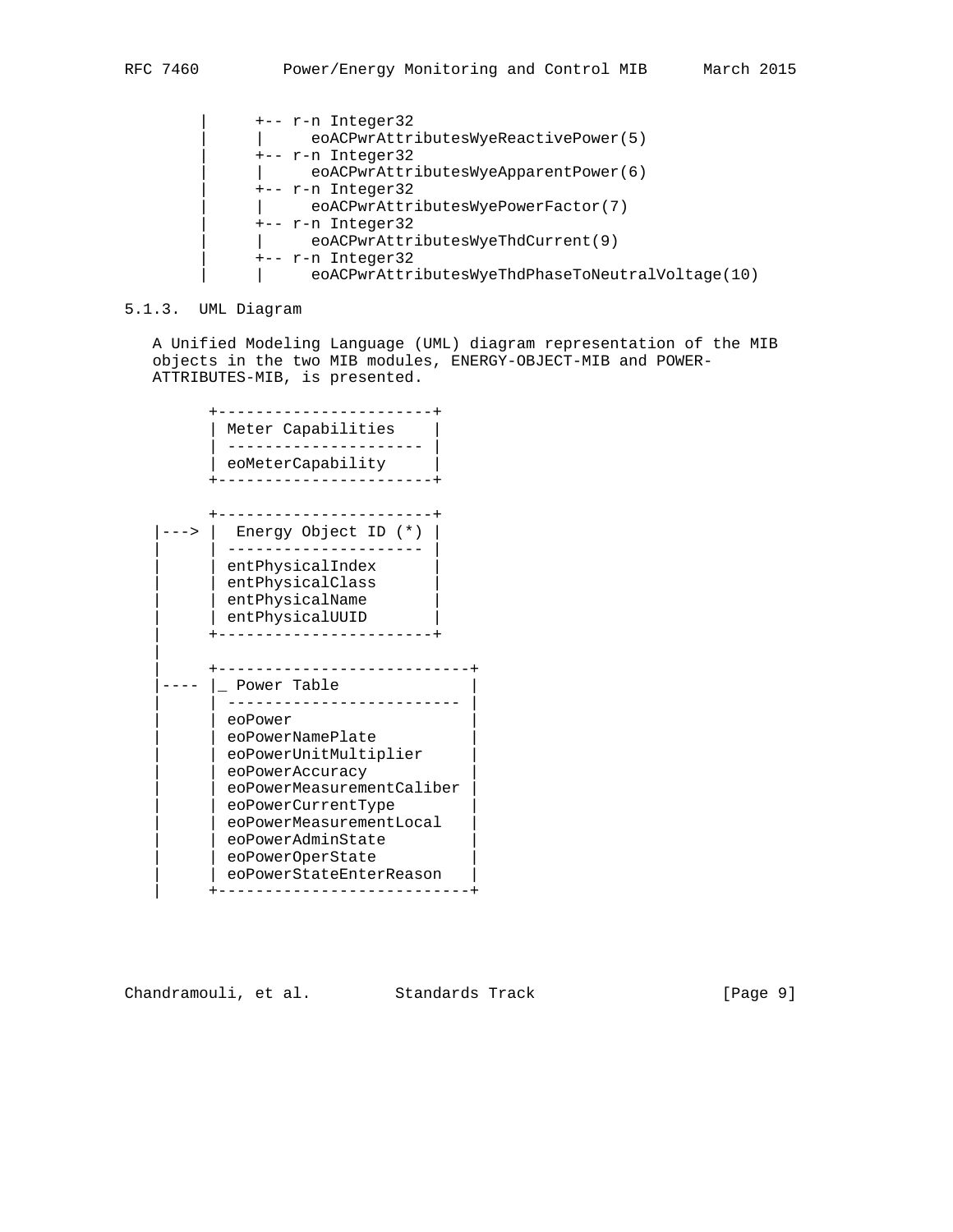```
       |      +-- r-n Integer32
       |      |     eoACPwrAttributesWyeReactivePower(5)
       |      +-- r-n Integer32
       |      |     eoACPwrAttributesWyeApparentPower(6)
       |      +-- r-n Integer32
       |      |     eoACPwrAttributesWyePowerFactor(7)
       |      +-- r-n Integer32
       |      |     eoACPwrAttributesWyeThdCurrent(9)
       |      +-- r-n Integer32
       |      |     eoACPwrAttributesWyeThdPhaseToNeutralVoltage(10)
```

### 5.1.3. UML Diagram

A Unified Modeling Language (UML) diagram representation of the MIB objects in the two MIB modules, ENERGY-OBJECT-MIB and POWER-ATTRIBUTES-MIB, is presented.

```
          +-----------------------+
          | Meter Capabilities    |
          | --------------------- |
          | eoMeterCapability     |
          +-----------------------+

          +-----------------------+
    |---> |  Energy Object ID (*) |
    |     | --------------------- |
    |     | entPhysicalIndex      |
    |     | entPhysicalClass      |
    |     | entPhysicalName       |
    |     | entPhysicalUUID       |
    |     +-----------------------+
    |
    |     +---------------------------+
    |---- |_ Power Table              |
    |     | ------------------------- |
    |     | eoPower                   |
    |     | eoPowerNamePlate          |
    |     | eoPowerUnitMultiplier     |
    |     | eoPowerAccuracy           |
    |     | eoPowerMeasurementCaliber |
    |     | eoPowerCurrentType        |
    |     | eoPowerMeasurementLocal   |
    |     | eoPowerAdminState         |
    |     | eoPowerOperState          |
    |     | eoPowerStateEnterReason   |
    |     +---------------------------+
```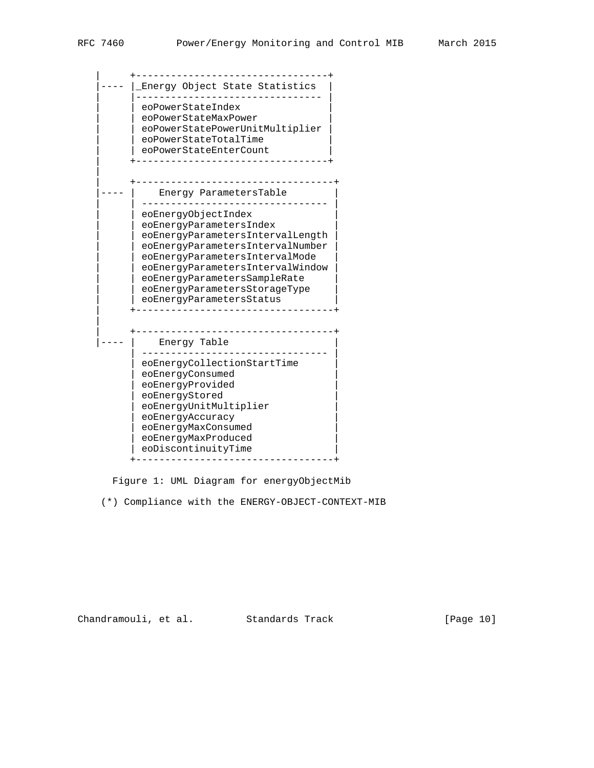```
    |      +---------------------------------+
    |---- |_Energy Object State Statistics  |
    |      |-------------------------------- |
    |      | eoPowerStateIndex               |
    |      | eoPowerStateMaxPower            |
    |      | eoPowerStatePowerUnitMultiplier |
    |      | eoPowerStateTotalTime           |
    |      | eoPowerStateEnterCount          |
    |      +---------------------------------+
    |
    |      +----------------------------------+
    |---- |    Energy ParametersTable        |
    |      | -------------------------------- |
    |      | eoEnergyObjectIndex              |
    |      | eoEnergyParametersIndex          |
    |      | eoEnergyParametersIntervalLength |
    |      | eoEnergyParametersIntervalNumber |
    |      | eoEnergyParametersIntervalMode   |
    |      | eoEnergyParametersIntervalWindow |
    |      | eoEnergyParametersSampleRate     |
    |      | eoEnergyParametersStorageType    |
    |      | eoEnergyParametersStatus         |
    |      +----------------------------------+
    |
    |      +----------------------------------+
    |---- |    Energy Table                  |
           | -------------------------------- |
           | eoEnergyCollectionStartTime      |
           | eoEnergyConsumed                 |
           | eoEnergyProvided                 |
           | eoEnergyStored                   |
           | eoEnergyUnitMultiplier           |
           | eoEnergyAccuracy                 |
           | eoEnergyMaxConsumed              |
           | eoEnergyMaxProduced              |
           | eoDiscontinuityTime              |
           +----------------------------------+
```

Figure 1: UML Diagram for energyObjectMib

(*) Compliance with the ENERGY-OBJECT-CONTEXT-MIB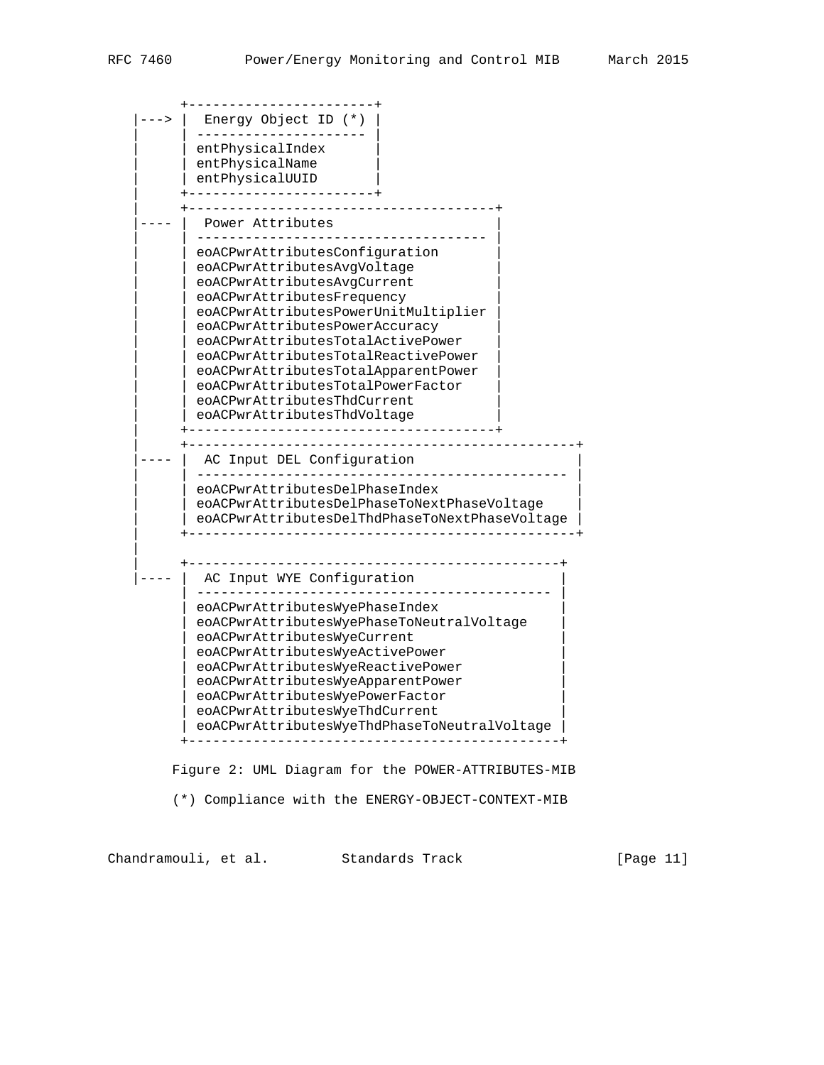```
          +-----------------------+
    |---> |  Energy Object ID (*) |
    |     | --------------------- |
    |     | entPhysicalIndex      |
    |     | entPhysicalName       |
    |     | entPhysicalUUID       |
    |     +-----------------------+
    |     +-------------------------------------+
    |---- |  Power Attributes                   |
    |     | ----------------------------------- |
    |     | eoACPwrAttributesConfiguration      |
    |     | eoACPwrAttributesAvgVoltage         |
    |     | eoACPwrAttributesAvgCurrent         |
    |     | eoACPwrAttributesFrequency          |
    |     | eoACPwrAttributesPowerUnitMultiplier |
    |     | eoACPwrAttributesPowerAccuracy      |
    |     | eoACPwrAttributesTotalActivePower   |
    |     | eoACPwrAttributesTotalReactivePower  |
    |     | eoACPwrAttributesTotalApparentPower  |
    |     | eoACPwrAttributesTotalPowerFactor   |
    |     | eoACPwrAttributesThdCurrent         |
    |     | eoACPwrAttributesThdVoltage         |
    |     +-------------------------------------+
    |     +---------------------------------------------+
    |---- |  AC Input DEL Configuration                 |
    |     | ------------------------------------------- |
    |     | eoACPwrAttributesDelPhaseIndex              |
    |     | eoACPwrAttributesDelPhaseToNextPhaseVoltage    |
    |     | eoACPwrAttributesDelThdPhaseToNextPhaseVoltage |
    |     +---------------------------------------------+
    |
    |     +-------------------------------------------+
    |---- |  AC Input WYE Configuration               |
          | ----------------------------------------- |
          | eoACPwrAttributesWyePhaseIndex            |
          | eoACPwrAttributesWyePhaseToNeutralVoltage    |
          | eoACPwrAttributesWyeCurrent               |
          | eoACPwrAttributesWyeActivePower           |
          | eoACPwrAttributesWyeReactivePower         |
          | eoACPwrAttributesWyeApparentPower         |
          | eoACPwrAttributesWyePowerFactor           |
          | eoACPwrAttributesWyeThdCurrent            |
          | eoACPwrAttributesWyeThdPhaseToNeutralVoltage |
          +-------------------------------------------+
```

Figure 2: UML Diagram for the POWER-ATTRIBUTES-MIB

(*) Compliance with the ENERGY-OBJECT-CONTEXT-MIB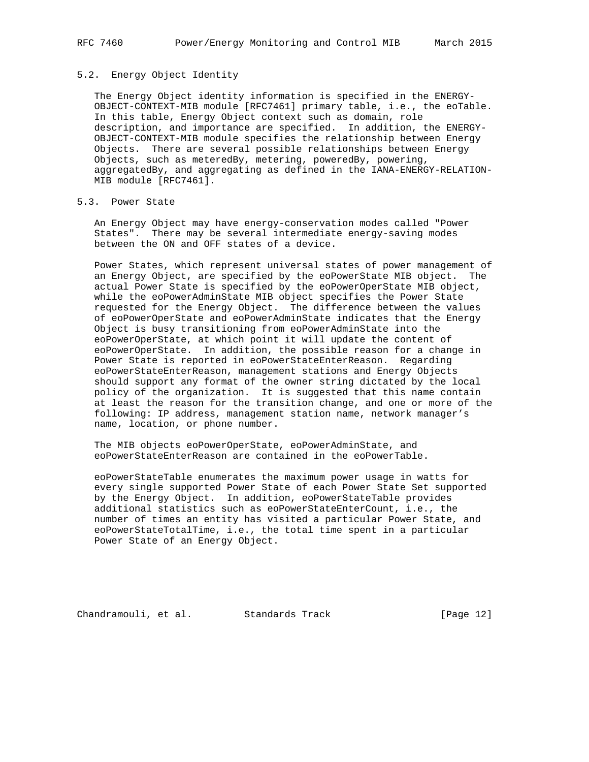## 5.2. Energy Object Identity

The Energy Object identity information is specified in the ENERGY-OBJECT-CONTEXT-MIB module [RFC7461] primary table, i.e., the eoTable. In this table, Energy Object context such as domain, role description, and importance are specified. In addition, the ENERGY-OBJECT-CONTEXT-MIB module specifies the relationship between Energy Objects. There are several possible relationships between Energy Objects, such as meteredBy, metering, poweredBy, powering, aggregatedBy, and aggregating as defined in the IANA-ENERGY-RELATION-MIB module [RFC7461].

## 5.3. Power State

An Energy Object may have energy-conservation modes called "Power States". There may be several intermediate energy-saving modes between the ON and OFF states of a device.

Power States, which represent universal states of power management of an Energy Object, are specified by the eoPowerState MIB object. The actual Power State is specified by the eoPowerOperState MIB object, while the eoPowerAdminState MIB object specifies the Power State requested for the Energy Object. The difference between the values of eoPowerOperState and eoPowerAdminState indicates that the Energy Object is busy transitioning from eoPowerAdminState into the eoPowerOperState, at which point it will update the content of eoPowerOperState. In addition, the possible reason for a change in Power State is reported in eoPowerStateEnterReason. Regarding eoPowerStateEnterReason, management stations and Energy Objects should support any format of the owner string dictated by the local policy of the organization. It is suggested that this name contain at least the reason for the transition change, and one or more of the following: IP address, management station name, network manager's name, location, or phone number.

The MIB objects eoPowerOperState, eoPowerAdminState, and eoPowerStateEnterReason are contained in the eoPowerTable.

eoPowerStateTable enumerates the maximum power usage in watts for every single supported Power State of each Power State Set supported by the Energy Object. In addition, eoPowerStateTable provides additional statistics such as eoPowerStateEnterCount, i.e., the number of times an entity has visited a particular Power State, and eoPowerStateTotalTime, i.e., the total time spent in a particular Power State of an Energy Object.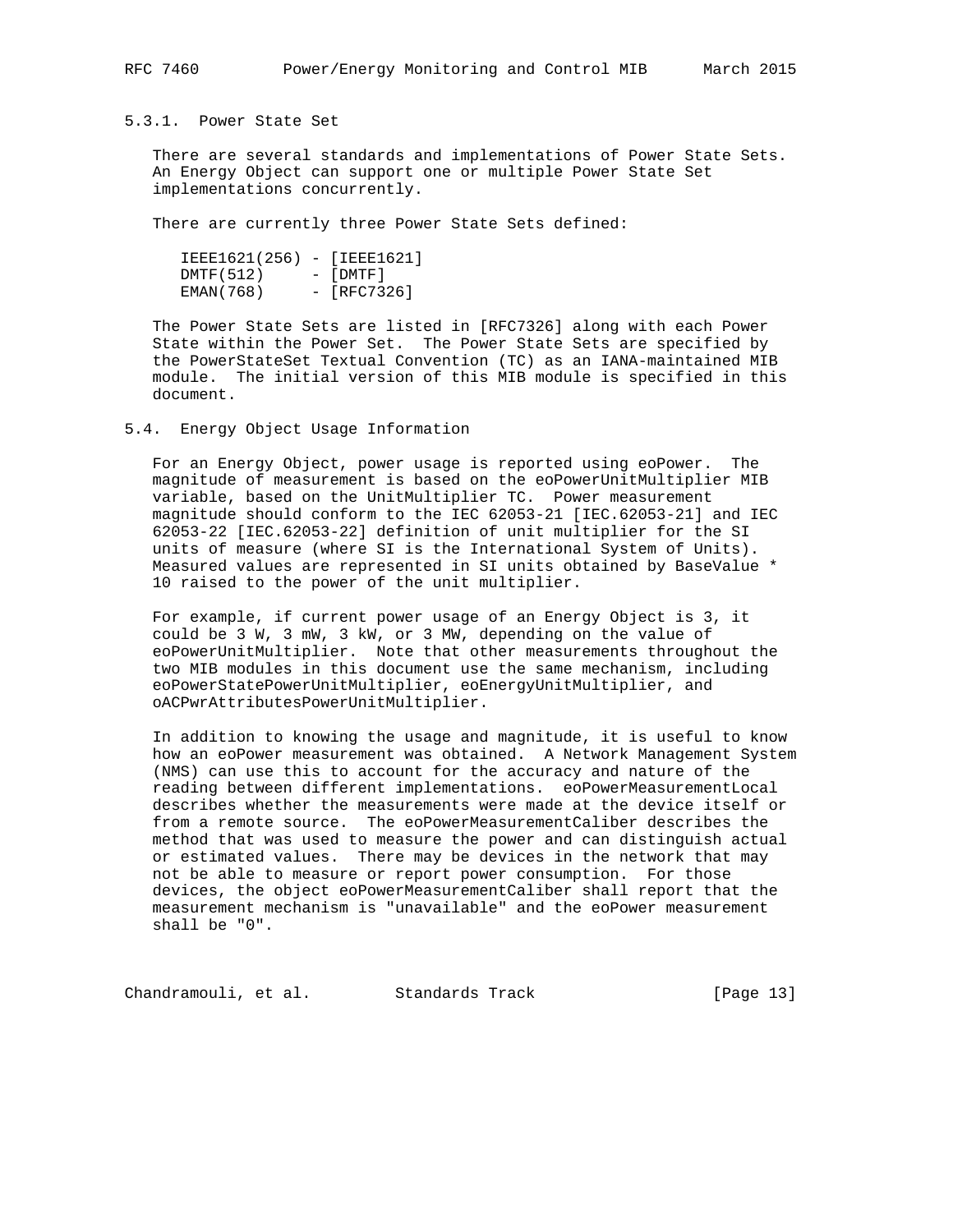### 5.3.1. Power State Set

There are several standards and implementations of Power State Sets. An Energy Object can support one or multiple Power State Set implementations concurrently.

There are currently three Power State Sets defined:

```
IEEE1621(256) - [IEEE1621]
DMTF(512)     - [DMTF]
EMAN(768)     - [RFC7326]
```

The Power State Sets are listed in [RFC7326] along with each Power State within the Power Set. The Power State Sets are specified by the PowerStateSet Textual Convention (TC) as an IANA-maintained MIB module. The initial version of this MIB module is specified in this document.

## 5.4. Energy Object Usage Information

For an Energy Object, power usage is reported using eoPower. The magnitude of measurement is based on the eoPowerUnitMultiplier MIB variable, based on the UnitMultiplier TC. Power measurement magnitude should conform to the IEC 62053-21 [IEC.62053-21] and IEC 62053-22 [IEC.62053-22] definition of unit multiplier for the SI units of measure (where SI is the International System of Units). Measured values are represented in SI units obtained by BaseValue * 10 raised to the power of the unit multiplier.

For example, if current power usage of an Energy Object is 3, it could be 3 W, 3 mW, 3 kW, or 3 MW, depending on the value of eoPowerUnitMultiplier. Note that other measurements throughout the two MIB modules in this document use the same mechanism, including eoPowerStatePowerUnitMultiplier, eoEnergyUnitMultiplier, and oACPwrAttributesPowerUnitMultiplier.

In addition to knowing the usage and magnitude, it is useful to know how an eoPower measurement was obtained. A Network Management System (NMS) can use this to account for the accuracy and nature of the reading between different implementations. eoPowerMeasurementLocal describes whether the measurements were made at the device itself or from a remote source. The eoPowerMeasurementCaliber describes the method that was used to measure the power and can distinguish actual or estimated values. There may be devices in the network that may not be able to measure or report power consumption. For those devices, the object eoPowerMeasurementCaliber shall report that the measurement mechanism is "unavailable" and the eoPower measurement shall be "0".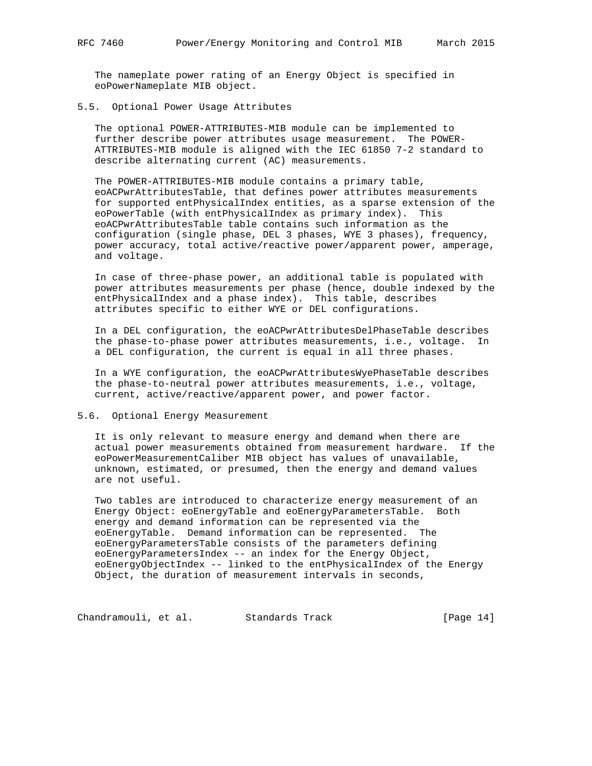The nameplate power rating of an Energy Object is specified in eoPowerNameplate MIB object.

### 5.5. Optional Power Usage Attributes

The optional POWER-ATTRIBUTES-MIB module can be implemented to further describe power attributes usage measurement. The POWER-ATTRIBUTES-MIB module is aligned with the IEC 61850 7-2 standard to describe alternating current (AC) measurements.

The POWER-ATTRIBUTES-MIB module contains a primary table, eoACPwrAttributesTable, that defines power attributes measurements for supported entPhysicalIndex entities, as a sparse extension of the eoPowerTable (with entPhysicalIndex as primary index). This eoACPwrAttributesTable table contains such information as the configuration (single phase, DEL 3 phases, WYE 3 phases), frequency, power accuracy, total active/reactive power/apparent power, amperage, and voltage.

In case of three-phase power, an additional table is populated with power attributes measurements per phase (hence, double indexed by the entPhysicalIndex and a phase index). This table, describes attributes specific to either WYE or DEL configurations.

In a DEL configuration, the eoACPwrAttributesDelPhaseTable describes the phase-to-phase power attributes measurements, i.e., voltage. In a DEL configuration, the current is equal in all three phases.

In a WYE configuration, the eoACPwrAttributesWyePhaseTable describes the phase-to-neutral power attributes measurements, i.e., voltage, current, active/reactive/apparent power, and power factor.

### 5.6. Optional Energy Measurement

It is only relevant to measure energy and demand when there are actual power measurements obtained from measurement hardware. If the eoPowerMeasurementCaliber MIB object has values of unavailable, unknown, estimated, or presumed, then the energy and demand values are not useful.

Two tables are introduced to characterize energy measurement of an Energy Object: eoEnergyTable and eoEnergyParametersTable. Both energy and demand information can be represented via the eoEnergyTable. Demand information can be represented. The eoEnergyParametersTable consists of the parameters defining eoEnergyParametersIndex -- an index for the Energy Object, eoEnergyObjectIndex -- linked to the entPhysicalIndex of the Energy Object, the duration of measurement intervals in seconds,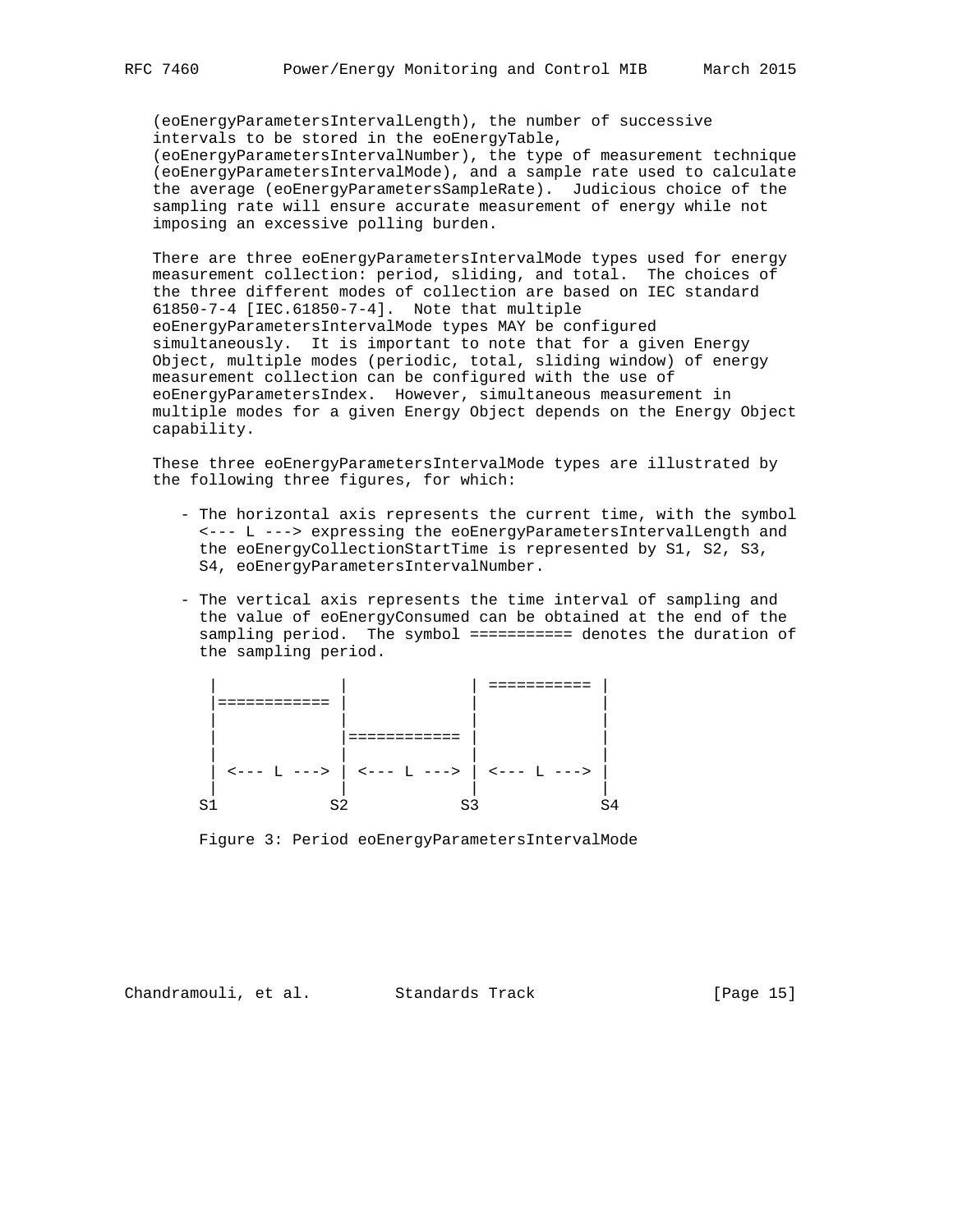(eoEnergyParametersIntervalLength), the number of successive intervals to be stored in the eoEnergyTable, (eoEnergyParametersIntervalNumber), the type of measurement technique (eoEnergyParametersIntervalMode), and a sample rate used to calculate the average (eoEnergyParametersSampleRate). Judicious choice of the sampling rate will ensure accurate measurement of energy while not imposing an excessive polling burden.

There are three eoEnergyParametersIntervalMode types used for energy measurement collection: period, sliding, and total. The choices of the three different modes of collection are based on IEC standard 61850-7-4 [IEC.61850-7-4]. Note that multiple eoEnergyParametersIntervalMode types MAY be configured simultaneously. It is important to note that for a given Energy Object, multiple modes (periodic, total, sliding window) of energy measurement collection can be configured with the use of eoEnergyParametersIndex. However, simultaneous measurement in multiple modes for a given Energy Object depends on the Energy Object capability.

These three eoEnergyParametersIntervalMode types are illustrated by the following three figures, for which:

- The horizontal axis represents the current time, with the symbol <--- L ---> expressing the eoEnergyParametersIntervalLength and the eoEnergyCollectionStartTime is represented by S1, S2, S3, S4, eoEnergyParametersIntervalNumber.

- The vertical axis represents the time interval of sampling and the value of eoEnergyConsumed can be obtained at the end of the sampling period. The symbol =========== denotes the duration of the sampling period.

```
 |             |             | =========== |
 |============ |             |             |
 |             |             |             |
 |             |============ |             |
 |             |             |             |
 | <--- L ---> | <--- L ---> | <--- L ---> |
 |             |             |             |
S1            S2            S3            S4
```

Figure 3: Period eoEnergyParametersIntervalMode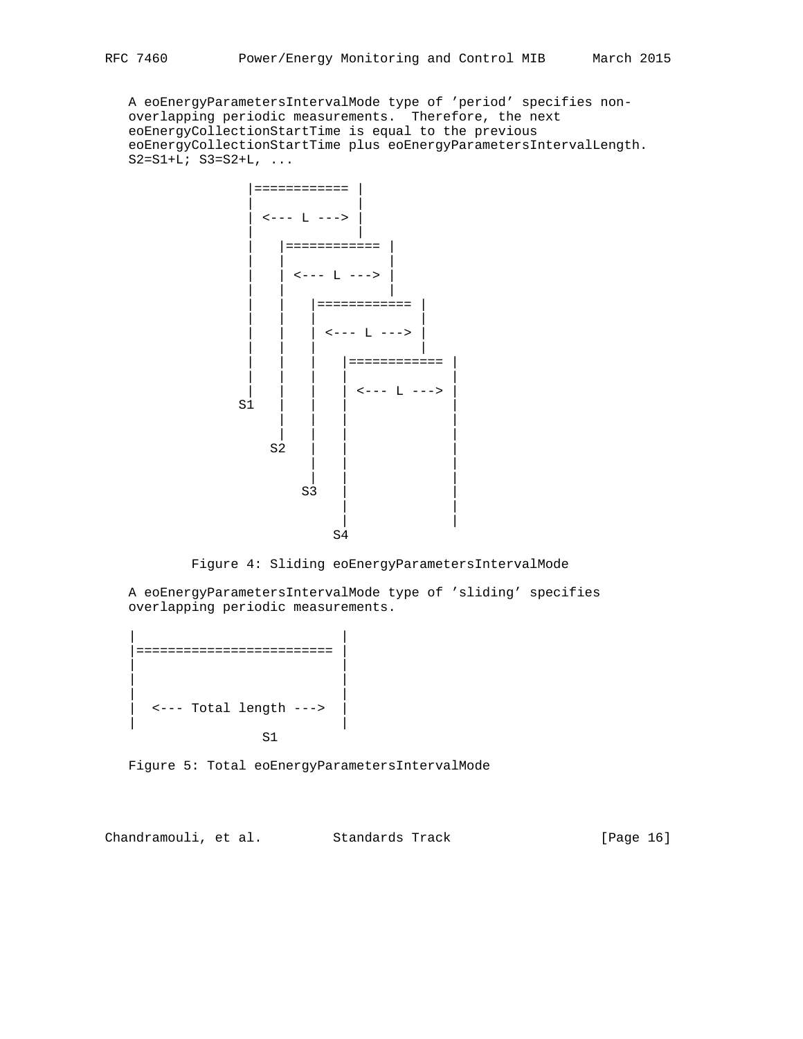A eoEnergyParametersIntervalMode type of 'period' specifies non-overlapping periodic measurements. Therefore, the next eoEnergyCollectionStartTime is equal to the previous eoEnergyCollectionStartTime plus eoEnergyParametersIntervalLength. S2=S1+L; S3=S2+L, ...

```
              |============ |
              |             |
              | <--- L ---> |
              |             |
              |   |============ |
              |   |             |
              |   | <--- L ---> |
              |   |             |
              |   |   |============ |
              |   |   |             |
              |   |   | <--- L ---> |
              |   |   |             |
              |   |   |   |============ |
              |   |   |   |             |
              |   |   |   | <--- L ---> |
             S1   |   |   |             |
                  |   |   |             |
                  |   |   |             |
                 S2   |   |             |
                      |   |             |
                      |   |             |
                     S3   |             |
                          |             |
                          |             |
                         S4
```

Figure 4: Sliding eoEnergyParametersIntervalMode

A eoEnergyParametersIntervalMode type of 'sliding' specifies overlapping periodic measurements.

```
|                         |
|======================== |
|                         |
|                         |
|                         |
|  <--- Total length ---> |
|                         |
               S1
```

Figure 5: Total eoEnergyParametersIntervalMode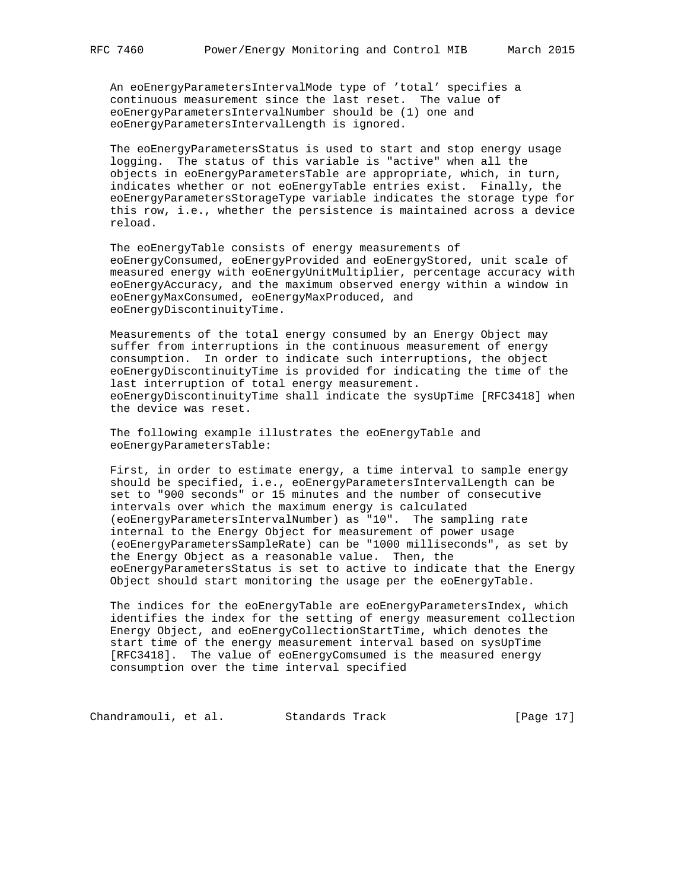An eoEnergyParametersIntervalMode type of 'total' specifies a continuous measurement since the last reset. The value of eoEnergyParametersIntervalNumber should be (1) one and eoEnergyParametersIntervalLength is ignored.

The eoEnergyParametersStatus is used to start and stop energy usage logging. The status of this variable is "active" when all the objects in eoEnergyParametersTable are appropriate, which, in turn, indicates whether or not eoEnergyTable entries exist. Finally, the eoEnergyParametersStorageType variable indicates the storage type for this row, i.e., whether the persistence is maintained across a device reload.

The eoEnergyTable consists of energy measurements of eoEnergyConsumed, eoEnergyProvided and eoEnergyStored, unit scale of measured energy with eoEnergyUnitMultiplier, percentage accuracy with eoEnergyAccuracy, and the maximum observed energy within a window in eoEnergyMaxConsumed, eoEnergyMaxProduced, and eoEnergyDiscontinuityTime.

Measurements of the total energy consumed by an Energy Object may suffer from interruptions in the continuous measurement of energy consumption. In order to indicate such interruptions, the object eoEnergyDiscontinuityTime is provided for indicating the time of the last interruption of total energy measurement. eoEnergyDiscontinuityTime shall indicate the sysUpTime [RFC3418] when the device was reset.

The following example illustrates the eoEnergyTable and eoEnergyParametersTable:

First, in order to estimate energy, a time interval to sample energy should be specified, i.e., eoEnergyParametersIntervalLength can be set to "900 seconds" or 15 minutes and the number of consecutive intervals over which the maximum energy is calculated (eoEnergyParametersIntervalNumber) as "10". The sampling rate internal to the Energy Object for measurement of power usage (eoEnergyParametersSampleRate) can be "1000 milliseconds", as set by the Energy Object as a reasonable value. Then, the eoEnergyParametersStatus is set to active to indicate that the Energy Object should start monitoring the usage per the eoEnergyTable.

The indices for the eoEnergyTable are eoEnergyParametersIndex, which identifies the index for the setting of energy measurement collection Energy Object, and eoEnergyCollectionStartTime, which denotes the start time of the energy measurement interval based on sysUpTime [RFC3418]. The value of eoEnergyComsumed is the measured energy consumption over the time interval specified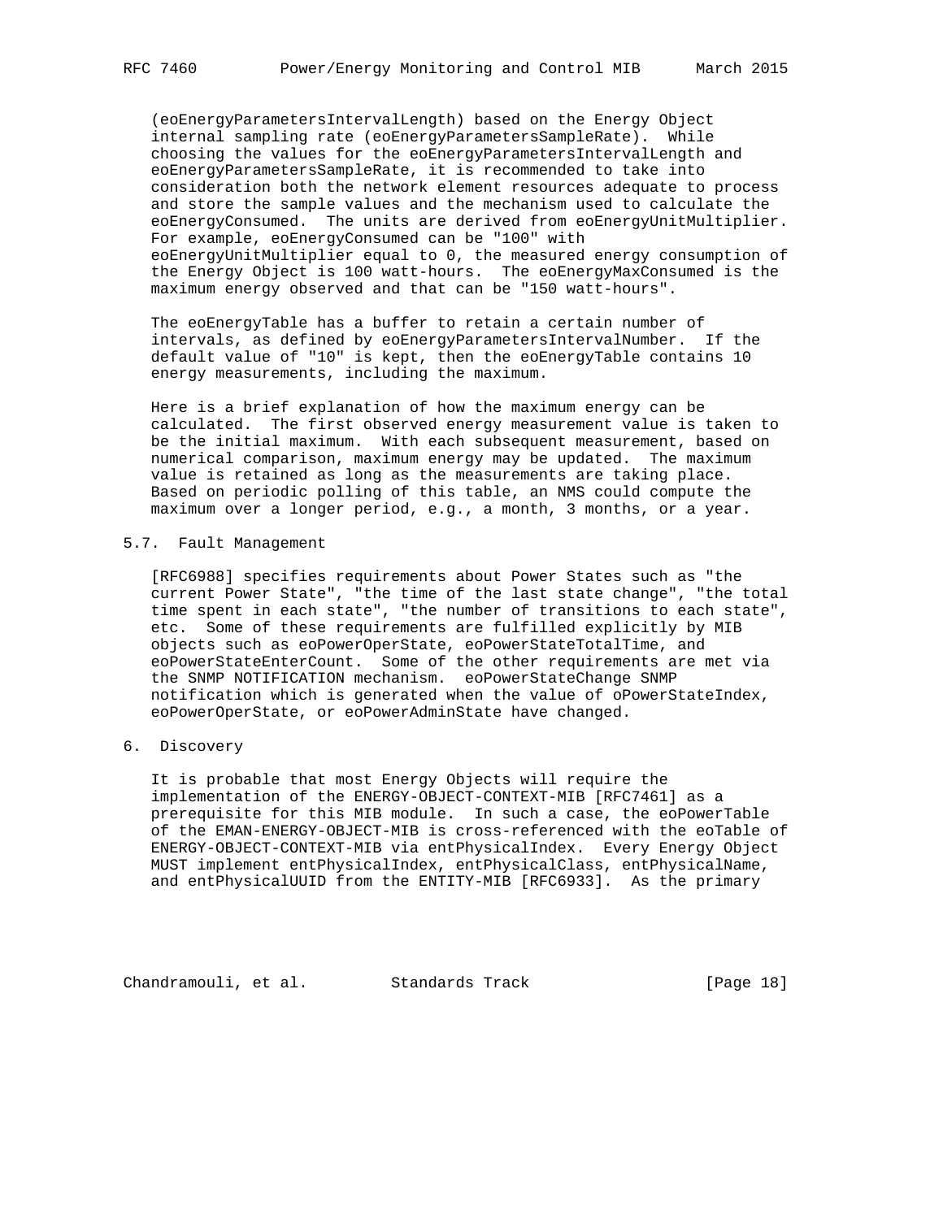(eoEnergyParametersIntervalLength) based on the Energy Object internal sampling rate (eoEnergyParametersSampleRate). While choosing the values for the eoEnergyParametersIntervalLength and eoEnergyParametersSampleRate, it is recommended to take into consideration both the network element resources adequate to process and store the sample values and the mechanism used to calculate the eoEnergyConsumed. The units are derived from eoEnergyUnitMultiplier. For example, eoEnergyConsumed can be "100" with eoEnergyUnitMultiplier equal to 0, the measured energy consumption of the Energy Object is 100 watt-hours. The eoEnergyMaxConsumed is the maximum energy observed and that can be "150 watt-hours".

The eoEnergyTable has a buffer to retain a certain number of intervals, as defined by eoEnergyParametersIntervalNumber. If the default value of "10" is kept, then the eoEnergyTable contains 10 energy measurements, including the maximum.

Here is a brief explanation of how the maximum energy can be calculated. The first observed energy measurement value is taken to be the initial maximum. With each subsequent measurement, based on numerical comparison, maximum energy may be updated. The maximum value is retained as long as the measurements are taking place. Based on periodic polling of this table, an NMS could compute the maximum over a longer period, e.g., a month, 3 months, or a year.

### 5.7. Fault Management

[RFC6988] specifies requirements about Power States such as "the current Power State", "the time of the last state change", "the total time spent in each state", "the number of transitions to each state", etc. Some of these requirements are fulfilled explicitly by MIB objects such as eoPowerOperState, eoPowerStateTotalTime, and eoPowerStateEnterCount. Some of the other requirements are met via the SNMP NOTIFICATION mechanism. eoPowerStateChange SNMP notification which is generated when the value of oPowerStateIndex, eoPowerOperState, or eoPowerAdminState have changed.

## 6. Discovery

It is probable that most Energy Objects will require the implementation of the ENERGY-OBJECT-CONTEXT-MIB [RFC7461] as a prerequisite for this MIB module. In such a case, the eoPowerTable of the EMAN-ENERGY-OBJECT-MIB is cross-referenced with the eoTable of ENERGY-OBJECT-CONTEXT-MIB via entPhysicalIndex. Every Energy Object MUST implement entPhysicalIndex, entPhysicalClass, entPhysicalName, and entPhysicalUUID from the ENTITY-MIB [RFC6933]. As the primary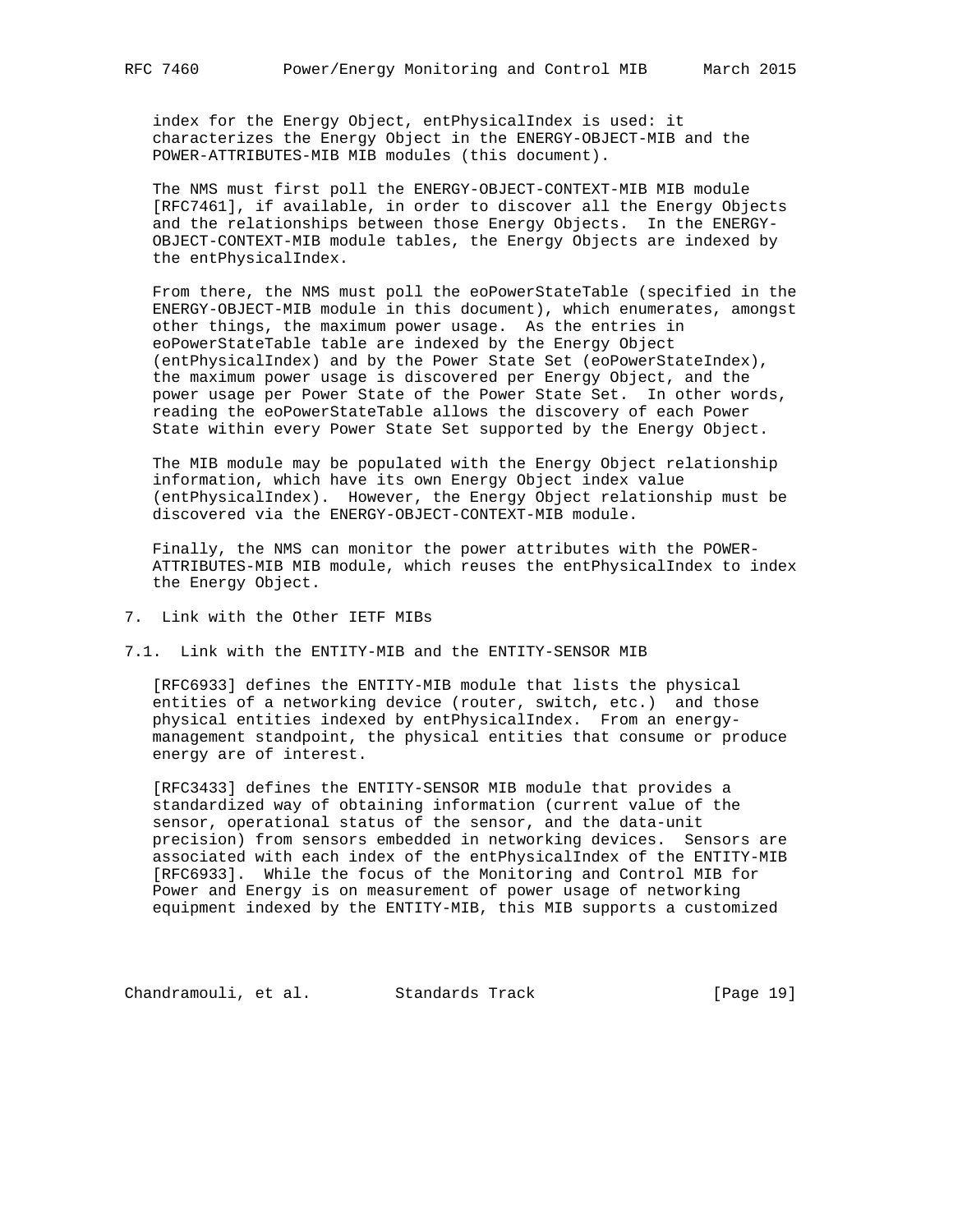index for the Energy Object, entPhysicalIndex is used: it characterizes the Energy Object in the ENERGY-OBJECT-MIB and the POWER-ATTRIBUTES-MIB MIB modules (this document).

The NMS must first poll the ENERGY-OBJECT-CONTEXT-MIB MIB module [RFC7461], if available, in order to discover all the Energy Objects and the relationships between those Energy Objects. In the ENERGY-OBJECT-CONTEXT-MIB module tables, the Energy Objects are indexed by the entPhysicalIndex.

From there, the NMS must poll the eoPowerStateTable (specified in the ENERGY-OBJECT-MIB module in this document), which enumerates, amongst other things, the maximum power usage. As the entries in eoPowerStateTable table are indexed by the Energy Object (entPhysicalIndex) and by the Power State Set (eoPowerStateIndex), the maximum power usage is discovered per Energy Object, and the power usage per Power State of the Power State Set. In other words, reading the eoPowerStateTable allows the discovery of each Power State within every Power State Set supported by the Energy Object.

The MIB module may be populated with the Energy Object relationship information, which have its own Energy Object index value (entPhysicalIndex). However, the Energy Object relationship must be discovered via the ENERGY-OBJECT-CONTEXT-MIB module.

Finally, the NMS can monitor the power attributes with the POWER-ATTRIBUTES-MIB MIB module, which reuses the entPhysicalIndex to index the Energy Object.

## 7. Link with the Other IETF MIBs

### 7.1. Link with the ENTITY-MIB and the ENTITY-SENSOR MIB

[RFC6933] defines the ENTITY-MIB module that lists the physical entities of a networking device (router, switch, etc.) and those physical entities indexed by entPhysicalIndex. From an energy-management standpoint, the physical entities that consume or produce energy are of interest.

[RFC3433] defines the ENTITY-SENSOR MIB module that provides a standardized way of obtaining information (current value of the sensor, operational status of the sensor, and the data-unit precision) from sensors embedded in networking devices. Sensors are associated with each index of the entPhysicalIndex of the ENTITY-MIB [RFC6933]. While the focus of the Monitoring and Control MIB for Power and Energy is on measurement of power usage of networking equipment indexed by the ENTITY-MIB, this MIB supports a customized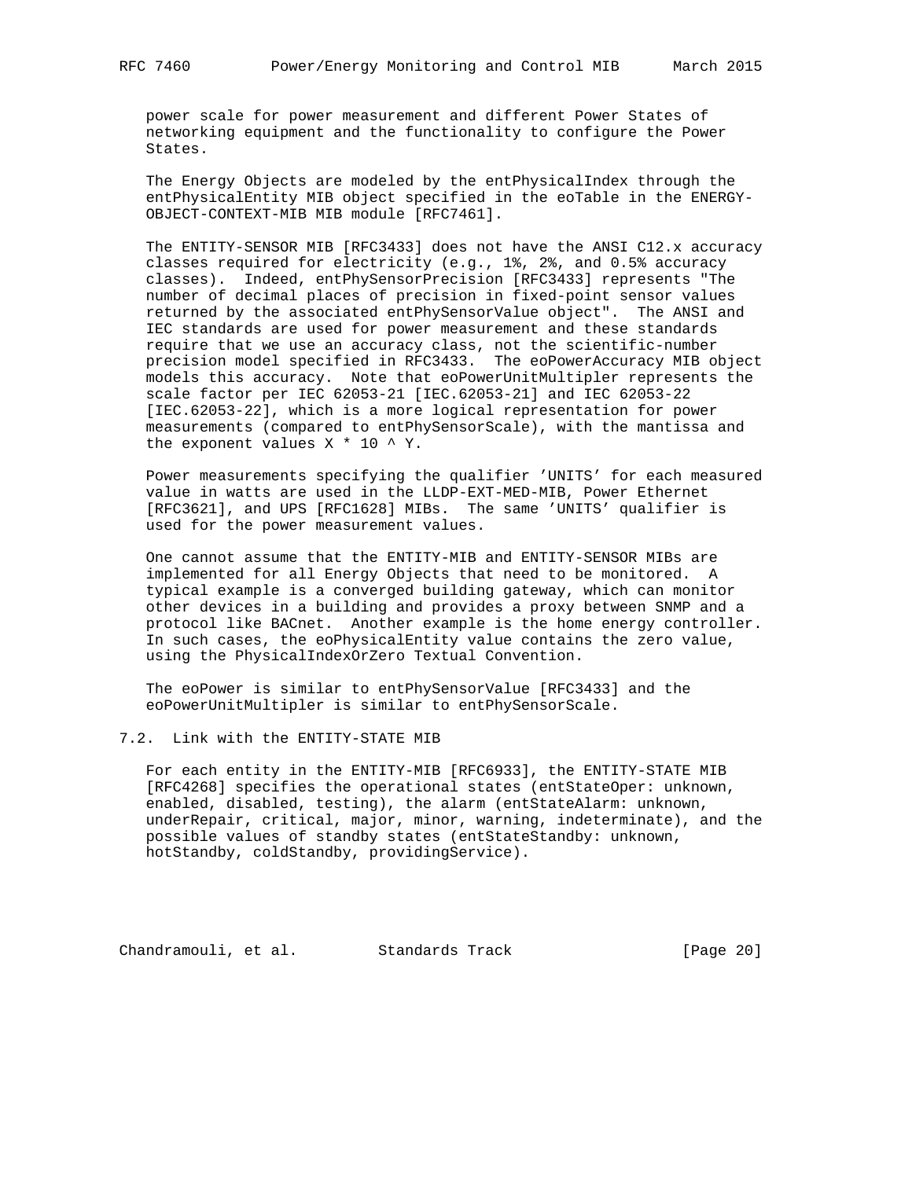power scale for power measurement and different Power States of networking equipment and the functionality to configure the Power States.

The Energy Objects are modeled by the entPhysicalIndex through the entPhysicalEntity MIB object specified in the eoTable in the ENERGY-OBJECT-CONTEXT-MIB MIB module [RFC7461].

The ENTITY-SENSOR MIB [RFC3433] does not have the ANSI C12.x accuracy classes required for electricity (e.g., 1%, 2%, and 0.5% accuracy classes). Indeed, entPhySensorPrecision [RFC3433] represents "The number of decimal places of precision in fixed-point sensor values returned by the associated entPhySensorValue object". The ANSI and IEC standards are used for power measurement and these standards require that we use an accuracy class, not the scientific-number precision model specified in RFC3433. The eoPowerAccuracy MIB object models this accuracy. Note that eoPowerUnitMultipler represents the scale factor per IEC 62053-21 [IEC.62053-21] and IEC 62053-22 [IEC.62053-22], which is a more logical representation for power measurements (compared to entPhySensorScale), with the mantissa and the exponent values X * 10 ^ Y.

Power measurements specifying the qualifier 'UNITS' for each measured value in watts are used in the LLDP-EXT-MED-MIB, Power Ethernet [RFC3621], and UPS [RFC1628] MIBs. The same 'UNITS' qualifier is used for the power measurement values.

One cannot assume that the ENTITY-MIB and ENTITY-SENSOR MIBs are implemented for all Energy Objects that need to be monitored. A typical example is a converged building gateway, which can monitor other devices in a building and provides a proxy between SNMP and a protocol like BACnet. Another example is the home energy controller. In such cases, the eoPhysicalEntity value contains the zero value, using the PhysicalIndexOrZero Textual Convention.

The eoPower is similar to entPhySensorValue [RFC3433] and the eoPowerUnitMultipler is similar to entPhySensorScale.

## 7.2. Link with the ENTITY-STATE MIB

For each entity in the ENTITY-MIB [RFC6933], the ENTITY-STATE MIB [RFC4268] specifies the operational states (entStateOper: unknown, enabled, disabled, testing), the alarm (entStateAlarm: unknown, underRepair, critical, major, minor, warning, indeterminate), and the possible values of standby states (entStateStandby: unknown, hotStandby, coldStandby, providingService).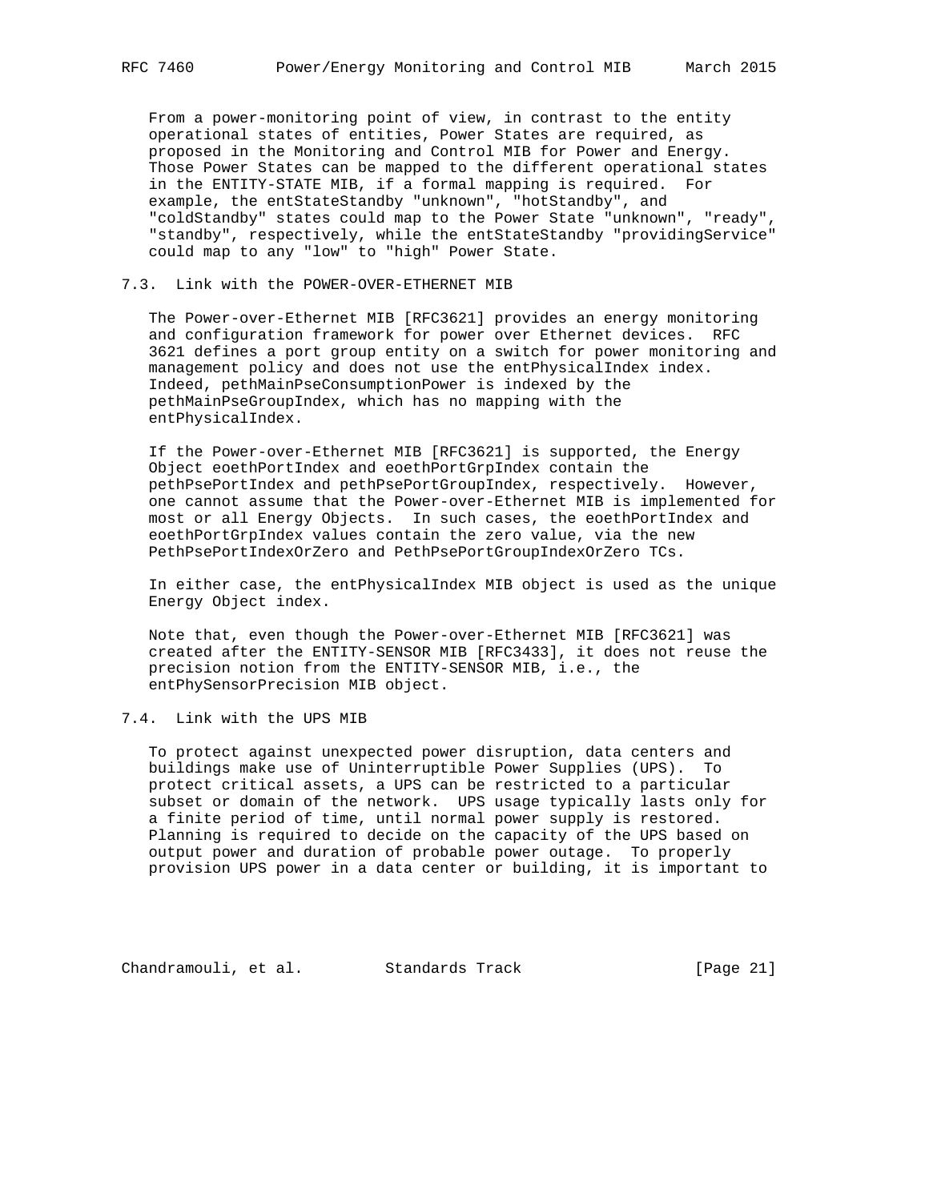From a power-monitoring point of view, in contrast to the entity operational states of entities, Power States are required, as proposed in the Monitoring and Control MIB for Power and Energy. Those Power States can be mapped to the different operational states in the ENTITY-STATE MIB, if a formal mapping is required. For example, the entStateStandby "unknown", "hotStandby", and "coldStandby" states could map to the Power State "unknown", "ready", "standby", respectively, while the entStateStandby "providingService" could map to any "low" to "high" Power State.

## 7.3. Link with the POWER-OVER-ETHERNET MIB

The Power-over-Ethernet MIB [RFC3621] provides an energy monitoring and configuration framework for power over Ethernet devices. RFC 3621 defines a port group entity on a switch for power monitoring and management policy and does not use the entPhysicalIndex index. Indeed, pethMainPseConsumptionPower is indexed by the pethMainPseGroupIndex, which has no mapping with the entPhysicalIndex.

If the Power-over-Ethernet MIB [RFC3621] is supported, the Energy Object eoethPortIndex and eoethPortGrpIndex contain the pethPsePortIndex and pethPsePortGroupIndex, respectively. However, one cannot assume that the Power-over-Ethernet MIB is implemented for most or all Energy Objects. In such cases, the eoethPortIndex and eoethPortGrpIndex values contain the zero value, via the new PethPsePortIndexOrZero and PethPsePortGroupIndexOrZero TCs.

In either case, the entPhysicalIndex MIB object is used as the unique Energy Object index.

Note that, even though the Power-over-Ethernet MIB [RFC3621] was created after the ENTITY-SENSOR MIB [RFC3433], it does not reuse the precision notion from the ENTITY-SENSOR MIB, i.e., the entPhySensorPrecision MIB object.

## 7.4. Link with the UPS MIB

To protect against unexpected power disruption, data centers and buildings make use of Uninterruptible Power Supplies (UPS). To protect critical assets, a UPS can be restricted to a particular subset or domain of the network. UPS usage typically lasts only for a finite period of time, until normal power supply is restored. Planning is required to decide on the capacity of the UPS based on output power and duration of probable power outage. To properly provision UPS power in a data center or building, it is important to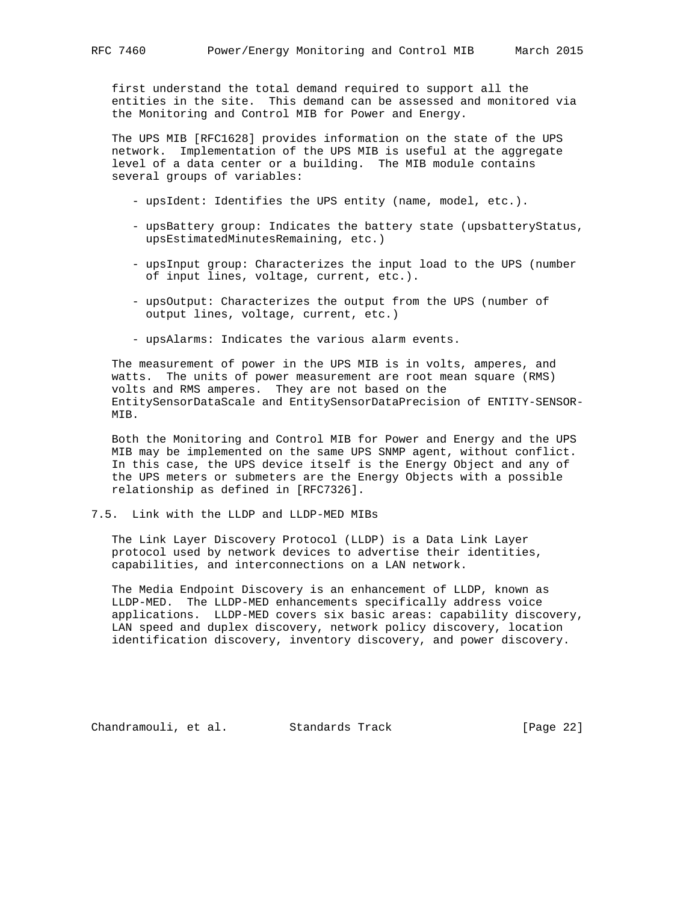first understand the total demand required to support all the entities in the site. This demand can be assessed and monitored via the Monitoring and Control MIB for Power and Energy.

The UPS MIB [RFC1628] provides information on the state of the UPS network. Implementation of the UPS MIB is useful at the aggregate level of a data center or a building. The MIB module contains several groups of variables:

- upsIdent: Identifies the UPS entity (name, model, etc.).

- upsBattery group: Indicates the battery state (upsbatteryStatus, upsEstimatedMinutesRemaining, etc.)

- upsInput group: Characterizes the input load to the UPS (number of input lines, voltage, current, etc.).

- upsOutput: Characterizes the output from the UPS (number of output lines, voltage, current, etc.)

- upsAlarms: Indicates the various alarm events.

The measurement of power in the UPS MIB is in volts, amperes, and watts. The units of power measurement are root mean square (RMS) volts and RMS amperes. They are not based on the EntitySensorDataScale and EntitySensorDataPrecision of ENTITY-SENSOR-MIB.

Both the Monitoring and Control MIB for Power and Energy and the UPS MIB may be implemented on the same UPS SNMP agent, without conflict. In this case, the UPS device itself is the Energy Object and any of the UPS meters or submeters are the Energy Objects with a possible relationship as defined in [RFC7326].

## 7.5. Link with the LLDP and LLDP-MED MIBs

The Link Layer Discovery Protocol (LLDP) is a Data Link Layer protocol used by network devices to advertise their identities, capabilities, and interconnections on a LAN network.

The Media Endpoint Discovery is an enhancement of LLDP, known as LLDP-MED. The LLDP-MED enhancements specifically address voice applications. LLDP-MED covers six basic areas: capability discovery, LAN speed and duplex discovery, network policy discovery, location identification discovery, inventory discovery, and power discovery.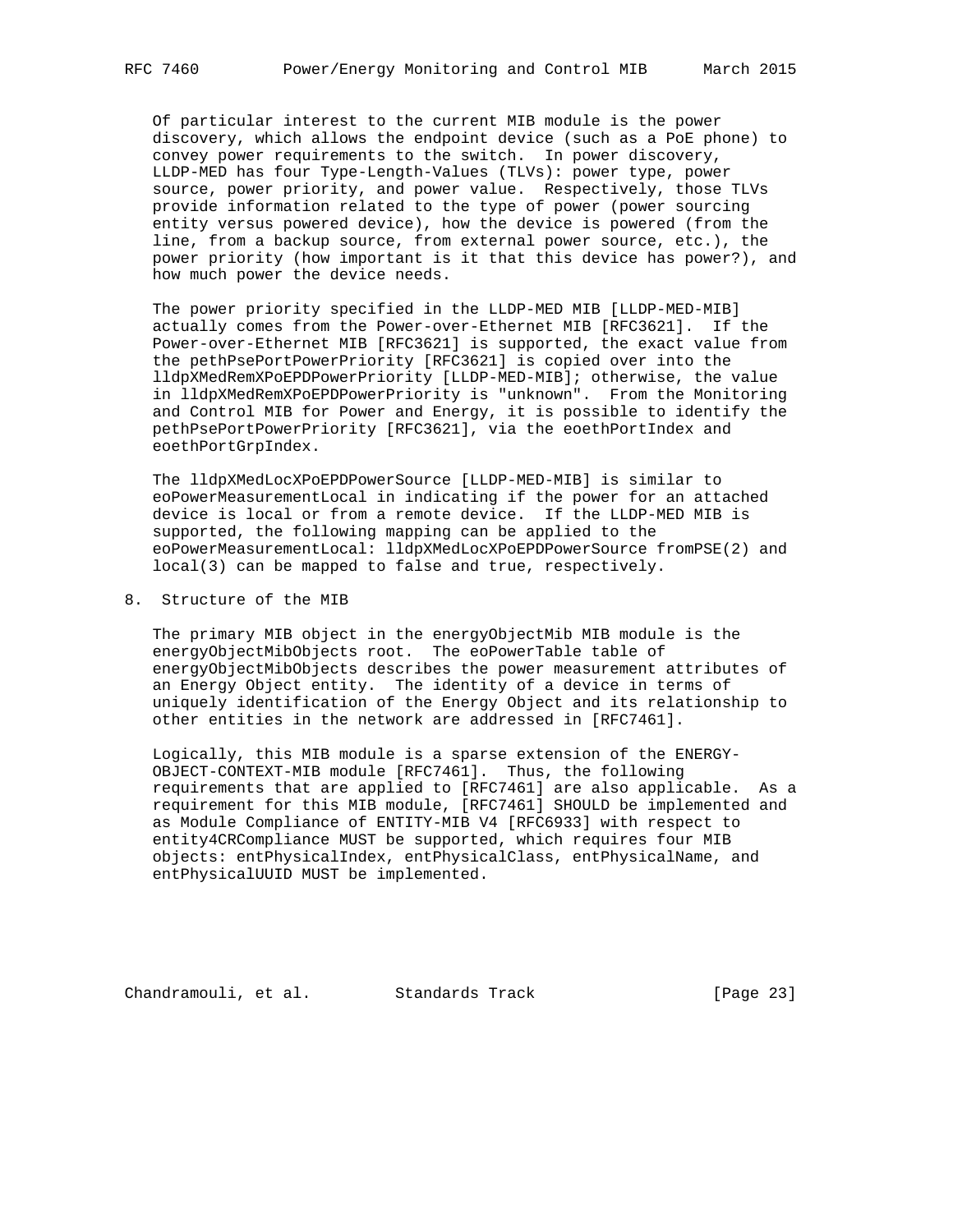Of particular interest to the current MIB module is the power discovery, which allows the endpoint device (such as a PoE phone) to convey power requirements to the switch. In power discovery, LLDP-MED has four Type-Length-Values (TLVs): power type, power source, power priority, and power value. Respectively, those TLVs provide information related to the type of power (power sourcing entity versus powered device), how the device is powered (from the line, from a backup source, from external power source, etc.), the power priority (how important is it that this device has power?), and how much power the device needs.

The power priority specified in the LLDP-MED MIB [LLDP-MED-MIB] actually comes from the Power-over-Ethernet MIB [RFC3621]. If the Power-over-Ethernet MIB [RFC3621] is supported, the exact value from the pethPsePortPowerPriority [RFC3621] is copied over into the lldpXMedRemXPoEPDPowerPriority [LLDP-MED-MIB]; otherwise, the value in lldpXMedRemXPoEPDPowerPriority is "unknown". From the Monitoring and Control MIB for Power and Energy, it is possible to identify the pethPsePortPowerPriority [RFC3621], via the eoethPortIndex and eoethPortGrpIndex.

The lldpXMedLocXPoEPDPowerSource [LLDP-MED-MIB] is similar to eoPowerMeasurementLocal in indicating if the power for an attached device is local or from a remote device. If the LLDP-MED MIB is supported, the following mapping can be applied to the eoPowerMeasurementLocal: lldpXMedLocXPoEPDPowerSource fromPSE(2) and local(3) can be mapped to false and true, respectively.

## 8. Structure of the MIB

The primary MIB object in the energyObjectMib MIB module is the energyObjectMibObjects root. The eoPowerTable table of energyObjectMibObjects describes the power measurement attributes of an Energy Object entity. The identity of a device in terms of uniquely identification of the Energy Object and its relationship to other entities in the network are addressed in [RFC7461].

Logically, this MIB module is a sparse extension of the ENERGY-OBJECT-CONTEXT-MIB module [RFC7461]. Thus, the following requirements that are applied to [RFC7461] are also applicable. As a requirement for this MIB module, [RFC7461] SHOULD be implemented and as Module Compliance of ENTITY-MIB V4 [RFC6933] with respect to entity4CRCompliance MUST be supported, which requires four MIB objects: entPhysicalIndex, entPhysicalClass, entPhysicalName, and entPhysicalUUID MUST be implemented.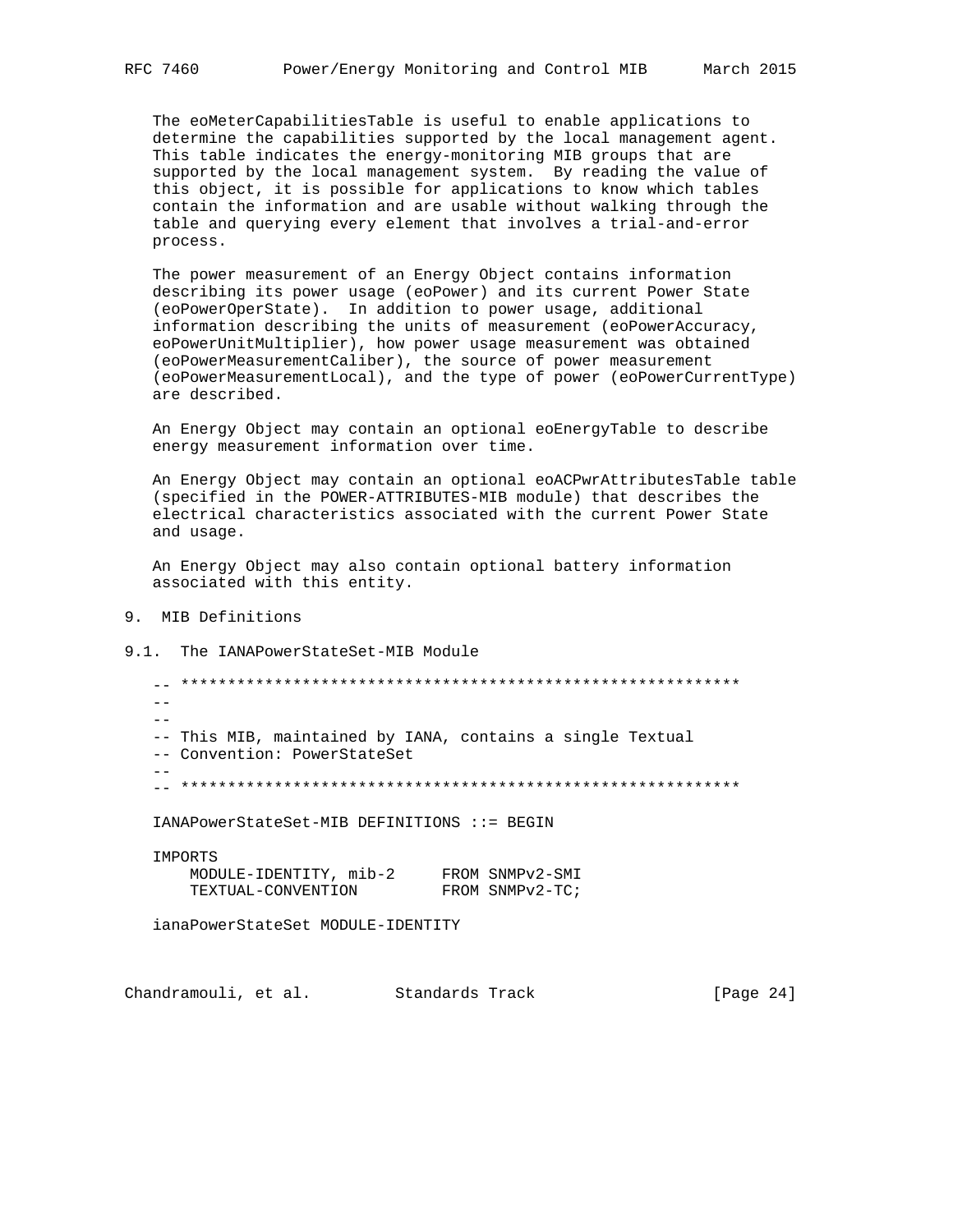The eoMeterCapabilitiesTable is useful to enable applications to determine the capabilities supported by the local management agent. This table indicates the energy-monitoring MIB groups that are supported by the local management system. By reading the value of this object, it is possible for applications to know which tables contain the information and are usable without walking through the table and querying every element that involves a trial-and-error process.

The power measurement of an Energy Object contains information describing its power usage (eoPower) and its current Power State (eoPowerOperState). In addition to power usage, additional information describing the units of measurement (eoPowerAccuracy, eoPowerUnitMultiplier), how power usage measurement was obtained (eoPowerMeasurementCaliber), the source of power measurement (eoPowerMeasurementLocal), and the type of power (eoPowerCurrentType) are described.

An Energy Object may contain an optional eoEnergyTable to describe energy measurement information over time.

An Energy Object may contain an optional eoACPwrAttributesTable table (specified in the POWER-ATTRIBUTES-MIB module) that describes the electrical characteristics associated with the current Power State and usage.

An Energy Object may also contain optional battery information associated with this entity.

# 9. MIB Definitions

## 9.1. The IANAPowerStateSet-MIB Module

```
-- *************************************************************
--
--
-- This MIB, maintained by IANA, contains a single Textual
-- Convention: PowerStateSet
--
-- *************************************************************

IANAPowerStateSet-MIB DEFINITIONS ::= BEGIN

IMPORTS
    MODULE-IDENTITY, mib-2     FROM SNMPv2-SMI
    TEXTUAL-CONVENTION         FROM SNMPv2-TC;

ianaPowerStateSet MODULE-IDENTITY
```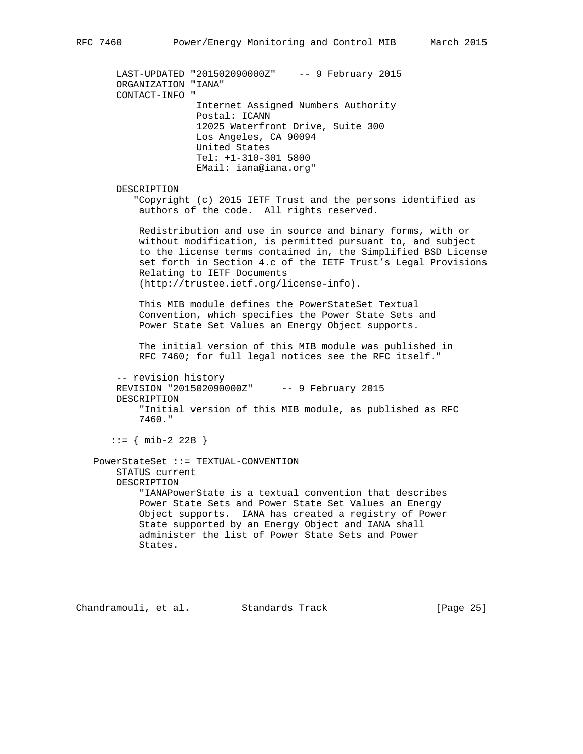```
      LAST-UPDATED "201502090000Z"    -- 9 February 2015
      ORGANIZATION "IANA"
      CONTACT-INFO "
                   Internet Assigned Numbers Authority
                   Postal: ICANN
                   12025 Waterfront Drive, Suite 300
                   Los Angeles, CA 90094
                   United States
                   Tel: +1-310-301 5800
                   EMail: iana@iana.org"

      DESCRIPTION
         "Copyright (c) 2015 IETF Trust and the persons identified as
          authors of the code.  All rights reserved.

          Redistribution and use in source and binary forms, with or
          without modification, is permitted pursuant to, and subject
          to the license terms contained in, the Simplified BSD License
          set forth in Section 4.c of the IETF Trust's Legal Provisions
          Relating to IETF Documents
          (http://trustee.ietf.org/license-info).

          This MIB module defines the PowerStateSet Textual
          Convention, which specifies the Power State Sets and
          Power State Set Values an Energy Object supports.

          The initial version of this MIB module was published in
          RFC 7460; for full legal notices see the RFC itself."

      -- revision history
      REVISION "201502090000Z"     -- 9 February 2015
      DESCRIPTION
          "Initial version of this MIB module, as published as RFC
          7460."

     ::= { mib-2 228 }

  PowerStateSet ::= TEXTUAL-CONVENTION
      STATUS current
      DESCRIPTION
          "IANAPowerState is a textual convention that describes
          Power State Sets and Power State Set Values an Energy
          Object supports.  IANA has created a registry of Power
          State supported by an Energy Object and IANA shall
          administer the list of Power State Sets and Power
          States.
```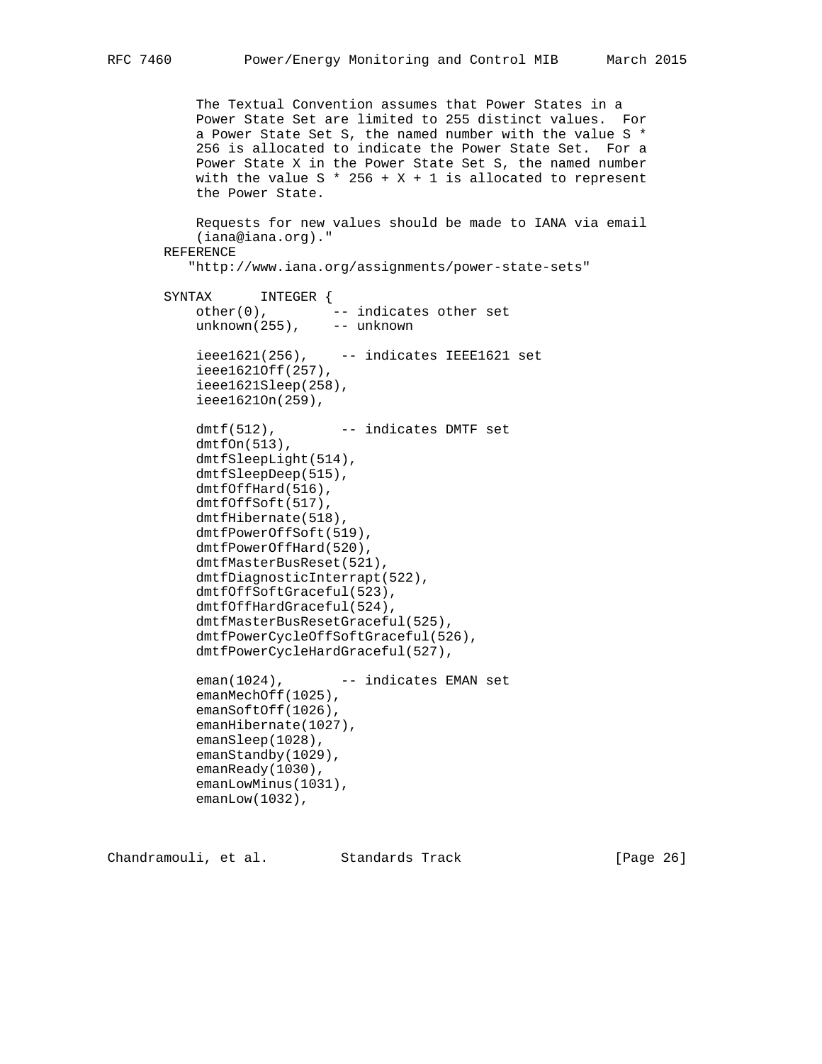```
          The Textual Convention assumes that Power States in a
          Power State Set are limited to 255 distinct values.  For
          a Power State Set S, the named number with the value S *
          256 is allocated to indicate the Power State Set.  For a
          Power State X in the Power State Set S, the named number
          with the value S * 256 + X + 1 is allocated to represent
          the Power State.

          Requests for new values should be made to IANA via email
          (iana@iana.org)."
      REFERENCE
         "http://www.iana.org/assignments/power-state-sets"

      SYNTAX      INTEGER {
          other(0),         -- indicates other set
          unknown(255),     -- unknown

          ieee1621(256),    -- indicates IEEE1621 set
          ieee1621Off(257),
          ieee1621Sleep(258),
          ieee1621On(259),

          dmtf(512),        -- indicates DMTF set
          dmtfOn(513),
          dmtfSleepLight(514),
          dmtfSleepDeep(515),
          dmtfOffHard(516),
          dmtfOffSoft(517),
          dmtfHibernate(518),
          dmtfPowerOffSoft(519),
          dmtfPowerOffHard(520),
          dmtfMasterBusReset(521),
          dmtfDiagnosticInterrapt(522),
          dmtfOffSoftGraceful(523),
          dmtfOffHardGraceful(524),
          dmtfMasterBusResetGraceful(525),
          dmtfPowerCycleOffSoftGraceful(526),
          dmtfPowerCycleHardGraceful(527),

          eman(1024),       -- indicates EMAN set
          emanMechOff(1025),
          emanSoftOff(1026),
          emanHibernate(1027),
          emanSleep(1028),
          emanStandby(1029),
          emanReady(1030),
          emanLowMinus(1031),
          emanLow(1032),
```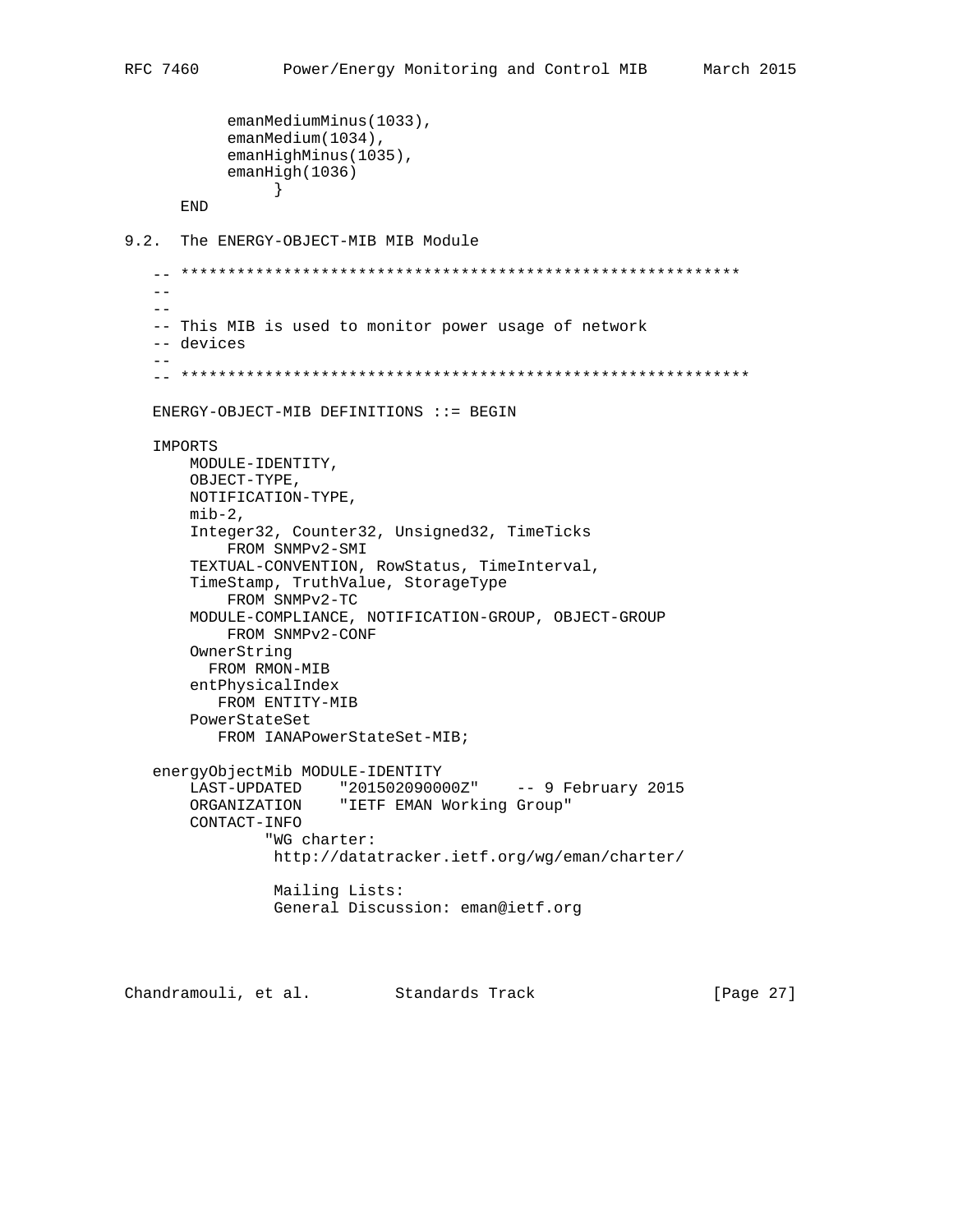```
           emanMediumMinus(1033),
           emanMedium(1034),
           emanHighMinus(1035),
           emanHigh(1036)
                }
       END
```

## 9.2. The ENERGY-OBJECT-MIB MIB Module

```
   -- ************************************************************
   --
   --
   -- This MIB is used to monitor power usage of network
   -- devices
   --
   -- *************************************************************

   ENERGY-OBJECT-MIB DEFINITIONS ::= BEGIN

   IMPORTS
       MODULE-IDENTITY,
       OBJECT-TYPE,
       NOTIFICATION-TYPE,
       mib-2,
       Integer32, Counter32, Unsigned32, TimeTicks
           FROM SNMPv2-SMI
       TEXTUAL-CONVENTION, RowStatus, TimeInterval,
       TimeStamp, TruthValue, StorageType
           FROM SNMPv2-TC
       MODULE-COMPLIANCE, NOTIFICATION-GROUP, OBJECT-GROUP
           FROM SNMPv2-CONF
       OwnerString
         FROM RMON-MIB
       entPhysicalIndex
          FROM ENTITY-MIB
       PowerStateSet
          FROM IANAPowerStateSet-MIB;

   energyObjectMib MODULE-IDENTITY
       LAST-UPDATED    "201502090000Z"    -- 9 February 2015
       ORGANIZATION    "IETF EMAN Working Group"
       CONTACT-INFO
               "WG charter:
                http://datatracker.ietf.org/wg/eman/charter/

                Mailing Lists:
                General Discussion: eman@ietf.org
```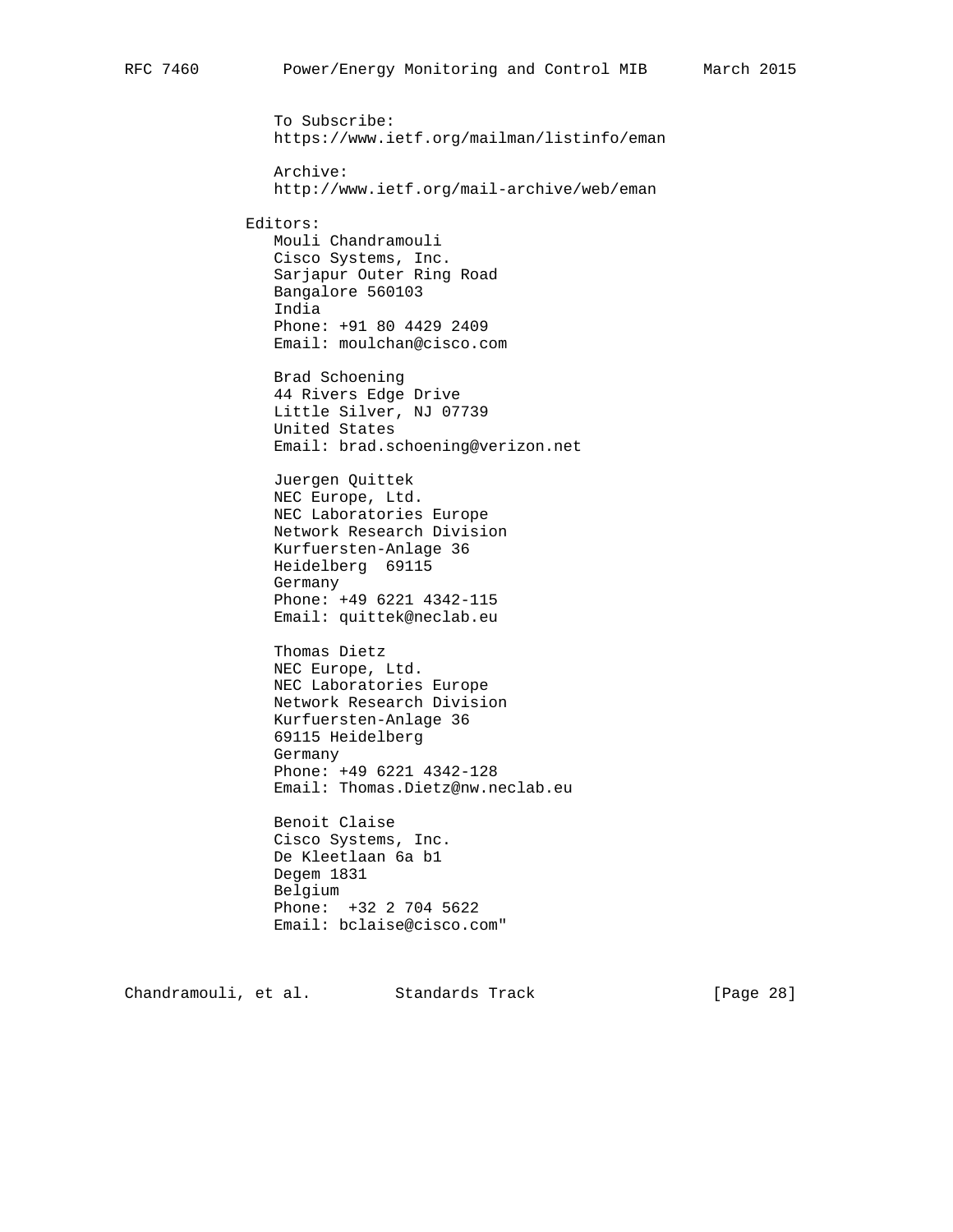```
        To Subscribe:
        https://www.ietf.org/mailman/listinfo/eman

        Archive:
        http://www.ietf.org/mail-archive/web/eman

     Editors:
        Mouli Chandramouli
        Cisco Systems, Inc.
        Sarjapur Outer Ring Road
        Bangalore 560103
        India
        Phone: +91 80 4429 2409
        Email: moulchan@cisco.com

        Brad Schoening
        44 Rivers Edge Drive
        Little Silver, NJ 07739
        United States
        Email: brad.schoening@verizon.net

        Juergen Quittek
        NEC Europe, Ltd.
        NEC Laboratories Europe
        Network Research Division
        Kurfuersten-Anlage 36
        Heidelberg  69115
        Germany
        Phone: +49 6221 4342-115
        Email: quittek@neclab.eu

        Thomas Dietz
        NEC Europe, Ltd.
        NEC Laboratories Europe
        Network Research Division
        Kurfuersten-Anlage 36
        69115 Heidelberg
        Germany
        Phone: +49 6221 4342-128
        Email: Thomas.Dietz@nw.neclab.eu

        Benoit Claise
        Cisco Systems, Inc.
        De Kleetlaan 6a b1
        Degem 1831
        Belgium
        Phone:  +32 2 704 5622
        Email: bclaise@cisco.com"
```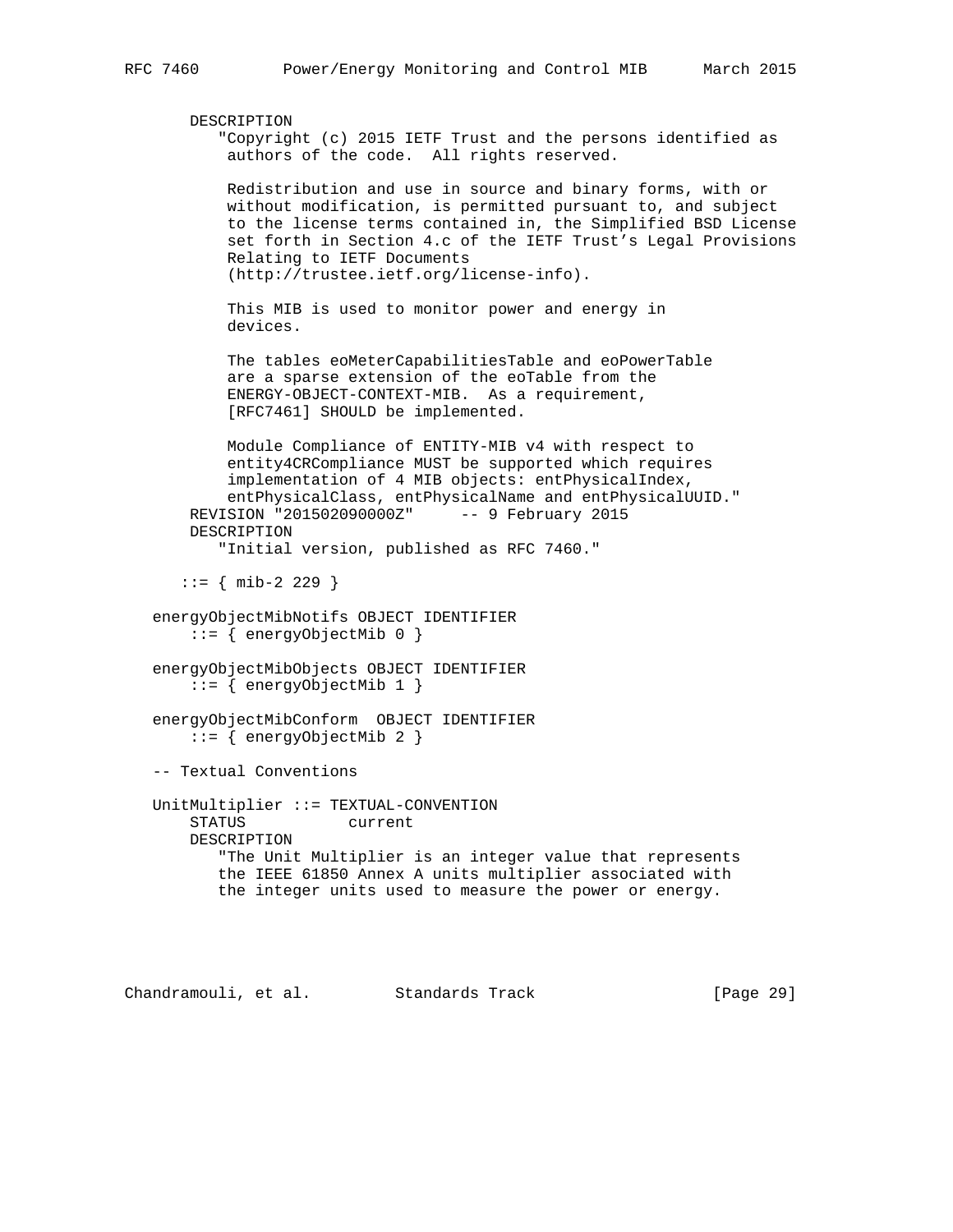```
      DESCRIPTION
         "Copyright (c) 2015 IETF Trust and the persons identified as
          authors of the code.  All rights reserved.

          Redistribution and use in source and binary forms, with or
          without modification, is permitted pursuant to, and subject
          to the license terms contained in, the Simplified BSD License
          set forth in Section 4.c of the IETF Trust's Legal Provisions
          Relating to IETF Documents
          (http://trustee.ietf.org/license-info).

          This MIB is used to monitor power and energy in
          devices.

          The tables eoMeterCapabilitiesTable and eoPowerTable
          are a sparse extension of the eoTable from the
          ENERGY-OBJECT-CONTEXT-MIB.  As a requirement,
          [RFC7461] SHOULD be implemented.

          Module Compliance of ENTITY-MIB v4 with respect to
          entity4CRCompliance MUST be supported which requires
          implementation of 4 MIB objects: entPhysicalIndex,
          entPhysicalClass, entPhysicalName and entPhysicalUUID."
      REVISION "201502090000Z"     -- 9 February 2015
      DESCRIPTION
         "Initial version, published as RFC 7460."

     ::= { mib-2 229 }

   energyObjectMibNotifs OBJECT IDENTIFIER
       ::= { energyObjectMib 0 }

   energyObjectMibObjects OBJECT IDENTIFIER
       ::= { energyObjectMib 1 }

   energyObjectMibConform  OBJECT IDENTIFIER
       ::= { energyObjectMib 2 }

   -- Textual Conventions

   UnitMultiplier ::= TEXTUAL-CONVENTION
       STATUS           current
       DESCRIPTION
          "The Unit Multiplier is an integer value that represents
          the IEEE 61850 Annex A units multiplier associated with
          the integer units used to measure the power or energy.
```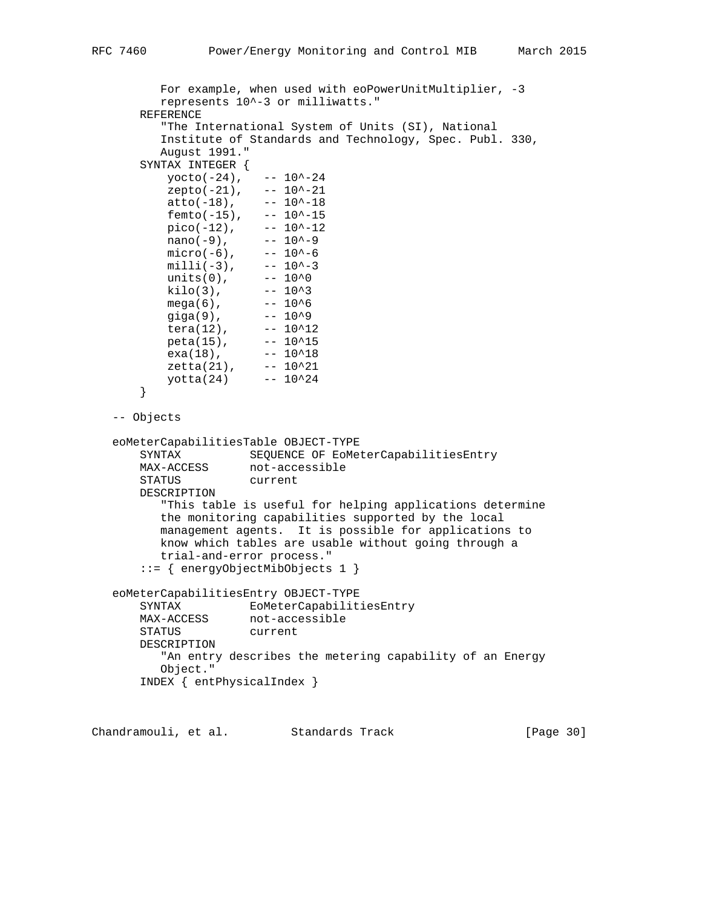```
         For example, when used with eoPowerUnitMultiplier, -3
         represents 10^-3 or milliwatts."
      REFERENCE
         "The International System of Units (SI), National
         Institute of Standards and Technology, Spec. Publ. 330,
         August 1991."
      SYNTAX INTEGER {
          yocto(-24),   -- 10^-24
          zepto(-21),   -- 10^-21
          atto(-18),    -- 10^-18
          femto(-15),   -- 10^-15
          pico(-12),    -- 10^-12
          nano(-9),     -- 10^-9
          micro(-6),    -- 10^-6
          milli(-3),    -- 10^-3
          units(0),     -- 10^0
          kilo(3),      -- 10^3
          mega(6),      -- 10^6
          giga(9),      -- 10^9
          tera(12),     -- 10^12
          peta(15),     -- 10^15
          exa(18),      -- 10^18
          zetta(21),    -- 10^21
          yotta(24)     -- 10^24
      }

   -- Objects

   eoMeterCapabilitiesTable OBJECT-TYPE
       SYNTAX          SEQUENCE OF EoMeterCapabilitiesEntry
       MAX-ACCESS      not-accessible
       STATUS          current
       DESCRIPTION
          "This table is useful for helping applications determine
          the monitoring capabilities supported by the local
          management agents.  It is possible for applications to
          know which tables are usable without going through a
          trial-and-error process."
       ::= { energyObjectMibObjects 1 }

   eoMeterCapabilitiesEntry OBJECT-TYPE
       SYNTAX          EoMeterCapabilitiesEntry
       MAX-ACCESS      not-accessible
       STATUS          current
       DESCRIPTION
          "An entry describes the metering capability of an Energy
          Object."
       INDEX { entPhysicalIndex }
```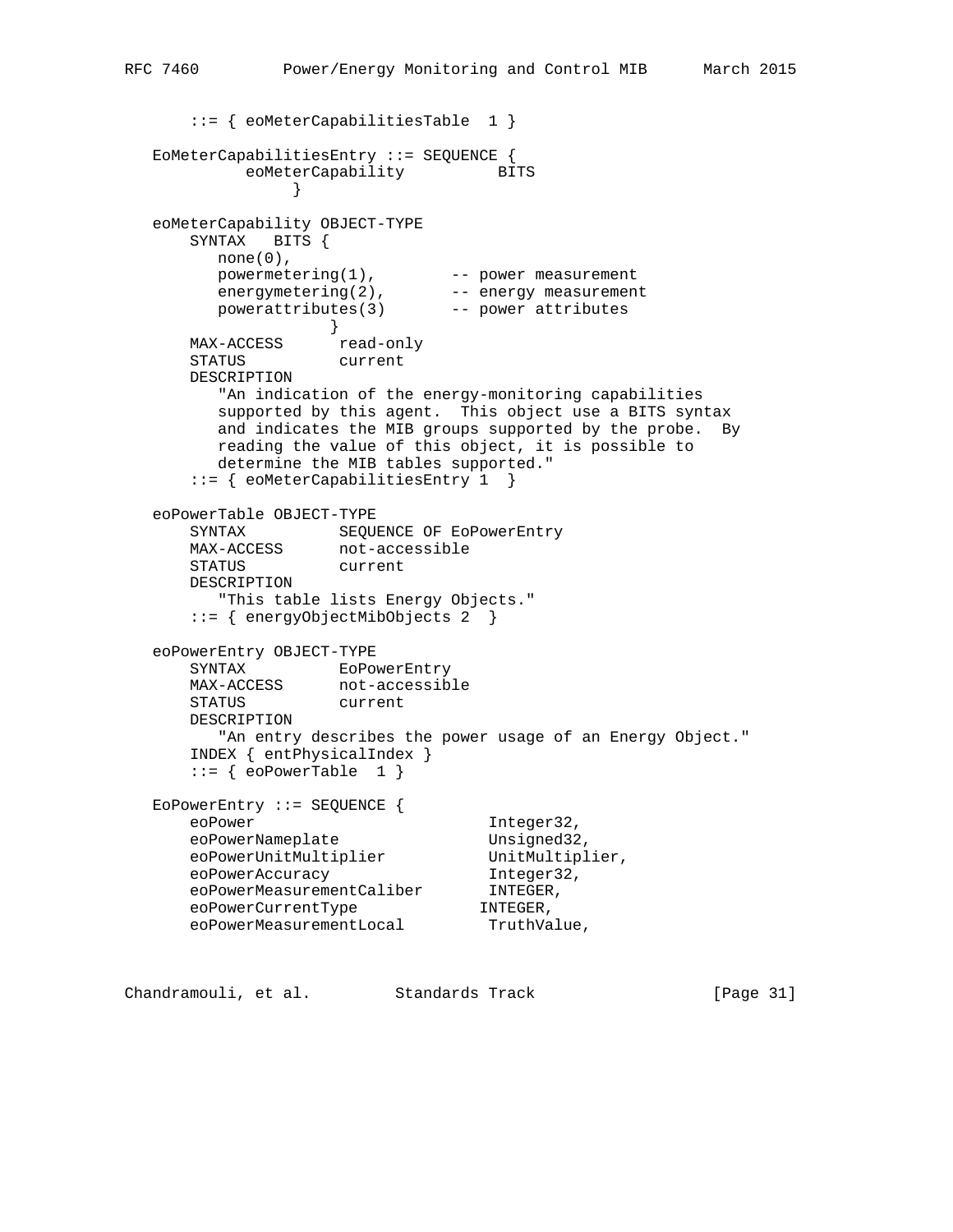```
       ::= { eoMeterCapabilitiesTable  1 }

   EoMeterCapabilitiesEntry ::= SEQUENCE {
             eoMeterCapability          BITS
                 }

   eoMeterCapability OBJECT-TYPE
       SYNTAX   BITS {
          none(0),
          powermetering(1),        -- power measurement
          energymetering(2),       -- energy measurement
          powerattributes(3)       -- power attributes
                    }
       MAX-ACCESS      read-only
       STATUS          current
       DESCRIPTION
          "An indication of the energy-monitoring capabilities
          supported by this agent.  This object use a BITS syntax
          and indicates the MIB groups supported by the probe.  By
          reading the value of this object, it is possible to
          determine the MIB tables supported."
       ::= { eoMeterCapabilitiesEntry 1  }

   eoPowerTable OBJECT-TYPE
       SYNTAX          SEQUENCE OF EoPowerEntry
       MAX-ACCESS      not-accessible
       STATUS          current
       DESCRIPTION
          "This table lists Energy Objects."
       ::= { energyObjectMibObjects 2  }

   eoPowerEntry OBJECT-TYPE
       SYNTAX          EoPowerEntry
       MAX-ACCESS      not-accessible
       STATUS          current
       DESCRIPTION
          "An entry describes the power usage of an Energy Object."
       INDEX { entPhysicalIndex }
       ::= { eoPowerTable  1 }

   EoPowerEntry ::= SEQUENCE {
       eoPower                         Integer32,
       eoPowerNameplate                Unsigned32,
       eoPowerUnitMultiplier           UnitMultiplier,
       eoPowerAccuracy                 Integer32,
       eoPowerMeasurementCaliber       INTEGER,
       eoPowerCurrentType             INTEGER,
       eoPowerMeasurementLocal         TruthValue,
```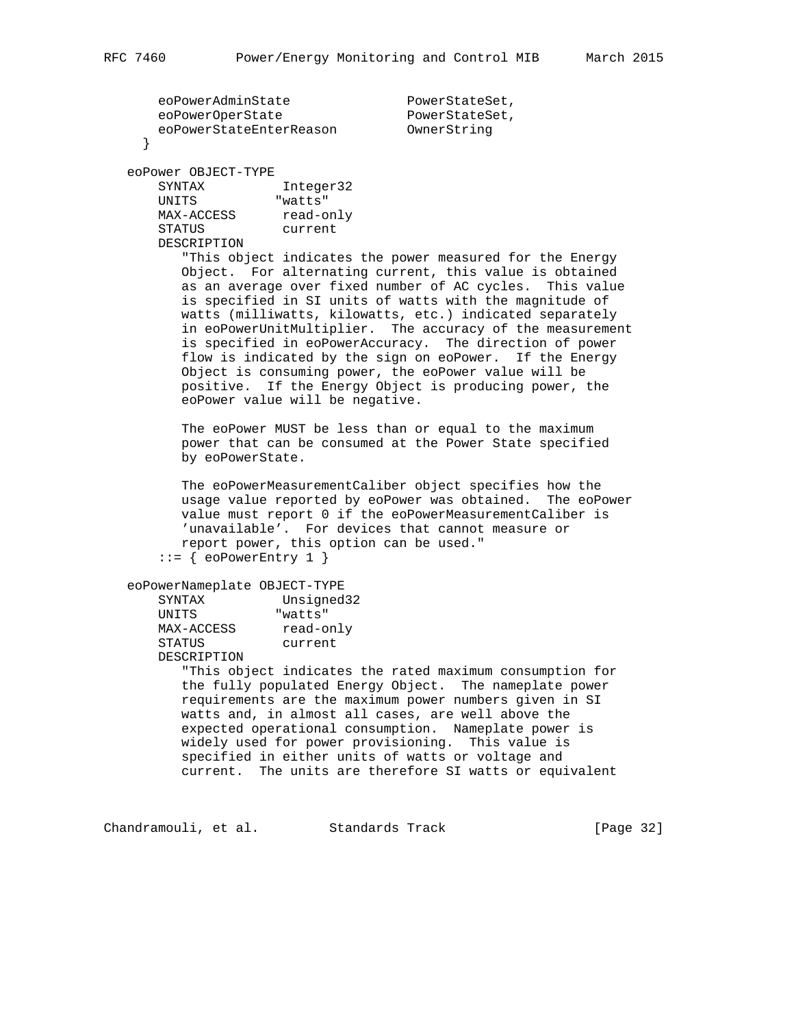```
      eoPowerAdminState              PowerStateSet,
      eoPowerOperState               PowerStateSet,
      eoPowerStateEnterReason        OwnerString
     }

   eoPower OBJECT-TYPE
       SYNTAX          Integer32
       UNITS          "watts"
       MAX-ACCESS      read-only
       STATUS          current
       DESCRIPTION
          "This object indicates the power measured for the Energy
          Object.  For alternating current, this value is obtained
          as an average over fixed number of AC cycles.  This value
          is specified in SI units of watts with the magnitude of
          watts (milliwatts, kilowatts, etc.) indicated separately
          in eoPowerUnitMultiplier.  The accuracy of the measurement
          is specified in eoPowerAccuracy.  The direction of power
          flow is indicated by the sign on eoPower.  If the Energy
          Object is consuming power, the eoPower value will be
          positive.  If the Energy Object is producing power, the
          eoPower value will be negative.

          The eoPower MUST be less than or equal to the maximum
          power that can be consumed at the Power State specified
          by eoPowerState.

          The eoPowerMeasurementCaliber object specifies how the
          usage value reported by eoPower was obtained.  The eoPower
          value must report 0 if the eoPowerMeasurementCaliber is
          'unavailable'.  For devices that cannot measure or
          report power, this option can be used."
       ::= { eoPowerEntry 1 }

   eoPowerNameplate OBJECT-TYPE
       SYNTAX          Unsigned32
       UNITS          "watts"
       MAX-ACCESS      read-only
       STATUS          current
       DESCRIPTION
          "This object indicates the rated maximum consumption for
          the fully populated Energy Object.  The nameplate power
          requirements are the maximum power numbers given in SI
          watts and, in almost all cases, are well above the
          expected operational consumption.  Nameplate power is
          widely used for power provisioning.  This value is
          specified in either units of watts or voltage and
          current.  The units are therefore SI watts or equivalent
```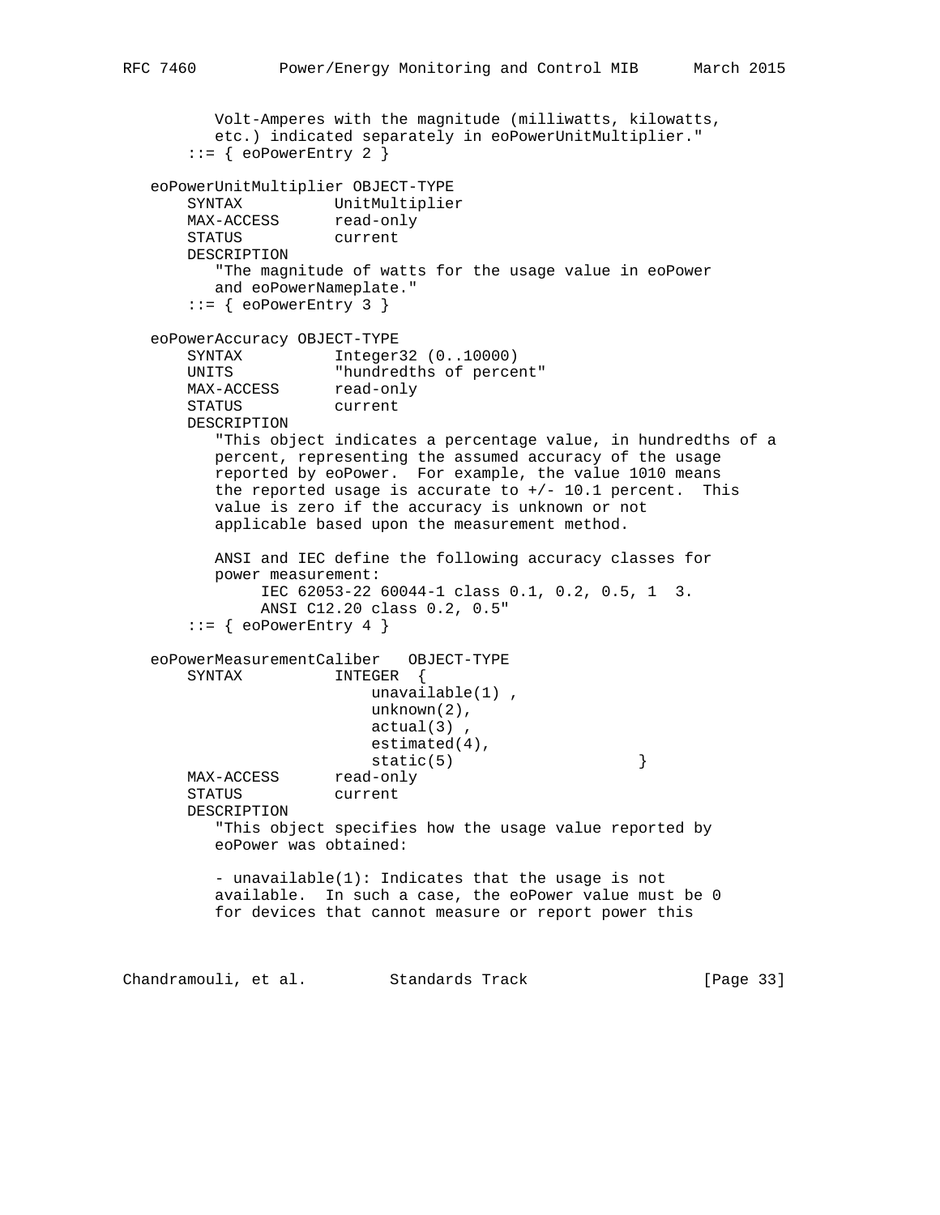```
          Volt-Amperes with the magnitude (milliwatts, kilowatts,
          etc.) indicated separately in eoPowerUnitMultiplier."
       ::= { eoPowerEntry 2 }

   eoPowerUnitMultiplier OBJECT-TYPE
       SYNTAX          UnitMultiplier
       MAX-ACCESS      read-only
       STATUS          current
       DESCRIPTION
          "The magnitude of watts for the usage value in eoPower
          and eoPowerNameplate."
       ::= { eoPowerEntry 3 }

   eoPowerAccuracy OBJECT-TYPE
       SYNTAX          Integer32 (0..10000)
       UNITS           "hundredths of percent"
       MAX-ACCESS      read-only
       STATUS          current
       DESCRIPTION
          "This object indicates a percentage value, in hundredths of a
          percent, representing the assumed accuracy of the usage
          reported by eoPower.  For example, the value 1010 means
          the reported usage is accurate to +/- 10.1 percent.  This
          value is zero if the accuracy is unknown or not
          applicable based upon the measurement method.

          ANSI and IEC define the following accuracy classes for
          power measurement:
               IEC 62053-22 60044-1 class 0.1, 0.2, 0.5, 1  3.
               ANSI C12.20 class 0.2, 0.5"
       ::= { eoPowerEntry 4 }

   eoPowerMeasurementCaliber   OBJECT-TYPE
       SYNTAX          INTEGER  {
                           unavailable(1) ,
                           unknown(2),
                           actual(3) ,
                           estimated(4),
                           static(5)                    }
       MAX-ACCESS      read-only
       STATUS          current
       DESCRIPTION
          "This object specifies how the usage value reported by
          eoPower was obtained:

          - unavailable(1): Indicates that the usage is not
          available.  In such a case, the eoPower value must be 0
          for devices that cannot measure or report power this
```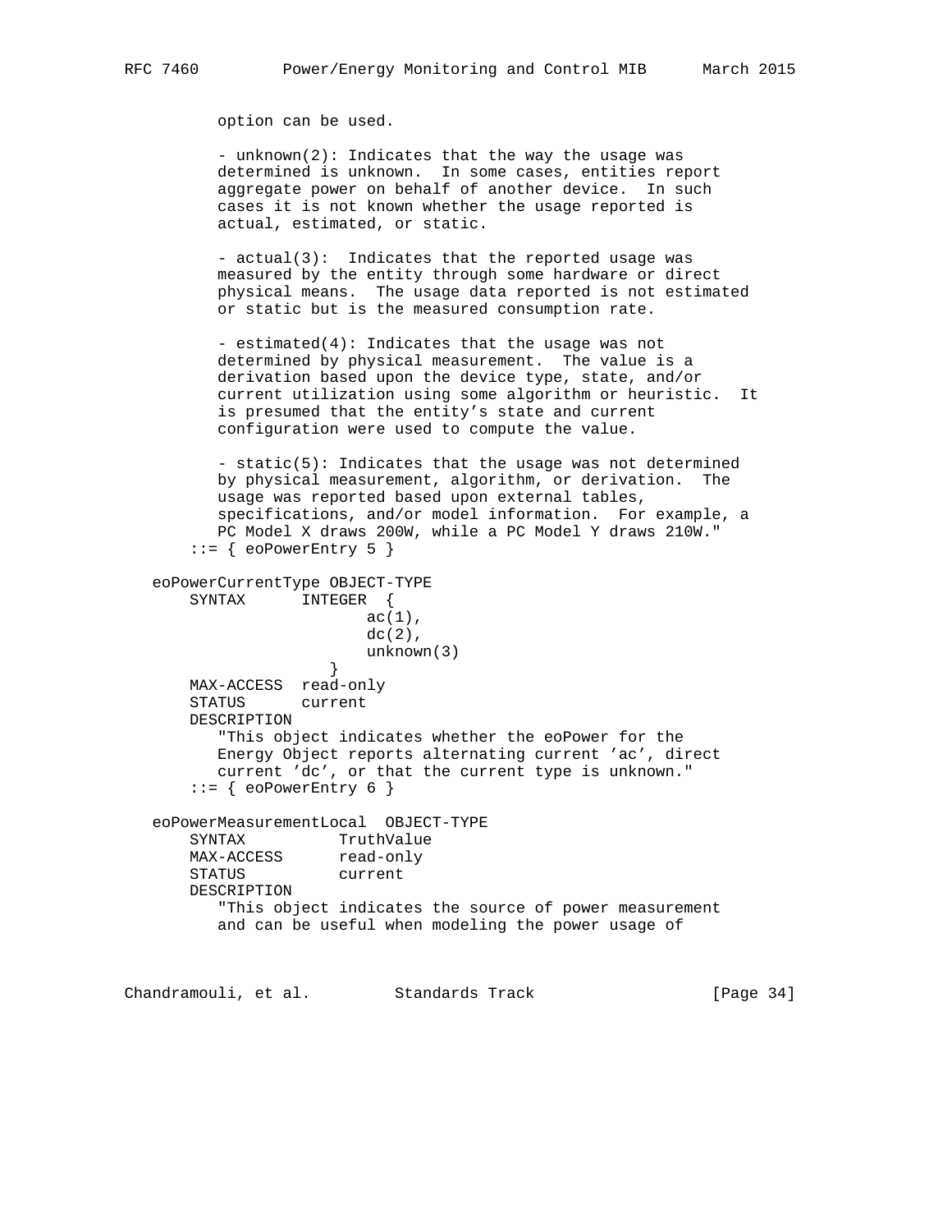```
          option can be used.

          - unknown(2): Indicates that the way the usage was
          determined is unknown.  In some cases, entities report
          aggregate power on behalf of another device.  In such
          cases it is not known whether the usage reported is
          actual, estimated, or static.

          - actual(3):  Indicates that the reported usage was
          measured by the entity through some hardware or direct
          physical means.  The usage data reported is not estimated
          or static but is the measured consumption rate.

          - estimated(4): Indicates that the usage was not
          determined by physical measurement.  The value is a
          derivation based upon the device type, state, and/or
          current utilization using some algorithm or heuristic.  It
          is presumed that the entity's state and current
          configuration were used to compute the value.

          - static(5): Indicates that the usage was not determined
          by physical measurement, algorithm, or derivation.  The
          usage was reported based upon external tables,
          specifications, and/or model information.  For example, a
          PC Model X draws 200W, while a PC Model Y draws 210W."
       ::= { eoPowerEntry 5 }

   eoPowerCurrentType OBJECT-TYPE
       SYNTAX      INTEGER  {
                         ac(1),
                         dc(2),
                         unknown(3)
                     }
       MAX-ACCESS  read-only
       STATUS      current
       DESCRIPTION
          "This object indicates whether the eoPower for the
          Energy Object reports alternating current 'ac', direct
          current 'dc', or that the current type is unknown."
       ::= { eoPowerEntry 6 }

   eoPowerMeasurementLocal  OBJECT-TYPE
       SYNTAX          TruthValue
       MAX-ACCESS      read-only
       STATUS          current
       DESCRIPTION
          "This object indicates the source of power measurement
          and can be useful when modeling the power usage of
```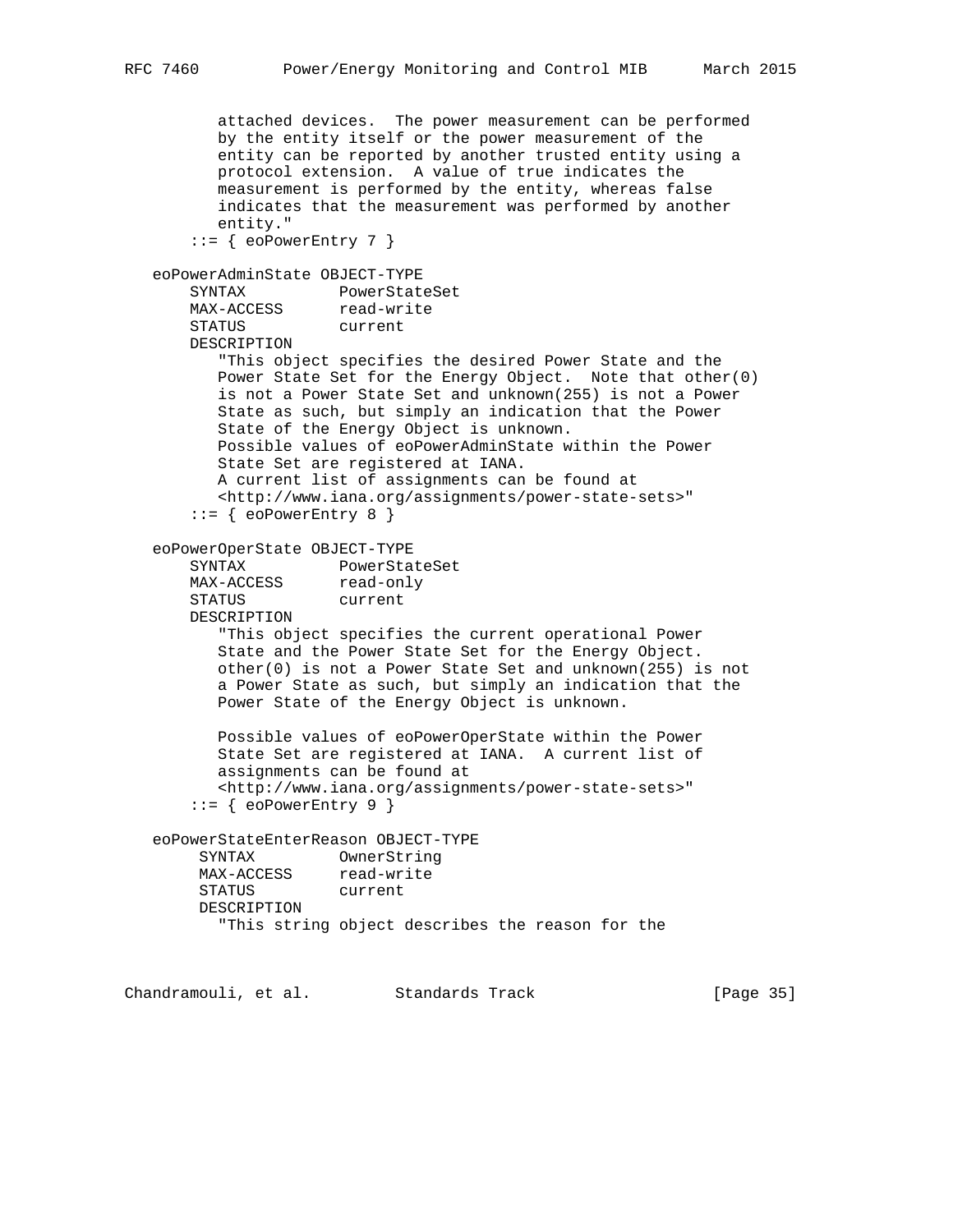```
         attached devices.  The power measurement can be performed
         by the entity itself or the power measurement of the
         entity can be reported by another trusted entity using a
         protocol extension.  A value of true indicates the
         measurement is performed by the entity, whereas false
         indicates that the measurement was performed by another
         entity."
      ::= { eoPowerEntry 7 }

   eoPowerAdminState OBJECT-TYPE
       SYNTAX          PowerStateSet
       MAX-ACCESS      read-write
       STATUS          current
       DESCRIPTION
          "This object specifies the desired Power State and the
          Power State Set for the Energy Object.  Note that other(0)
          is not a Power State Set and unknown(255) is not a Power
          State as such, but simply an indication that the Power
          State of the Energy Object is unknown.
          Possible values of eoPowerAdminState within the Power
          State Set are registered at IANA.
          A current list of assignments can be found at
          <http://www.iana.org/assignments/power-state-sets>"
      ::= { eoPowerEntry 8 }

   eoPowerOperState OBJECT-TYPE
       SYNTAX          PowerStateSet
       MAX-ACCESS      read-only
       STATUS          current
       DESCRIPTION
          "This object specifies the current operational Power
          State and the Power State Set for the Energy Object.
          other(0) is not a Power State Set and unknown(255) is not
          a Power State as such, but simply an indication that the
          Power State of the Energy Object is unknown.

          Possible values of eoPowerOperState within the Power
          State Set are registered at IANA.  A current list of
          assignments can be found at
          <http://www.iana.org/assignments/power-state-sets>"
      ::= { eoPowerEntry 9 }

   eoPowerStateEnterReason OBJECT-TYPE
        SYNTAX         OwnerString
        MAX-ACCESS     read-write
        STATUS         current
        DESCRIPTION
          "This string object describes the reason for the
```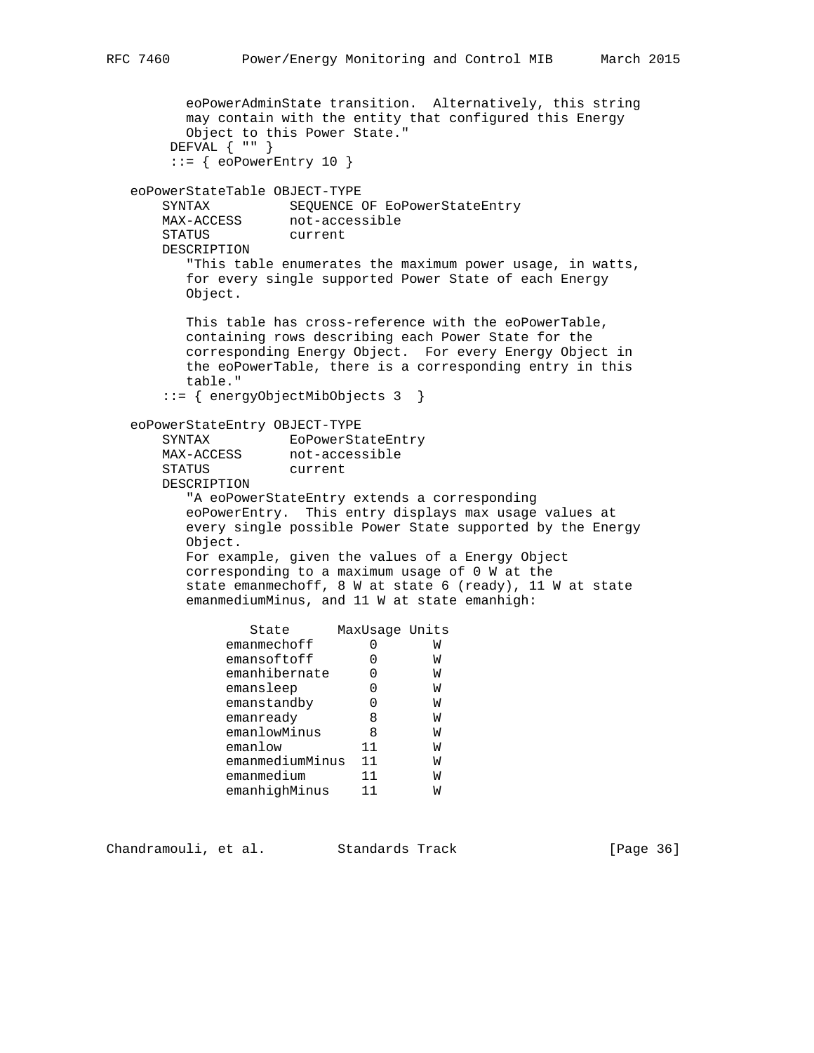```
         eoPowerAdminState transition.  Alternatively, this string
         may contain with the entity that configured this Energy
         Object to this Power State."
       DEFVAL { "" }
       ::= { eoPowerEntry 10 }

   eoPowerStateTable OBJECT-TYPE
       SYNTAX          SEQUENCE OF EoPowerStateEntry
       MAX-ACCESS      not-accessible
       STATUS          current
       DESCRIPTION
          "This table enumerates the maximum power usage, in watts,
          for every single supported Power State of each Energy
          Object.

          This table has cross-reference with the eoPowerTable,
          containing rows describing each Power State for the
          corresponding Energy Object.  For every Energy Object in
          the eoPowerTable, there is a corresponding entry in this
          table."
       ::= { energyObjectMibObjects 3  }

   eoPowerStateEntry OBJECT-TYPE
       SYNTAX          EoPowerStateEntry
       MAX-ACCESS      not-accessible
       STATUS          current
       DESCRIPTION
          "A eoPowerStateEntry extends a corresponding
          eoPowerEntry.  This entry displays max usage values at
          every single possible Power State supported by the Energy
          Object.
          For example, given the values of a Energy Object
          corresponding to a maximum usage of 0 W at the
          state emanmechoff, 8 W at state 6 (ready), 11 W at state
          emanmediumMinus, and 11 W at state emanhigh:

                 State      MaxUsage Units
               emanmechoff       0       W
               emansoftoff       0       W
               emanhibernate     0       W
               emansleep         0       W
               emanstandby       0       W
               emanready         8       W
               emanlowMinus      8       W
               emanlow          11       W
               emanmediumMinus  11       W
               emanmedium       11       W
               emanhighMinus    11       W
```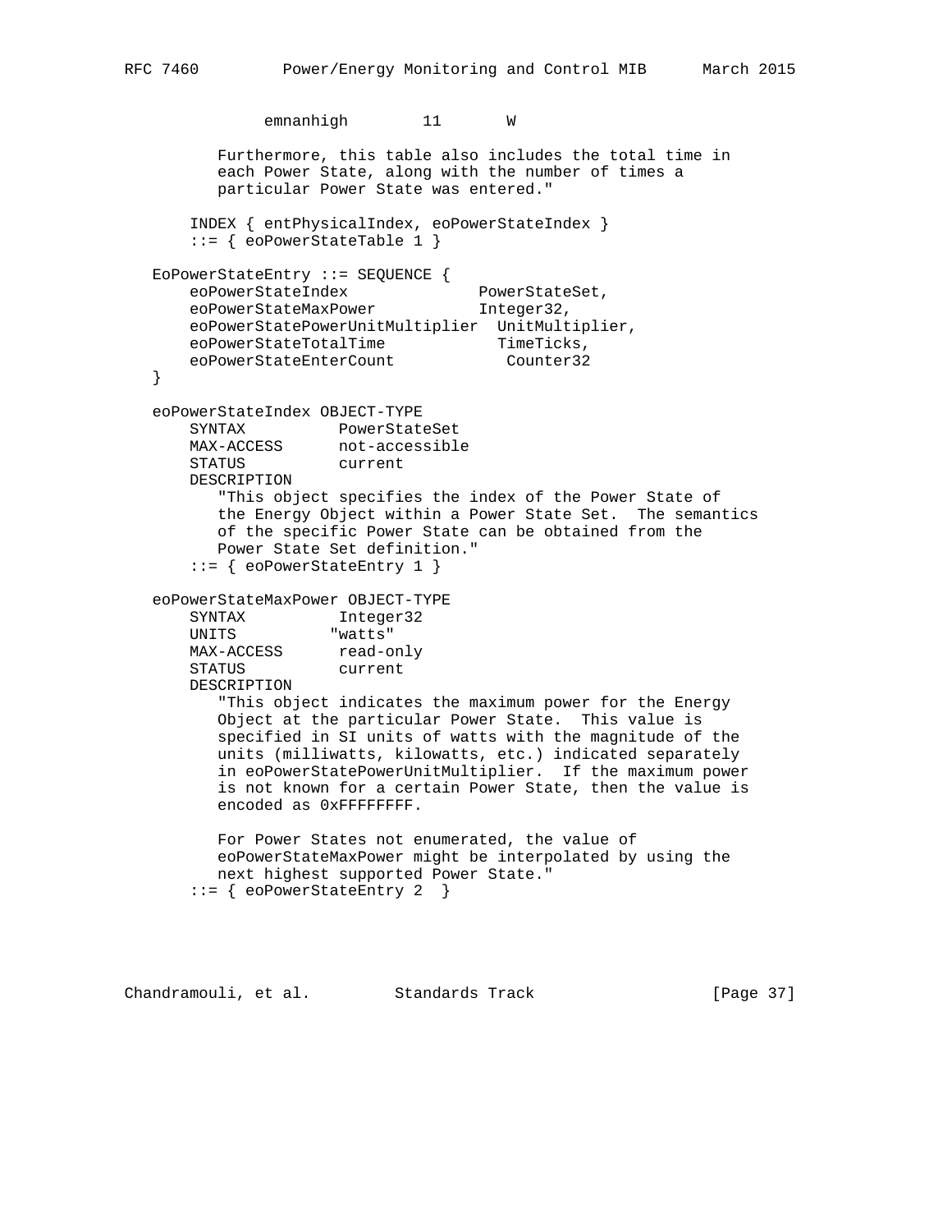```
              emnanhigh        11       W

          Furthermore, this table also includes the total time in
          each Power State, along with the number of times a
          particular Power State was entered."

       INDEX { entPhysicalIndex, eoPowerStateIndex }
       ::= { eoPowerStateTable 1 }

   EoPowerStateEntry ::= SEQUENCE {
       eoPowerStateIndex              PowerStateSet,
       eoPowerStateMaxPower           Integer32,
       eoPowerStatePowerUnitMultiplier  UnitMultiplier,
       eoPowerStateTotalTime            TimeTicks,
       eoPowerStateEnterCount            Counter32
   }

   eoPowerStateIndex OBJECT-TYPE
       SYNTAX          PowerStateSet
       MAX-ACCESS      not-accessible
       STATUS          current
       DESCRIPTION
          "This object specifies the index of the Power State of
          the Energy Object within a Power State Set.  The semantics
          of the specific Power State can be obtained from the
          Power State Set definition."
       ::= { eoPowerStateEntry 1 }

   eoPowerStateMaxPower OBJECT-TYPE
       SYNTAX          Integer32
       UNITS          "watts"
       MAX-ACCESS      read-only
       STATUS          current
       DESCRIPTION
          "This object indicates the maximum power for the Energy
          Object at the particular Power State.  This value is
          specified in SI units of watts with the magnitude of the
          units (milliwatts, kilowatts, etc.) indicated separately
          in eoPowerStatePowerUnitMultiplier.  If the maximum power
          is not known for a certain Power State, then the value is
          encoded as 0xFFFFFFFF.

          For Power States not enumerated, the value of
          eoPowerStateMaxPower might be interpolated by using the
          next highest supported Power State."
       ::= { eoPowerStateEntry 2  }
```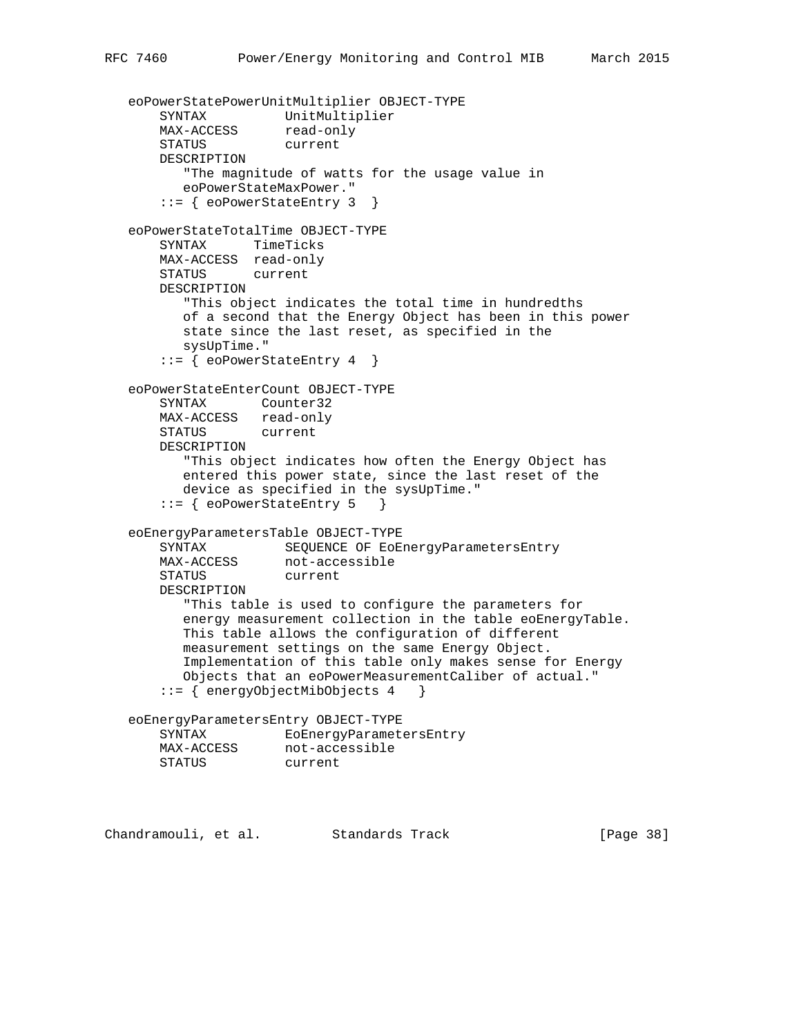```
   eoPowerStatePowerUnitMultiplier OBJECT-TYPE
       SYNTAX          UnitMultiplier
       MAX-ACCESS      read-only
       STATUS          current
       DESCRIPTION
          "The magnitude of watts for the usage value in
          eoPowerStateMaxPower."
       ::= { eoPowerStateEntry 3  }

   eoPowerStateTotalTime OBJECT-TYPE
       SYNTAX      TimeTicks
       MAX-ACCESS  read-only
       STATUS      current
       DESCRIPTION
          "This object indicates the total time in hundredths
          of a second that the Energy Object has been in this power
          state since the last reset, as specified in the
          sysUpTime."
       ::= { eoPowerStateEntry 4  }

   eoPowerStateEnterCount OBJECT-TYPE
       SYNTAX       Counter32
       MAX-ACCESS   read-only
       STATUS       current
       DESCRIPTION
          "This object indicates how often the Energy Object has
          entered this power state, since the last reset of the
          device as specified in the sysUpTime."
       ::= { eoPowerStateEntry 5   }

   eoEnergyParametersTable OBJECT-TYPE
       SYNTAX          SEQUENCE OF EoEnergyParametersEntry
       MAX-ACCESS      not-accessible
       STATUS          current
       DESCRIPTION
          "This table is used to configure the parameters for
          energy measurement collection in the table eoEnergyTable.
          This table allows the configuration of different
          measurement settings on the same Energy Object.
          Implementation of this table only makes sense for Energy
          Objects that an eoPowerMeasurementCaliber of actual."
       ::= { energyObjectMibObjects 4   }

   eoEnergyParametersEntry OBJECT-TYPE
       SYNTAX          EoEnergyParametersEntry
       MAX-ACCESS      not-accessible
       STATUS          current
```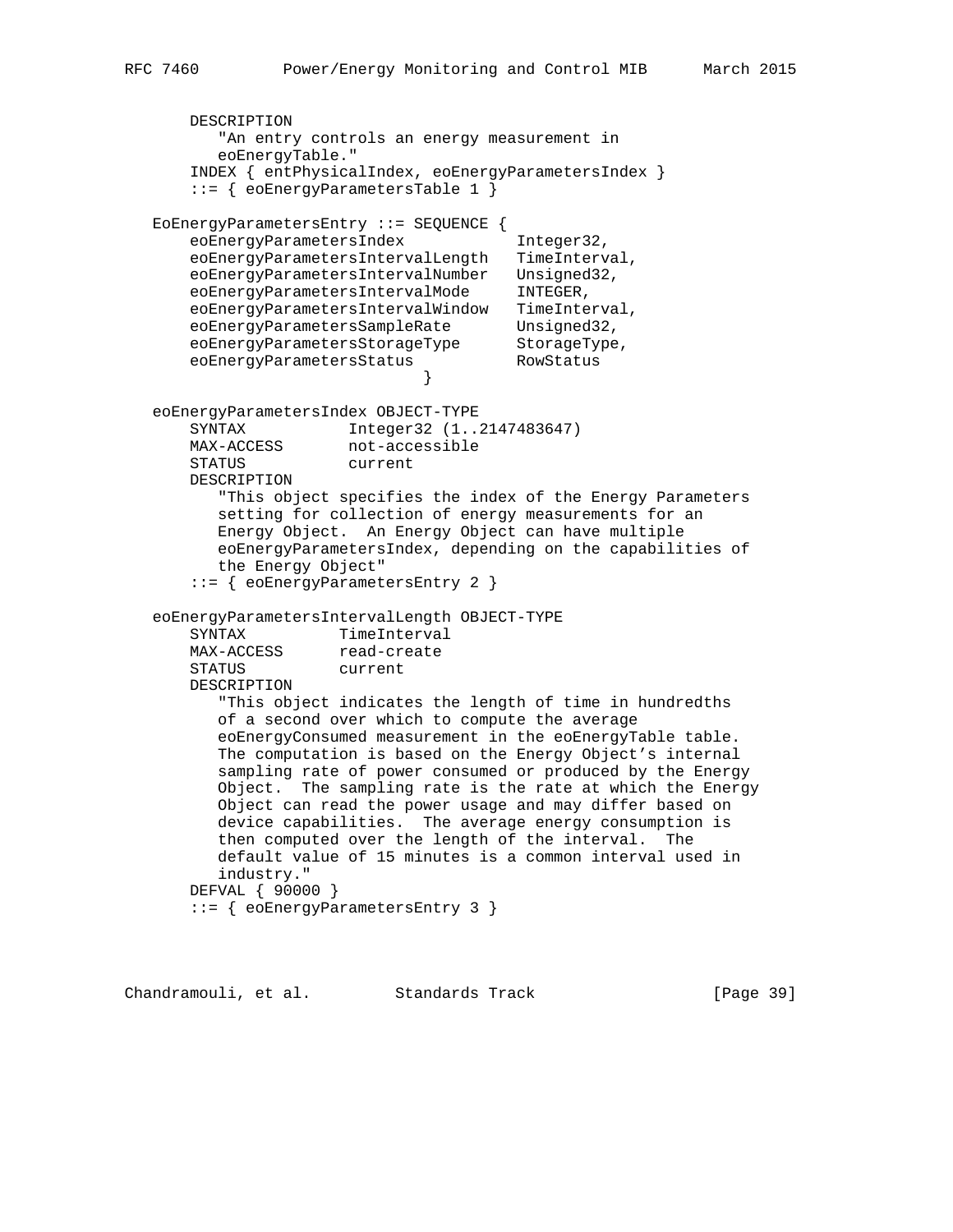```
       DESCRIPTION
          "An entry controls an energy measurement in
          eoEnergyTable."
       INDEX { entPhysicalIndex, eoEnergyParametersIndex }
       ::= { eoEnergyParametersTable 1 }

   EoEnergyParametersEntry ::= SEQUENCE {
       eoEnergyParametersIndex            Integer32,
       eoEnergyParametersIntervalLength   TimeInterval,
       eoEnergyParametersIntervalNumber   Unsigned32,
       eoEnergyParametersIntervalMode     INTEGER,
       eoEnergyParametersIntervalWindow   TimeInterval,
       eoEnergyParametersSampleRate       Unsigned32,
       eoEnergyParametersStorageType      StorageType,
       eoEnergyParametersStatus           RowStatus
                                 }

   eoEnergyParametersIndex OBJECT-TYPE
       SYNTAX           Integer32 (1..2147483647)
       MAX-ACCESS       not-accessible
       STATUS           current
       DESCRIPTION
          "This object specifies the index of the Energy Parameters
          setting for collection of energy measurements for an
          Energy Object.  An Energy Object can have multiple
          eoEnergyParametersIndex, depending on the capabilities of
          the Energy Object"
       ::= { eoEnergyParametersEntry 2 }

   eoEnergyParametersIntervalLength OBJECT-TYPE
       SYNTAX          TimeInterval
       MAX-ACCESS      read-create
       STATUS          current
       DESCRIPTION
          "This object indicates the length of time in hundredths
          of a second over which to compute the average
          eoEnergyConsumed measurement in the eoEnergyTable table.
          The computation is based on the Energy Object's internal
          sampling rate of power consumed or produced by the Energy
          Object.  The sampling rate is the rate at which the Energy
          Object can read the power usage and may differ based on
          device capabilities.  The average energy consumption is
          then computed over the length of the interval.  The
          default value of 15 minutes is a common interval used in
          industry."
       DEFVAL { 90000 }
       ::= { eoEnergyParametersEntry 3 }
```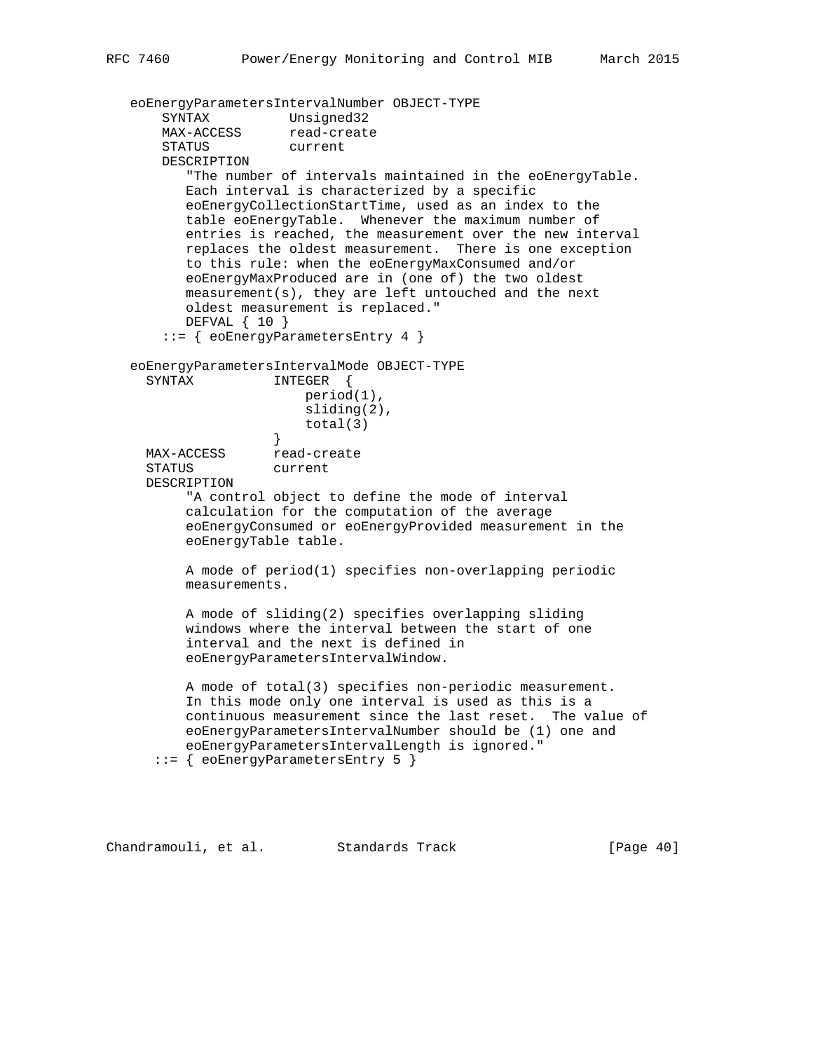```
   eoEnergyParametersIntervalNumber OBJECT-TYPE
       SYNTAX          Unsigned32
       MAX-ACCESS      read-create
       STATUS          current
       DESCRIPTION
          "The number of intervals maintained in the eoEnergyTable.
          Each interval is characterized by a specific
          eoEnergyCollectionStartTime, used as an index to the
          table eoEnergyTable.  Whenever the maximum number of
          entries is reached, the measurement over the new interval
          replaces the oldest measurement.  There is one exception
          to this rule: when the eoEnergyMaxConsumed and/or
          eoEnergyMaxProduced are in (one of) the two oldest
          measurement(s), they are left untouched and the next
          oldest measurement is replaced."
          DEFVAL { 10 }
       ::= { eoEnergyParametersEntry 4 }

   eoEnergyParametersIntervalMode OBJECT-TYPE
     SYNTAX          INTEGER  {
                         period(1),
                         sliding(2),
                         total(3)
                     }
     MAX-ACCESS      read-create
     STATUS          current
     DESCRIPTION
          "A control object to define the mode of interval
          calculation for the computation of the average
          eoEnergyConsumed or eoEnergyProvided measurement in the
          eoEnergyTable table.

          A mode of period(1) specifies non-overlapping periodic
          measurements.

          A mode of sliding(2) specifies overlapping sliding
          windows where the interval between the start of one
          interval and the next is defined in
          eoEnergyParametersIntervalWindow.

          A mode of total(3) specifies non-periodic measurement.
          In this mode only one interval is used as this is a
          continuous measurement since the last reset.  The value of
          eoEnergyParametersIntervalNumber should be (1) one and
          eoEnergyParametersIntervalLength is ignored."
      ::= { eoEnergyParametersEntry 5 }
```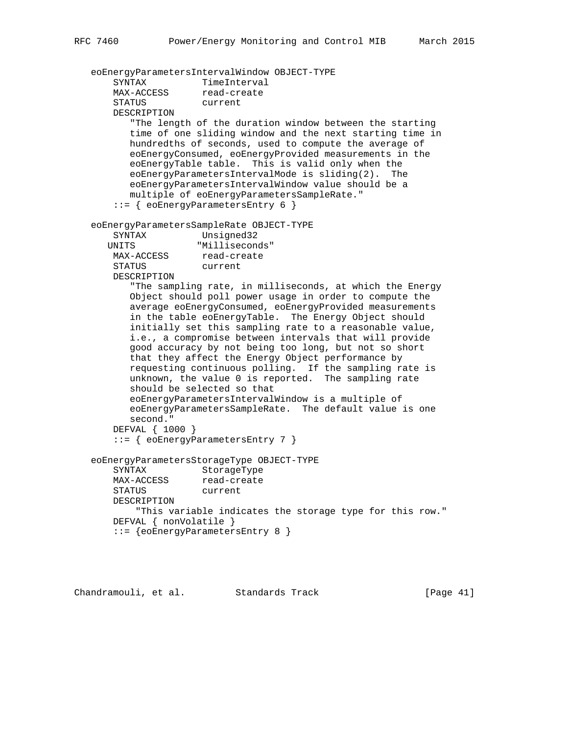```
   eoEnergyParametersIntervalWindow OBJECT-TYPE
       SYNTAX          TimeInterval
       MAX-ACCESS      read-create
       STATUS          current
       DESCRIPTION
          "The length of the duration window between the starting
          time of one sliding window and the next starting time in
          hundredths of seconds, used to compute the average of
          eoEnergyConsumed, eoEnergyProvided measurements in the
          eoEnergyTable table.  This is valid only when the
          eoEnergyParametersIntervalMode is sliding(2).  The
          eoEnergyParametersIntervalWindow value should be a
          multiple of eoEnergyParametersSampleRate."
       ::= { eoEnergyParametersEntry 6 }

   eoEnergyParametersSampleRate OBJECT-TYPE
       SYNTAX          Unsigned32
      UNITS           "Milliseconds"
       MAX-ACCESS      read-create
       STATUS          current
       DESCRIPTION
          "The sampling rate, in milliseconds, at which the Energy
          Object should poll power usage in order to compute the
          average eoEnergyConsumed, eoEnergyProvided measurements
          in the table eoEnergyTable.  The Energy Object should
          initially set this sampling rate to a reasonable value,
          i.e., a compromise between intervals that will provide
          good accuracy by not being too long, but not so short
          that they affect the Energy Object performance by
          requesting continuous polling.  If the sampling rate is
          unknown, the value 0 is reported.  The sampling rate
          should be selected so that
          eoEnergyParametersIntervalWindow is a multiple of
          eoEnergyParametersSampleRate.  The default value is one
          second."
       DEFVAL { 1000 }
       ::= { eoEnergyParametersEntry 7 }

   eoEnergyParametersStorageType OBJECT-TYPE
       SYNTAX          StorageType
       MAX-ACCESS      read-create
       STATUS          current
       DESCRIPTION
           "This variable indicates the storage type for this row."
       DEFVAL { nonVolatile }
       ::= {eoEnergyParametersEntry 8 }
```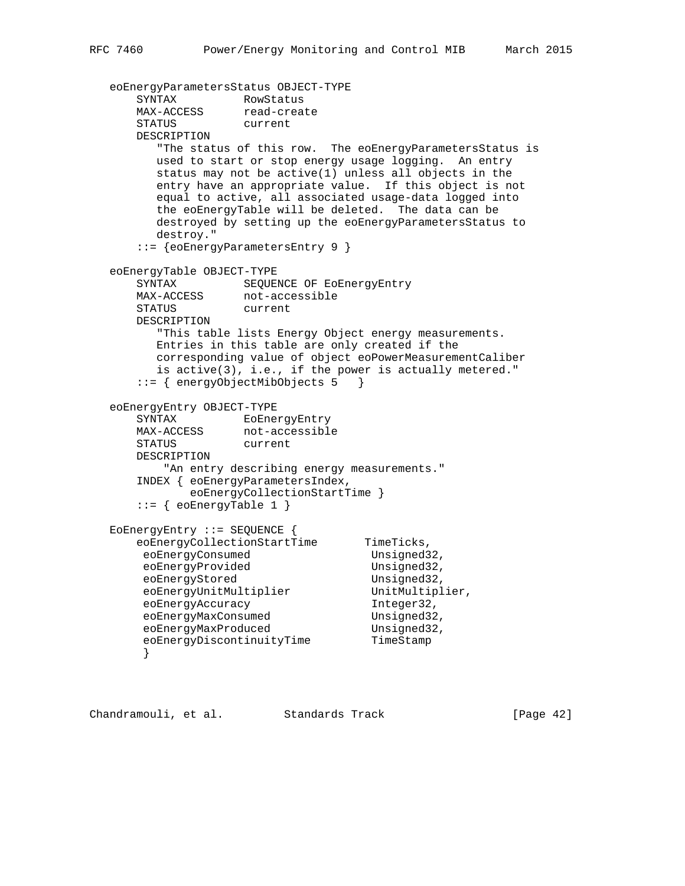```
   eoEnergyParametersStatus OBJECT-TYPE
       SYNTAX          RowStatus
       MAX-ACCESS      read-create
       STATUS          current
       DESCRIPTION
          "The status of this row.  The eoEnergyParametersStatus is
          used to start or stop energy usage logging.  An entry
          status may not be active(1) unless all objects in the
          entry have an appropriate value.  If this object is not
          equal to active, all associated usage-data logged into
          the eoEnergyTable will be deleted.  The data can be
          destroyed by setting up the eoEnergyParametersStatus to
          destroy."
       ::= {eoEnergyParametersEntry 9 }

   eoEnergyTable OBJECT-TYPE
       SYNTAX          SEQUENCE OF EoEnergyEntry
       MAX-ACCESS      not-accessible
       STATUS          current
       DESCRIPTION
          "This table lists Energy Object energy measurements.
          Entries in this table are only created if the
          corresponding value of object eoPowerMeasurementCaliber
          is active(3), i.e., if the power is actually metered."
       ::= { energyObjectMibObjects 5   }

   eoEnergyEntry OBJECT-TYPE
       SYNTAX          EoEnergyEntry
       MAX-ACCESS      not-accessible
       STATUS          current
       DESCRIPTION
           "An entry describing energy measurements."
       INDEX { eoEnergyParametersIndex,
               eoEnergyCollectionStartTime }
       ::= { eoEnergyTable 1 }

   EoEnergyEntry ::= SEQUENCE {
       eoEnergyCollectionStartTime       TimeTicks,
        eoEnergyConsumed                  Unsigned32,
        eoEnergyProvided                  Unsigned32,
        eoEnergyStored                    Unsigned32,
        eoEnergyUnitMultiplier            UnitMultiplier,
        eoEnergyAccuracy                  Integer32,
        eoEnergyMaxConsumed               Unsigned32,
        eoEnergyMaxProduced               Unsigned32,
        eoEnergyDiscontinuityTime         TimeStamp
        }
```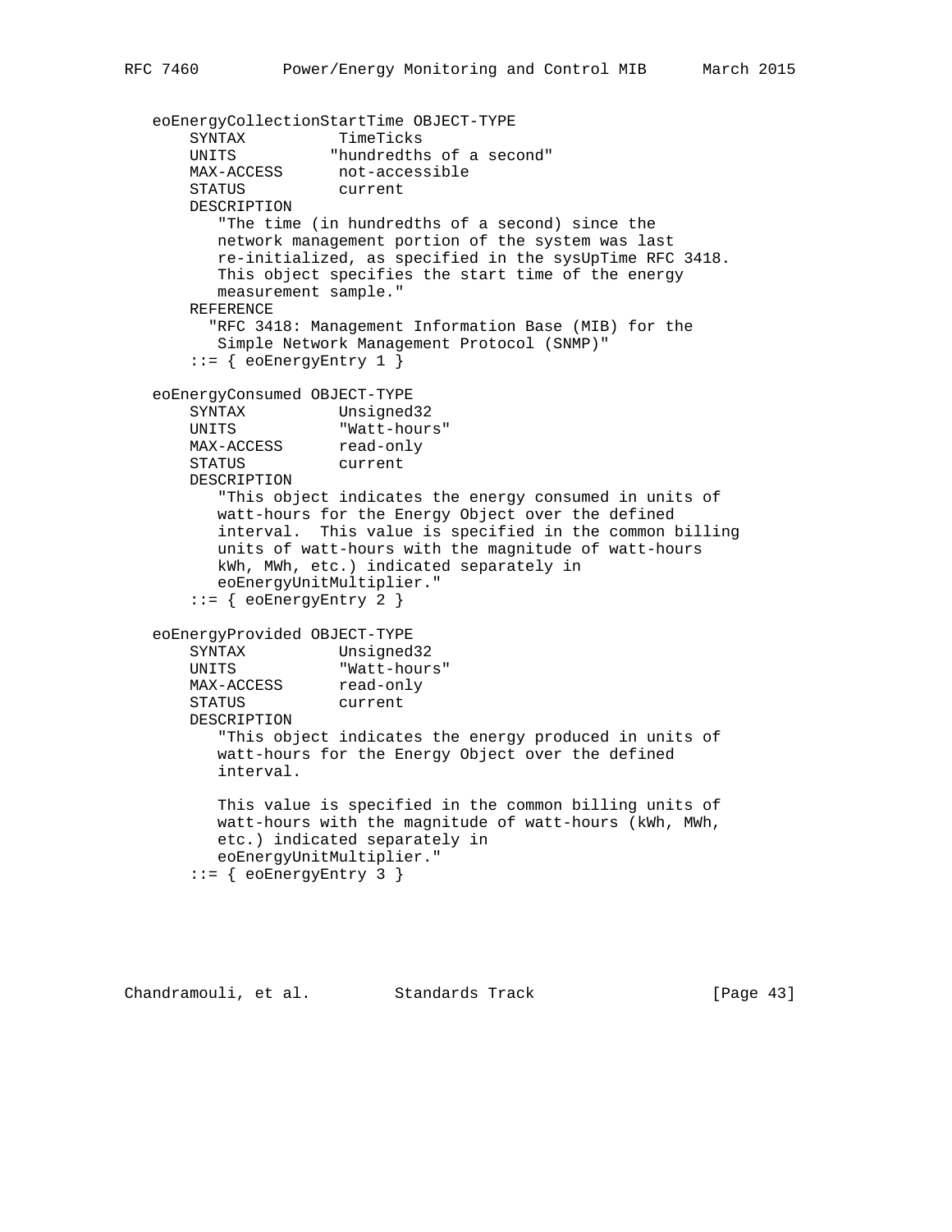```
   eoEnergyCollectionStartTime OBJECT-TYPE
       SYNTAX          TimeTicks
       UNITS          "hundredths of a second"
       MAX-ACCESS      not-accessible
       STATUS          current
       DESCRIPTION
          "The time (in hundredths of a second) since the
          network management portion of the system was last
          re-initialized, as specified in the sysUpTime RFC 3418.
          This object specifies the start time of the energy
          measurement sample."
       REFERENCE
         "RFC 3418: Management Information Base (MIB) for the
          Simple Network Management Protocol (SNMP)"
       ::= { eoEnergyEntry 1 }

   eoEnergyConsumed OBJECT-TYPE
       SYNTAX          Unsigned32
       UNITS           "Watt-hours"
       MAX-ACCESS      read-only
       STATUS          current
       DESCRIPTION
          "This object indicates the energy consumed in units of
          watt-hours for the Energy Object over the defined
          interval.  This value is specified in the common billing
          units of watt-hours with the magnitude of watt-hours
          kWh, MWh, etc.) indicated separately in
          eoEnergyUnitMultiplier."
       ::= { eoEnergyEntry 2 }

   eoEnergyProvided OBJECT-TYPE
       SYNTAX          Unsigned32
       UNITS           "Watt-hours"
       MAX-ACCESS      read-only
       STATUS          current
       DESCRIPTION
          "This object indicates the energy produced in units of
          watt-hours for the Energy Object over the defined
          interval.

          This value is specified in the common billing units of
          watt-hours with the magnitude of watt-hours (kWh, MWh,
          etc.) indicated separately in
          eoEnergyUnitMultiplier."
       ::= { eoEnergyEntry 3 }
```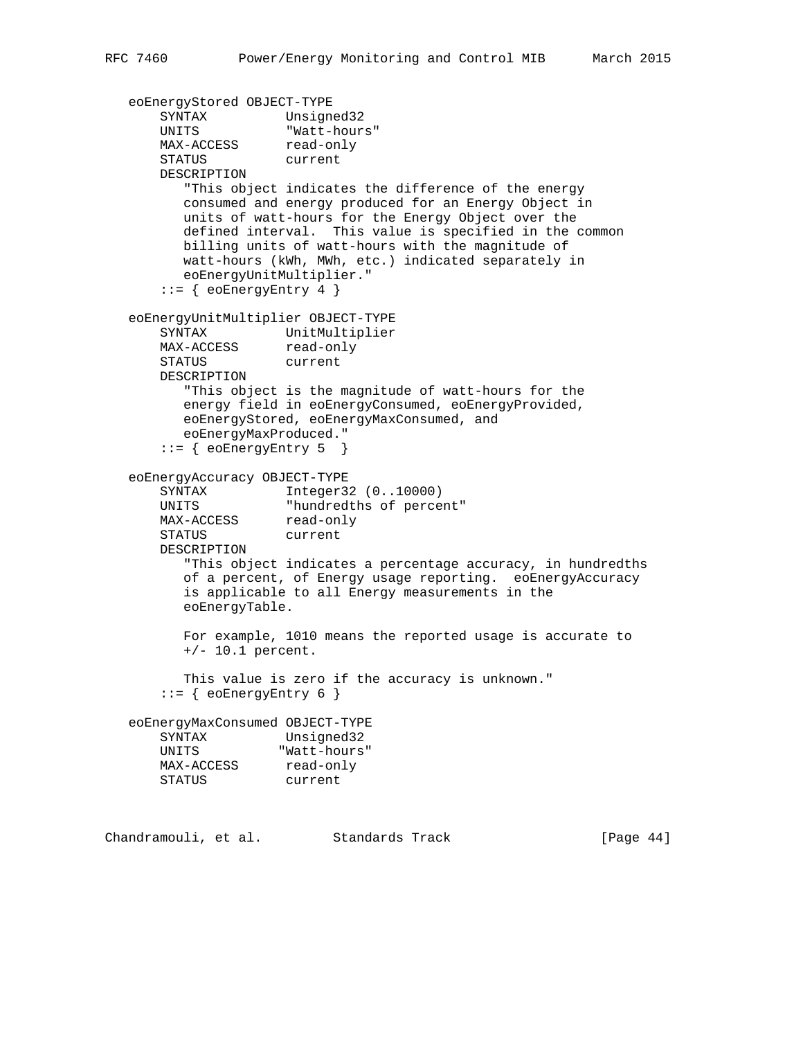```
   eoEnergyStored OBJECT-TYPE
       SYNTAX          Unsigned32
       UNITS           "Watt-hours"
       MAX-ACCESS      read-only
       STATUS          current
       DESCRIPTION
          "This object indicates the difference of the energy
          consumed and energy produced for an Energy Object in
          units of watt-hours for the Energy Object over the
          defined interval.  This value is specified in the common
          billing units of watt-hours with the magnitude of
          watt-hours (kWh, MWh, etc.) indicated separately in
          eoEnergyUnitMultiplier."
       ::= { eoEnergyEntry 4 }

   eoEnergyUnitMultiplier OBJECT-TYPE
       SYNTAX          UnitMultiplier
       MAX-ACCESS      read-only
       STATUS          current
       DESCRIPTION
          "This object is the magnitude of watt-hours for the
          energy field in eoEnergyConsumed, eoEnergyProvided,
          eoEnergyStored, eoEnergyMaxConsumed, and
          eoEnergyMaxProduced."
       ::= { eoEnergyEntry 5  }

   eoEnergyAccuracy OBJECT-TYPE
       SYNTAX          Integer32 (0..10000)
       UNITS           "hundredths of percent"
       MAX-ACCESS      read-only
       STATUS          current
       DESCRIPTION
          "This object indicates a percentage accuracy, in hundredths
          of a percent, of Energy usage reporting.  eoEnergyAccuracy
          is applicable to all Energy measurements in the
          eoEnergyTable.

          For example, 1010 means the reported usage is accurate to
          +/- 10.1 percent.

          This value is zero if the accuracy is unknown."
       ::= { eoEnergyEntry 6 }

   eoEnergyMaxConsumed OBJECT-TYPE
       SYNTAX          Unsigned32
       UNITS          "Watt-hours"
       MAX-ACCESS      read-only
       STATUS          current
```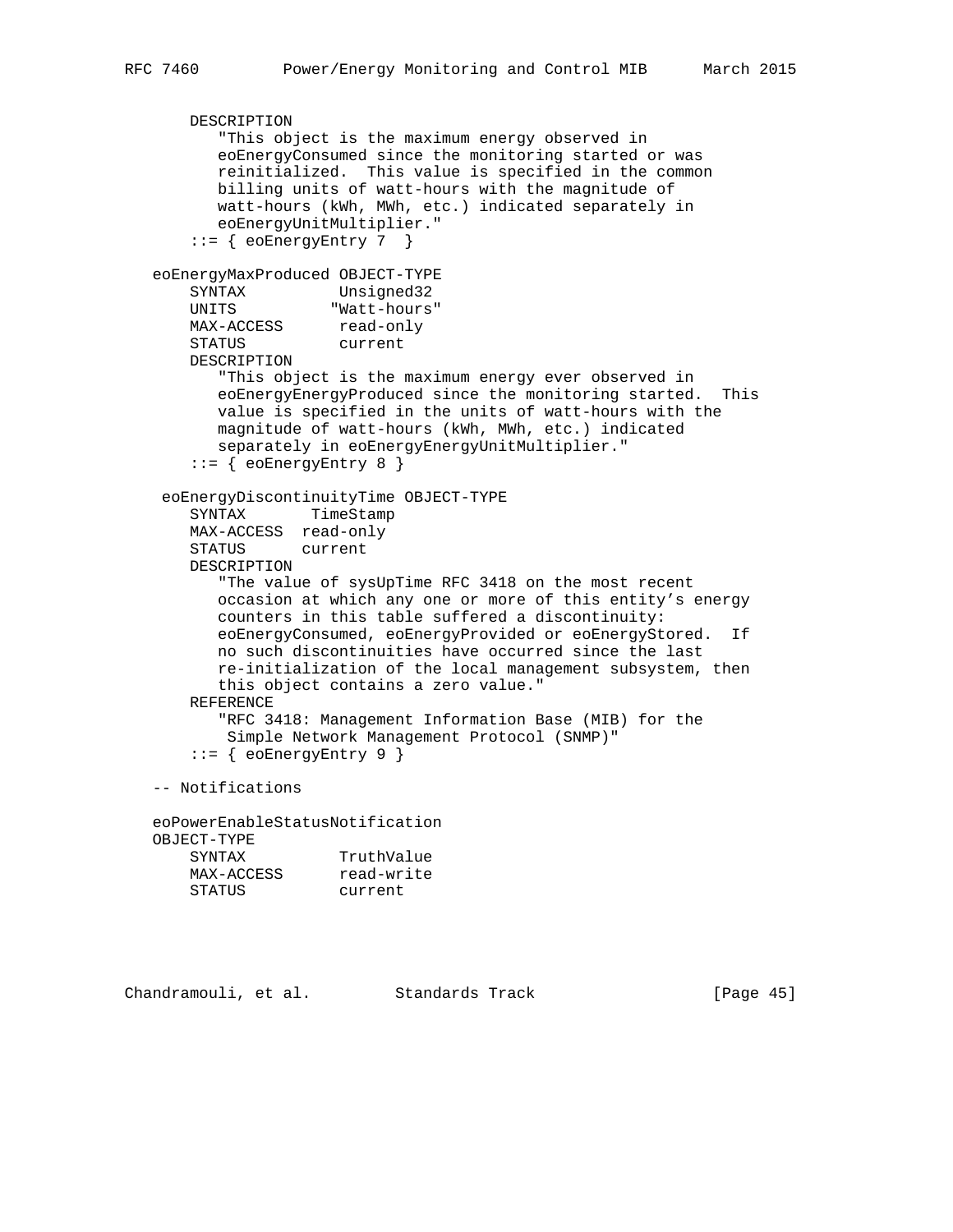```
       DESCRIPTION
          "This object is the maximum energy observed in
          eoEnergyConsumed since the monitoring started or was
          reinitialized.  This value is specified in the common
          billing units of watt-hours with the magnitude of
          watt-hours (kWh, MWh, etc.) indicated separately in
          eoEnergyUnitMultiplier."
       ::= { eoEnergyEntry 7  }

   eoEnergyMaxProduced OBJECT-TYPE
       SYNTAX          Unsigned32
       UNITS          "Watt-hours"
       MAX-ACCESS      read-only
       STATUS          current
       DESCRIPTION
          "This object is the maximum energy ever observed in
          eoEnergyEnergyProduced since the monitoring started.  This
          value is specified in the units of watt-hours with the
          magnitude of watt-hours (kWh, MWh, etc.) indicated
          separately in eoEnergyEnergyUnitMultiplier."
       ::= { eoEnergyEntry 8 }

    eoEnergyDiscontinuityTime OBJECT-TYPE
       SYNTAX       TimeStamp
       MAX-ACCESS  read-only
       STATUS      current
       DESCRIPTION
          "The value of sysUpTime RFC 3418 on the most recent
          occasion at which any one or more of this entity's energy
          counters in this table suffered a discontinuity:
          eoEnergyConsumed, eoEnergyProvided or eoEnergyStored.  If
          no such discontinuities have occurred since the last
          re-initialization of the local management subsystem, then
          this object contains a zero value."
       REFERENCE
          "RFC 3418: Management Information Base (MIB) for the
           Simple Network Management Protocol (SNMP)"
       ::= { eoEnergyEntry 9 }

   -- Notifications

   eoPowerEnableStatusNotification
   OBJECT-TYPE
       SYNTAX          TruthValue
       MAX-ACCESS      read-write
       STATUS          current
```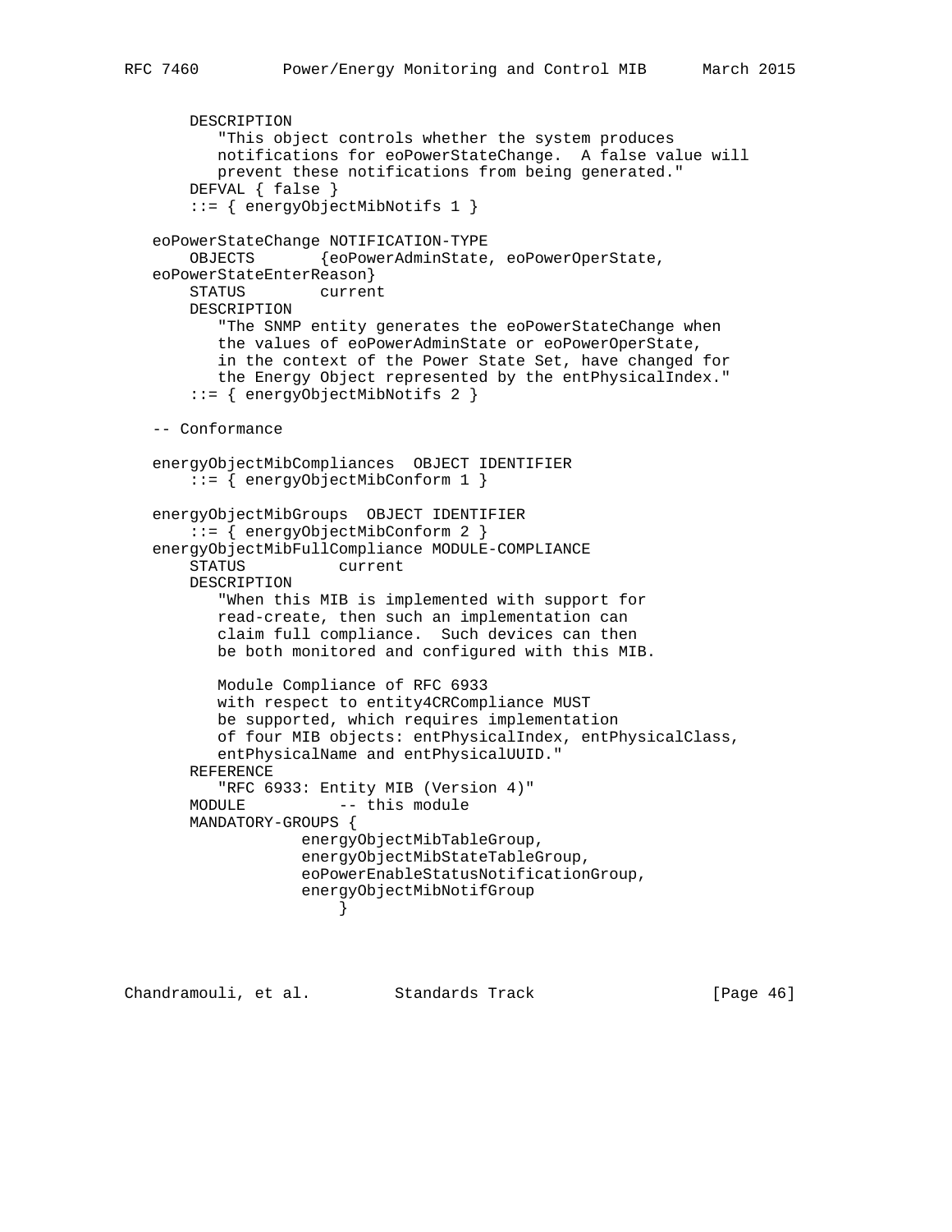```
       DESCRIPTION
          "This object controls whether the system produces
          notifications for eoPowerStateChange.  A false value will
          prevent these notifications from being generated."
       DEFVAL { false }
       ::= { energyObjectMibNotifs 1 }

   eoPowerStateChange NOTIFICATION-TYPE
       OBJECTS       {eoPowerAdminState, eoPowerOperState,
   eoPowerStateEnterReason}
       STATUS        current
       DESCRIPTION
          "The SNMP entity generates the eoPowerStateChange when
          the values of eoPowerAdminState or eoPowerOperState,
          in the context of the Power State Set, have changed for
          the Energy Object represented by the entPhysicalIndex."
       ::= { energyObjectMibNotifs 2 }

   -- Conformance

   energyObjectMibCompliances  OBJECT IDENTIFIER
       ::= { energyObjectMibConform 1 }

   energyObjectMibGroups  OBJECT IDENTIFIER
       ::= { energyObjectMibConform 2 }
   energyObjectMibFullCompliance MODULE-COMPLIANCE
       STATUS          current
       DESCRIPTION
          "When this MIB is implemented with support for
          read-create, then such an implementation can
          claim full compliance.  Such devices can then
          be both monitored and configured with this MIB.

          Module Compliance of RFC 6933
          with respect to entity4CRCompliance MUST
          be supported, which requires implementation
          of four MIB objects: entPhysicalIndex, entPhysicalClass,
          entPhysicalName and entPhysicalUUID."
       REFERENCE
          "RFC 6933: Entity MIB (Version 4)"
       MODULE          -- this module
       MANDATORY-GROUPS {
                 energyObjectMibTableGroup,
                 energyObjectMibStateTableGroup,
                 eoPowerEnableStatusNotificationGroup,
                 energyObjectMibNotifGroup
                     }
```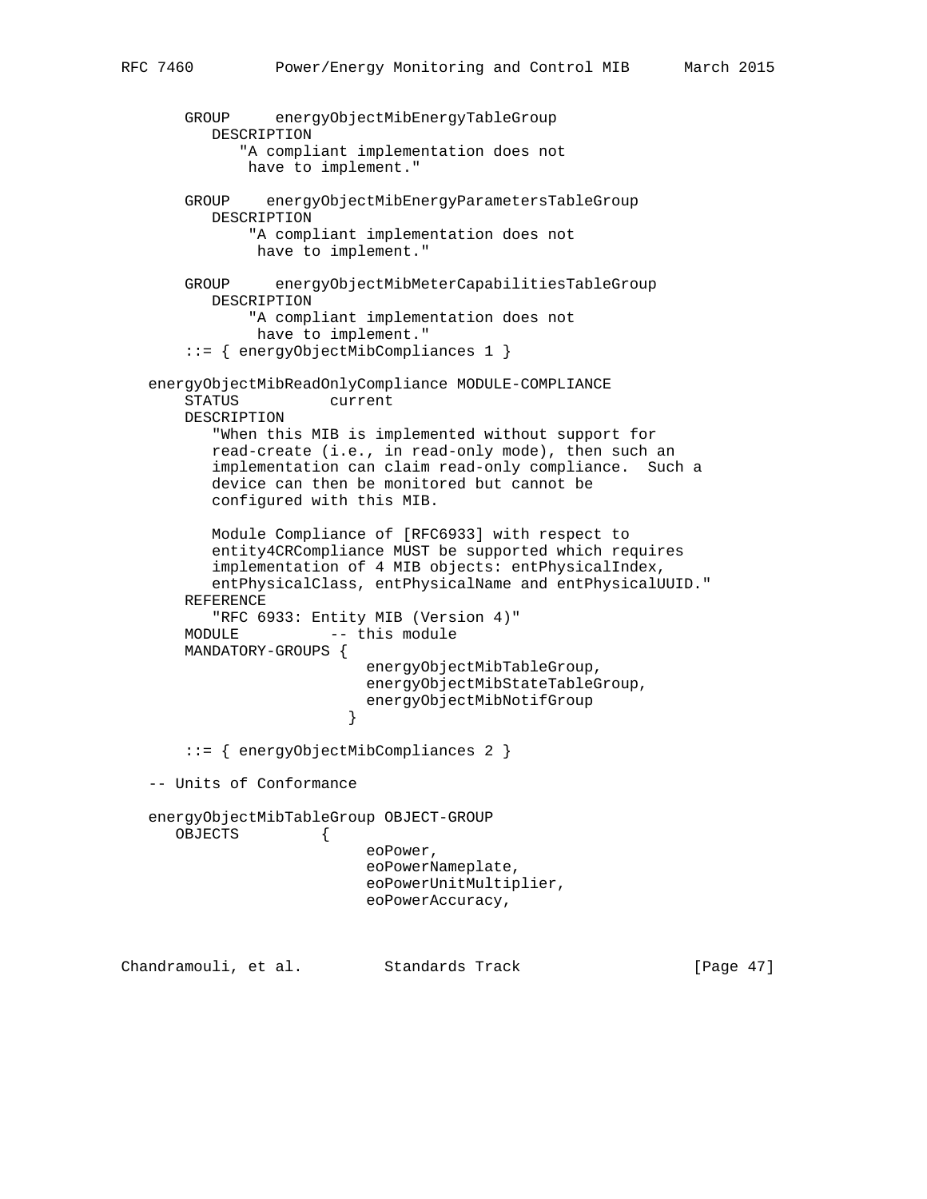```
       GROUP     energyObjectMibEnergyTableGroup
          DESCRIPTION
             "A compliant implementation does not
              have to implement."

       GROUP    energyObjectMibEnergyParametersTableGroup
          DESCRIPTION
              "A compliant implementation does not
               have to implement."

       GROUP     energyObjectMibMeterCapabilitiesTableGroup
          DESCRIPTION
              "A compliant implementation does not
               have to implement."
       ::= { energyObjectMibCompliances 1 }

   energyObjectMibReadOnlyCompliance MODULE-COMPLIANCE
       STATUS          current
       DESCRIPTION
          "When this MIB is implemented without support for
          read-create (i.e., in read-only mode), then such an
          implementation can claim read-only compliance.  Such a
          device can then be monitored but cannot be
          configured with this MIB.

          Module Compliance of [RFC6933] with respect to
          entity4CRCompliance MUST be supported which requires
          implementation of 4 MIB objects: entPhysicalIndex,
          entPhysicalClass, entPhysicalName and entPhysicalUUID."
       REFERENCE
          "RFC 6933: Entity MIB (Version 4)"
       MODULE          -- this module
       MANDATORY-GROUPS {
                          energyObjectMibTableGroup,
                          energyObjectMibStateTableGroup,
                          energyObjectMibNotifGroup
                        }

       ::= { energyObjectMibCompliances 2 }

   -- Units of Conformance

   energyObjectMibTableGroup OBJECT-GROUP
      OBJECTS         {
                          eoPower,
                          eoPowerNameplate,
                          eoPowerUnitMultiplier,
                          eoPowerAccuracy,
```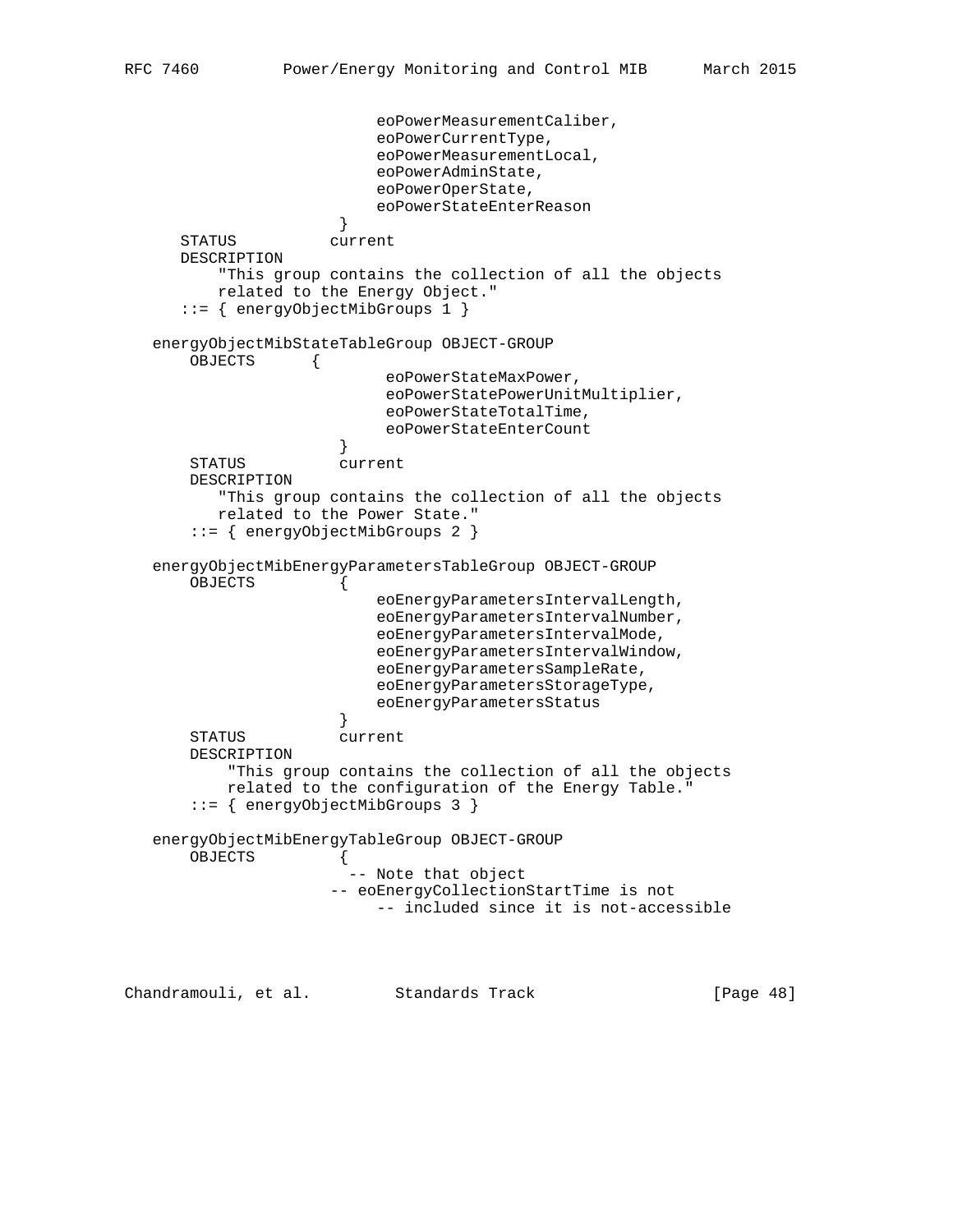```
                           eoPowerMeasurementCaliber,
                           eoPowerCurrentType,
                           eoPowerMeasurementLocal,
                           eoPowerAdminState,
                           eoPowerOperState,
                           eoPowerStateEnterReason
                       }
       STATUS           current
       DESCRIPTION
          "This group contains the collection of all the objects
          related to the Energy Object."
       ::= { energyObjectMibGroups 1 }

   energyObjectMibStateTableGroup OBJECT-GROUP
       OBJECTS      {
                            eoPowerStateMaxPower,
                            eoPowerStatePowerUnitMultiplier,
                            eoPowerStateTotalTime,
                            eoPowerStateEnterCount
                       }
        STATUS           current
        DESCRIPTION
           "This group contains the collection of all the objects
           related to the Power State."
        ::= { energyObjectMibGroups 2 }

   energyObjectMibEnergyParametersTableGroup OBJECT-GROUP
        OBJECTS          {
                           eoEnergyParametersIntervalLength,
                           eoEnergyParametersIntervalNumber,
                           eoEnergyParametersIntervalMode,
                           eoEnergyParametersIntervalWindow,
                           eoEnergyParametersSampleRate,
                           eoEnergyParametersStorageType,
                           eoEnergyParametersStatus
                       }
        STATUS           current
        DESCRIPTION
            "This group contains the collection of all the objects
            related to the configuration of the Energy Table."
        ::= { energyObjectMibGroups 3 }

   energyObjectMibEnergyTableGroup OBJECT-GROUP
        OBJECTS          {
                        -- Note that object
                      -- eoEnergyCollectionStartTime is not
                           -- included since it is not-accessible
```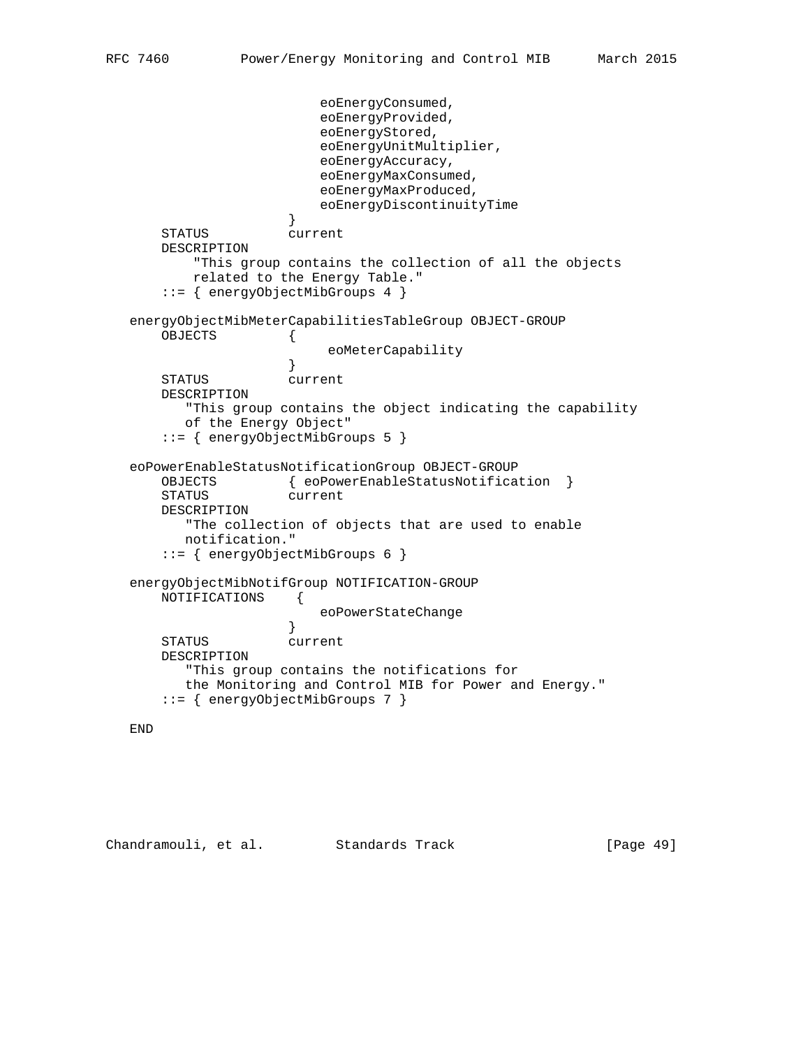```
                          eoEnergyConsumed,
                          eoEnergyProvided,
                          eoEnergyStored,
                          eoEnergyUnitMultiplier,
                          eoEnergyAccuracy,
                          eoEnergyMaxConsumed,
                          eoEnergyMaxProduced,
                          eoEnergyDiscontinuityTime
                      }
       STATUS          current
       DESCRIPTION
           "This group contains the collection of all the objects
           related to the Energy Table."
       ::= { energyObjectMibGroups 4 }

   energyObjectMibMeterCapabilitiesTableGroup OBJECT-GROUP
       OBJECTS         {
                           eoMeterCapability
                       }
       STATUS          current
       DESCRIPTION
          "This group contains the object indicating the capability
          of the Energy Object"
       ::= { energyObjectMibGroups 5 }

   eoPowerEnableStatusNotificationGroup OBJECT-GROUP
       OBJECTS         { eoPowerEnableStatusNotification  }
       STATUS          current
       DESCRIPTION
          "The collection of objects that are used to enable
          notification."
       ::= { energyObjectMibGroups 6 }

   energyObjectMibNotifGroup NOTIFICATION-GROUP
       NOTIFICATIONS    {
                          eoPowerStateChange
                      }
       STATUS          current
       DESCRIPTION
          "This group contains the notifications for
          the Monitoring and Control MIB for Power and Energy."
       ::= { energyObjectMibGroups 7 }

   END
```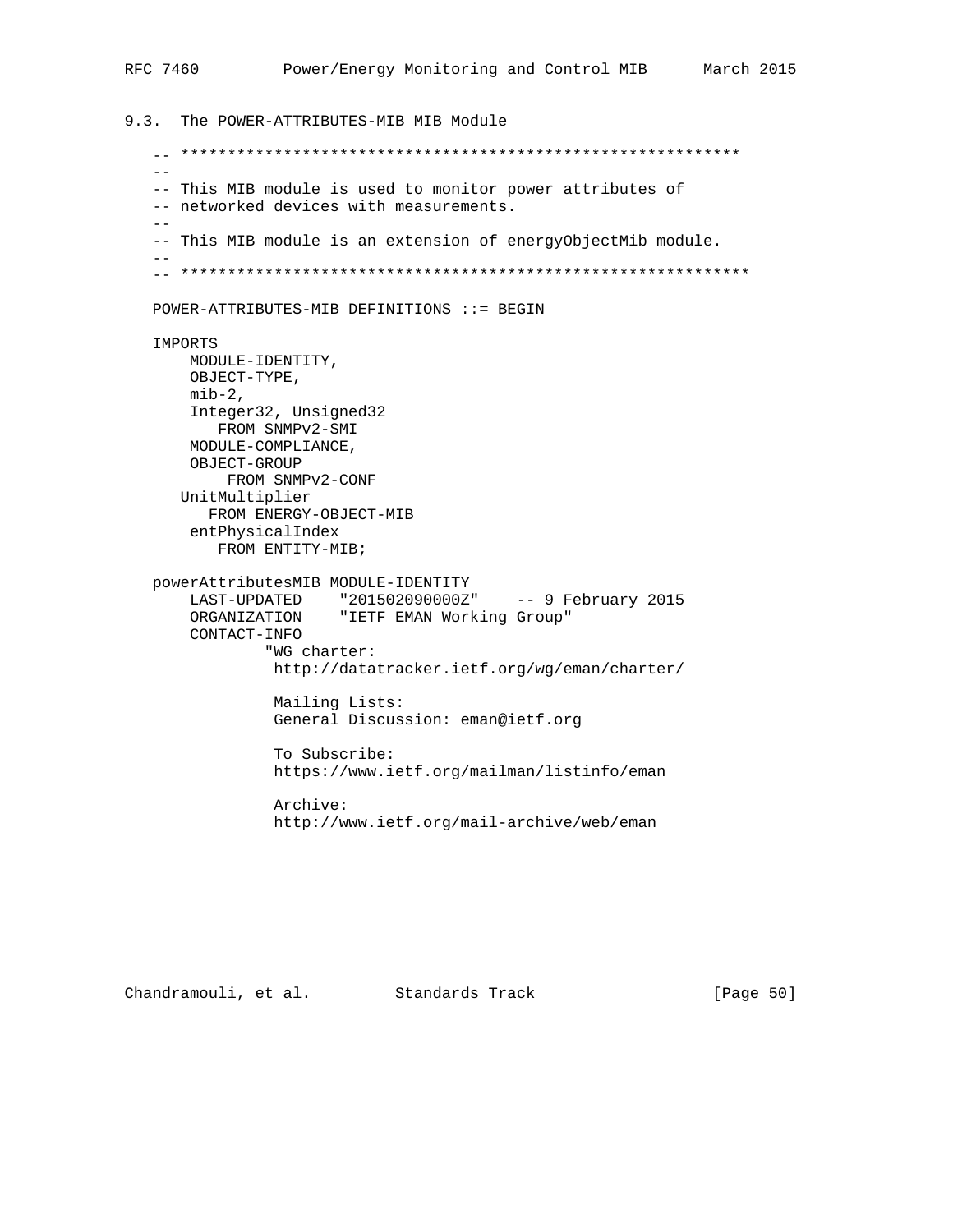### 9.3. The POWER-ATTRIBUTES-MIB MIB Module

```
-- ************************************************************
--
-- This MIB module is used to monitor power attributes of
-- networked devices with measurements.
--
-- This MIB module is an extension of energyObjectMib module.
--
-- *************************************************************

POWER-ATTRIBUTES-MIB DEFINITIONS ::= BEGIN

IMPORTS
    MODULE-IDENTITY,
    OBJECT-TYPE,
    mib-2,
    Integer32, Unsigned32
       FROM SNMPv2-SMI
    MODULE-COMPLIANCE,
    OBJECT-GROUP
        FROM SNMPv2-CONF
   UnitMultiplier
      FROM ENERGY-OBJECT-MIB
    entPhysicalIndex
       FROM ENTITY-MIB;

powerAttributesMIB MODULE-IDENTITY
    LAST-UPDATED    "201502090000Z"    -- 9 February 2015
    ORGANIZATION    "IETF EMAN Working Group"
    CONTACT-INFO
            "WG charter:
             http://datatracker.ietf.org/wg/eman/charter/

             Mailing Lists:
             General Discussion: eman@ietf.org

             To Subscribe:
             https://www.ietf.org/mailman/listinfo/eman

             Archive:
             http://www.ietf.org/mail-archive/web/eman
```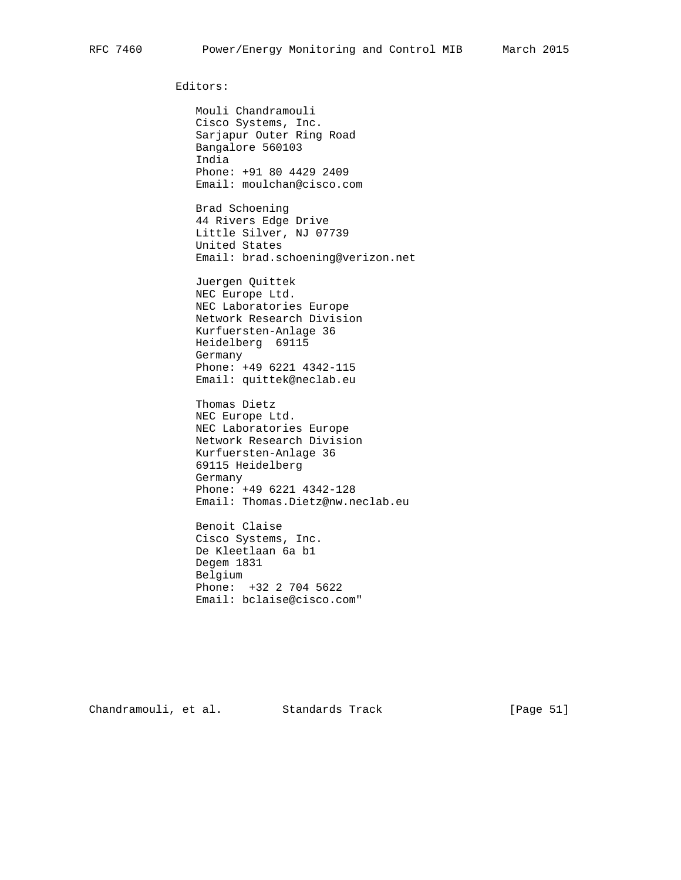Editors:

Mouli Chandramouli
Cisco Systems, Inc.
Sarjapur Outer Ring Road
Bangalore 560103
India
Phone: +91 80 4429 2409
Email: moulchan@cisco.com

Brad Schoening
44 Rivers Edge Drive
Little Silver, NJ 07739
United States
Email: brad.schoening@verizon.net

Juergen Quittek
NEC Europe Ltd.
NEC Laboratories Europe
Network Research Division
Kurfuersten-Anlage 36
Heidelberg 69115
Germany
Phone: +49 6221 4342-115
Email: quittek@neclab.eu

Thomas Dietz
NEC Europe Ltd.
NEC Laboratories Europe
Network Research Division
Kurfuersten-Anlage 36
69115 Heidelberg
Germany
Phone: +49 6221 4342-128
Email: Thomas.Dietz@nw.neclab.eu

Benoit Claise
Cisco Systems, Inc.
De Kleetlaan 6a b1
Degem 1831
Belgium
Phone: +32 2 704 5622
Email: bclaise@cisco.com"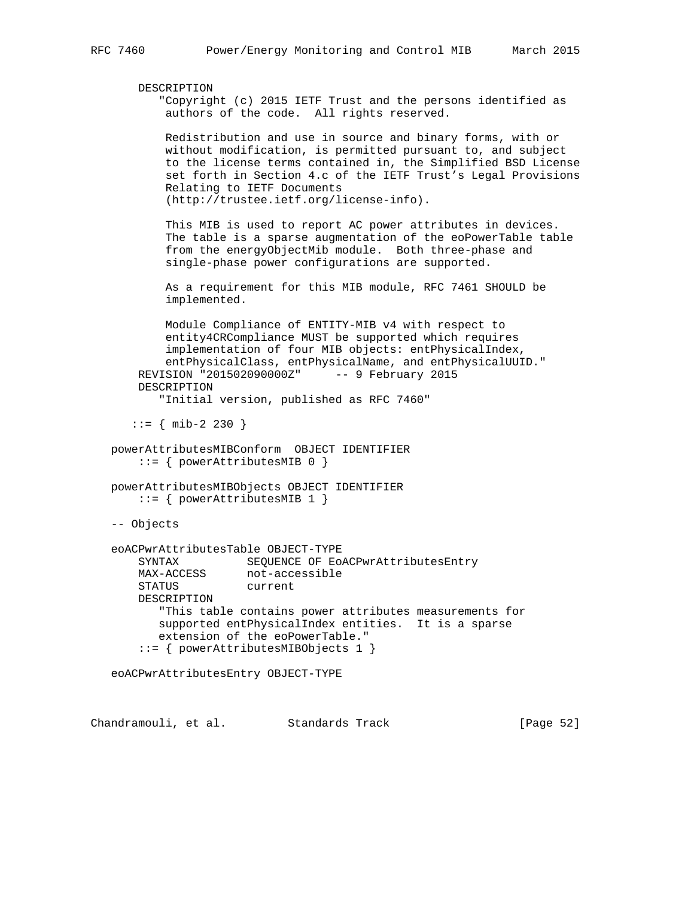```
      DESCRIPTION
         "Copyright (c) 2015 IETF Trust and the persons identified as
          authors of the code.  All rights reserved.

          Redistribution and use in source and binary forms, with or
          without modification, is permitted pursuant to, and subject
          to the license terms contained in, the Simplified BSD License
          set forth in Section 4.c of the IETF Trust's Legal Provisions
          Relating to IETF Documents
          (http://trustee.ietf.org/license-info).

          This MIB is used to report AC power attributes in devices.
          The table is a sparse augmentation of the eoPowerTable table
          from the energyObjectMib module.  Both three-phase and
          single-phase power configurations are supported.

          As a requirement for this MIB module, RFC 7461 SHOULD be
          implemented.

          Module Compliance of ENTITY-MIB v4 with respect to
          entity4CRCompliance MUST be supported which requires
          implementation of four MIB objects: entPhysicalIndex,
          entPhysicalClass, entPhysicalName, and entPhysicalUUID."
      REVISION "201502090000Z"     -- 9 February 2015
      DESCRIPTION
         "Initial version, published as RFC 7460"

     ::= { mib-2 230 }

   powerAttributesMIBConform  OBJECT IDENTIFIER
       ::= { powerAttributesMIB 0 }

   powerAttributesMIBObjects OBJECT IDENTIFIER
       ::= { powerAttributesMIB 1 }

   -- Objects

   eoACPwrAttributesTable OBJECT-TYPE
       SYNTAX          SEQUENCE OF EoACPwrAttributesEntry
       MAX-ACCESS      not-accessible
       STATUS          current
       DESCRIPTION
          "This table contains power attributes measurements for
          supported entPhysicalIndex entities.  It is a sparse
          extension of the eoPowerTable."
       ::= { powerAttributesMIBObjects 1 }

   eoACPwrAttributesEntry OBJECT-TYPE
```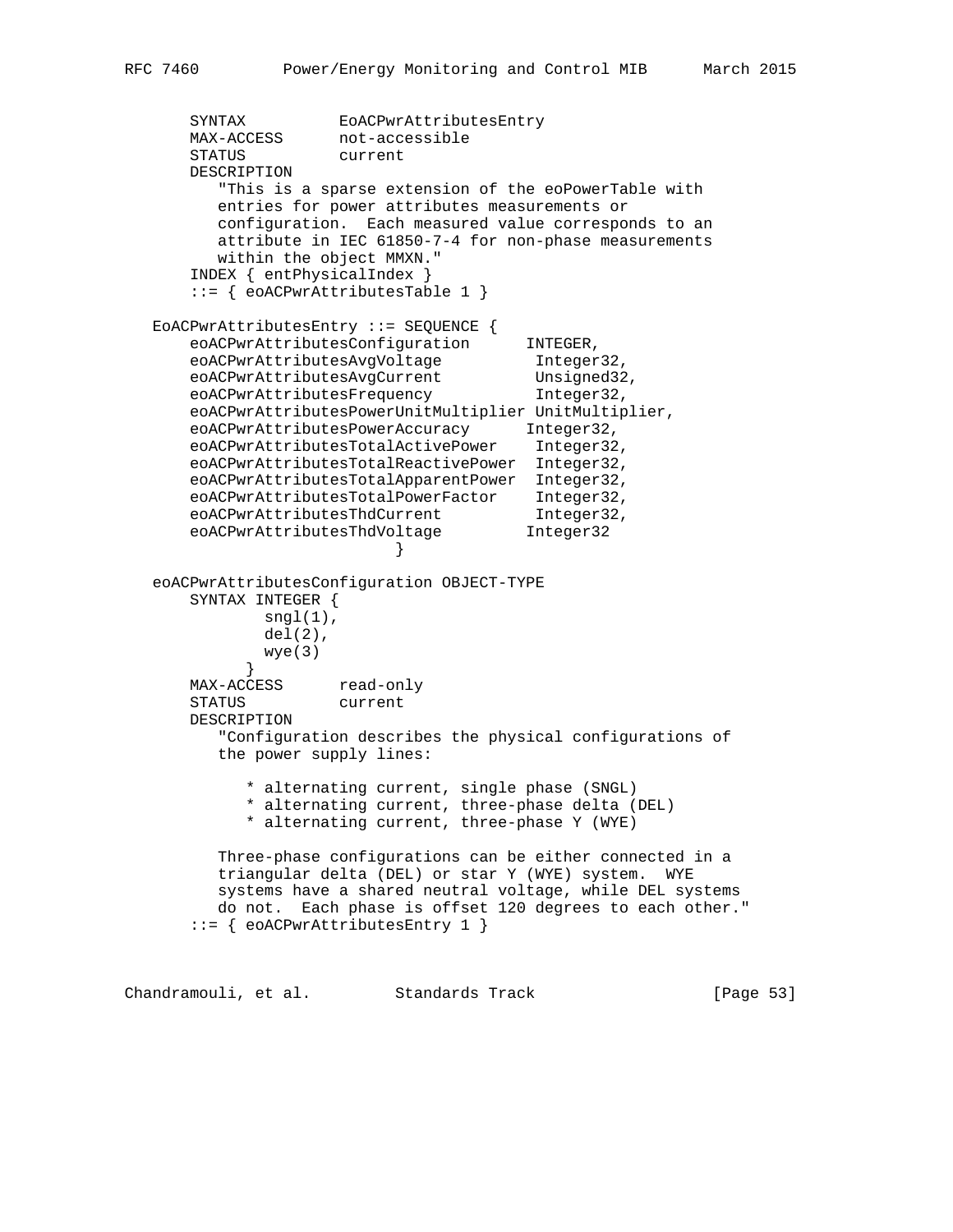```
       SYNTAX          EoACPwrAttributesEntry
       MAX-ACCESS      not-accessible
       STATUS          current
       DESCRIPTION
          "This is a sparse extension of the eoPowerTable with
          entries for power attributes measurements or
          configuration.  Each measured value corresponds to an
          attribute in IEC 61850-7-4 for non-phase measurements
          within the object MMXN."
       INDEX { entPhysicalIndex }
       ::= { eoACPwrAttributesTable 1 }

   EoACPwrAttributesEntry ::= SEQUENCE {
       eoACPwrAttributesConfiguration      INTEGER,
       eoACPwrAttributesAvgVoltage          Integer32,
       eoACPwrAttributesAvgCurrent          Unsigned32,
       eoACPwrAttributesFrequency           Integer32,
       eoACPwrAttributesPowerUnitMultiplier UnitMultiplier,
       eoACPwrAttributesPowerAccuracy      Integer32,
       eoACPwrAttributesTotalActivePower    Integer32,
       eoACPwrAttributesTotalReactivePower  Integer32,
       eoACPwrAttributesTotalApparentPower  Integer32,
       eoACPwrAttributesTotalPowerFactor    Integer32,
       eoACPwrAttributesThdCurrent          Integer32,
       eoACPwrAttributesThdVoltage         Integer32
                              }

   eoACPwrAttributesConfiguration OBJECT-TYPE
       SYNTAX INTEGER {
               sngl(1),
               del(2),
               wye(3)
             }
       MAX-ACCESS      read-only
       STATUS          current
       DESCRIPTION
          "Configuration describes the physical configurations of
          the power supply lines:

             * alternating current, single phase (SNGL)
             * alternating current, three-phase delta (DEL)
             * alternating current, three-phase Y (WYE)

          Three-phase configurations can be either connected in a
          triangular delta (DEL) or star Y (WYE) system.  WYE
          systems have a shared neutral voltage, while DEL systems
          do not.  Each phase is offset 120 degrees to each other."
       ::= { eoACPwrAttributesEntry 1 }
```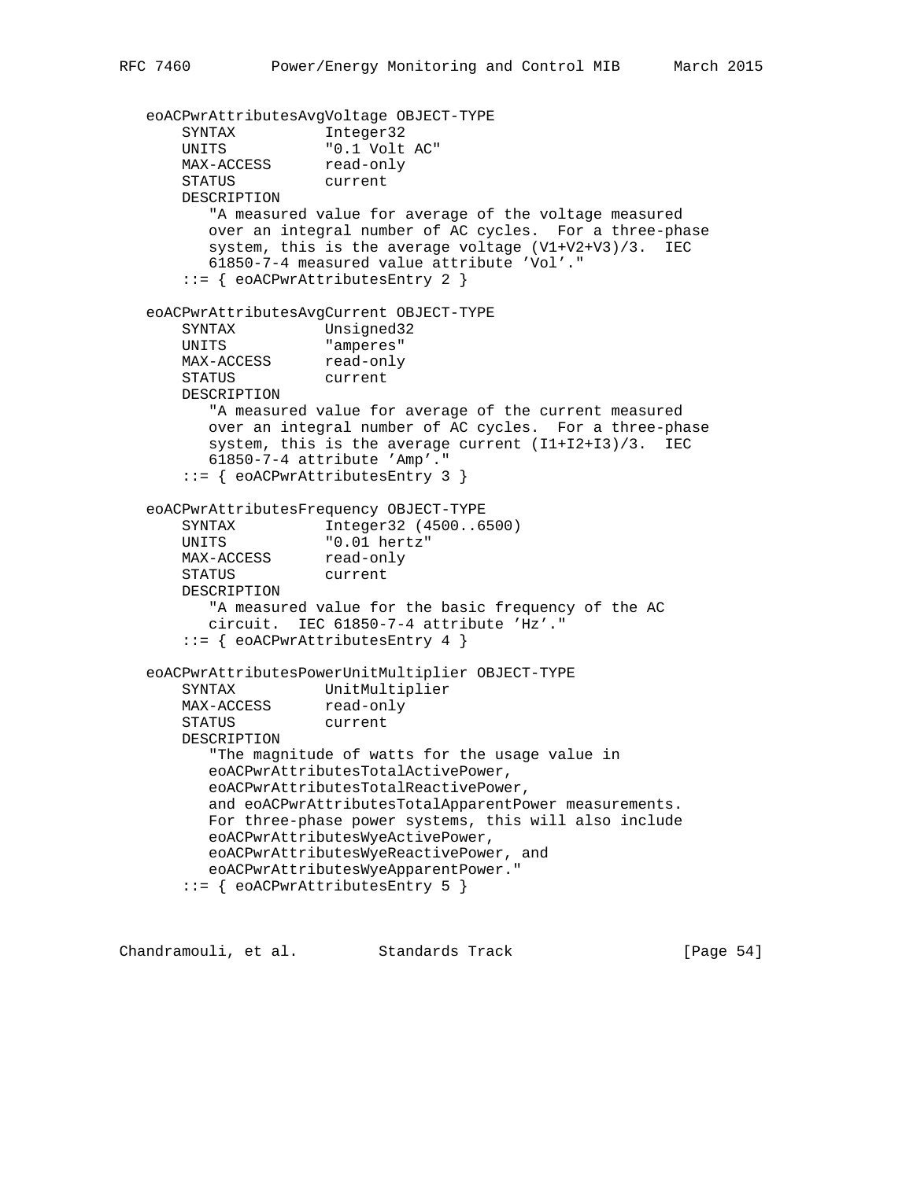```
   eoACPwrAttributesAvgVoltage OBJECT-TYPE
       SYNTAX          Integer32
       UNITS           "0.1 Volt AC"
       MAX-ACCESS      read-only
       STATUS          current
       DESCRIPTION
          "A measured value for average of the voltage measured
          over an integral number of AC cycles.  For a three-phase
          system, this is the average voltage (V1+V2+V3)/3.  IEC
          61850-7-4 measured value attribute 'Vol'."
       ::= { eoACPwrAttributesEntry 2 }

   eoACPwrAttributesAvgCurrent OBJECT-TYPE
       SYNTAX          Unsigned32
       UNITS           "amperes"
       MAX-ACCESS      read-only
       STATUS          current
       DESCRIPTION
          "A measured value for average of the current measured
          over an integral number of AC cycles.  For a three-phase
          system, this is the average current (I1+I2+I3)/3.  IEC
          61850-7-4 attribute 'Amp'."
       ::= { eoACPwrAttributesEntry 3 }

   eoACPwrAttributesFrequency OBJECT-TYPE
       SYNTAX          Integer32 (4500..6500)
       UNITS           "0.01 hertz"
       MAX-ACCESS      read-only
       STATUS          current
       DESCRIPTION
          "A measured value for the basic frequency of the AC
          circuit.  IEC 61850-7-4 attribute 'Hz'."
       ::= { eoACPwrAttributesEntry 4 }

   eoACPwrAttributesPowerUnitMultiplier OBJECT-TYPE
       SYNTAX          UnitMultiplier
       MAX-ACCESS      read-only
       STATUS          current
       DESCRIPTION
          "The magnitude of watts for the usage value in
          eoACPwrAttributesTotalActivePower,
          eoACPwrAttributesTotalReactivePower,
          and eoACPwrAttributesTotalApparentPower measurements.
          For three-phase power systems, this will also include
          eoACPwrAttributesWyeActivePower,
          eoACPwrAttributesWyeReactivePower, and
          eoACPwrAttributesWyeApparentPower."
       ::= { eoACPwrAttributesEntry 5 }
```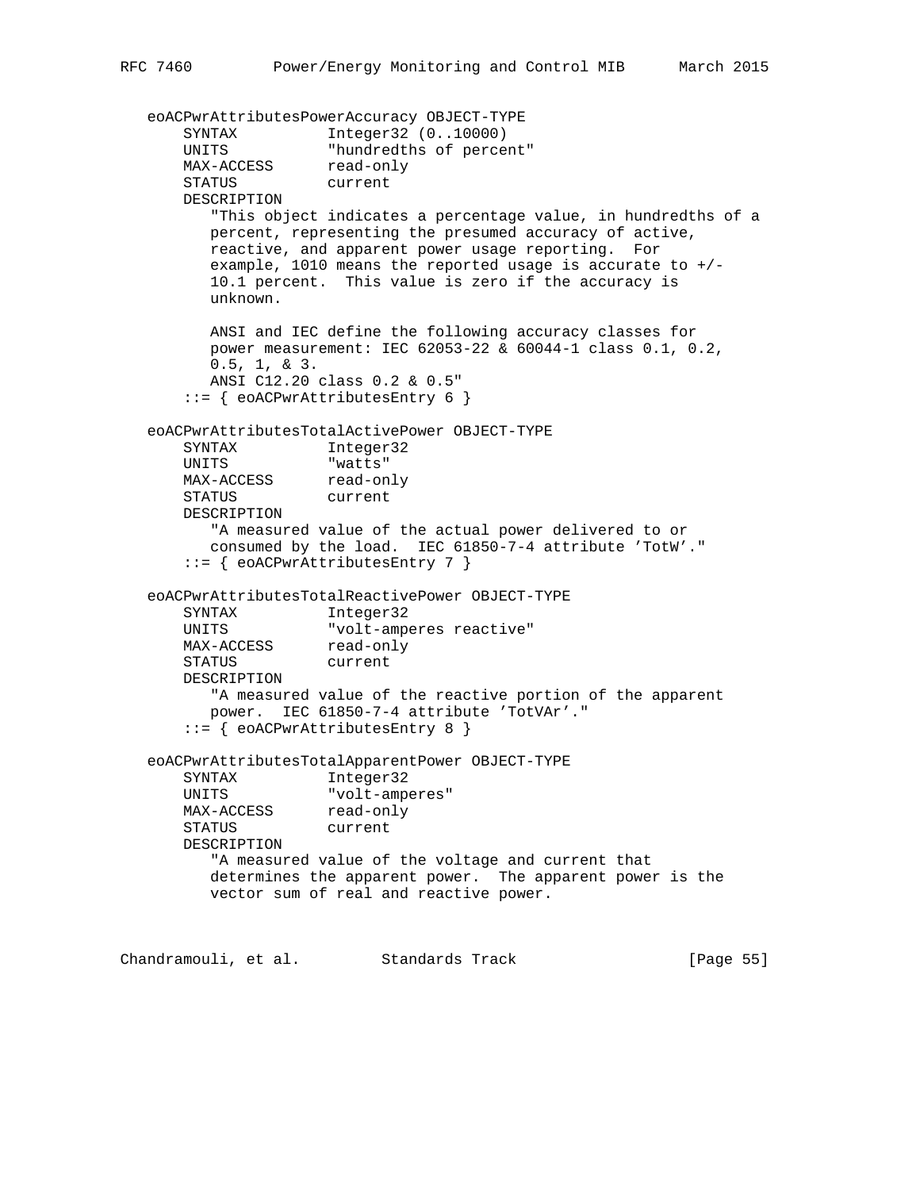```
   eoACPwrAttributesPowerAccuracy OBJECT-TYPE
       SYNTAX          Integer32 (0..10000)
       UNITS           "hundredths of percent"
       MAX-ACCESS      read-only
       STATUS          current
       DESCRIPTION
          "This object indicates a percentage value, in hundredths of a
          percent, representing the presumed accuracy of active,
          reactive, and apparent power usage reporting.  For
          example, 1010 means the reported usage is accurate to +/-
          10.1 percent.  This value is zero if the accuracy is
          unknown.

          ANSI and IEC define the following accuracy classes for
          power measurement: IEC 62053-22 & 60044-1 class 0.1, 0.2,
          0.5, 1, & 3.
          ANSI C12.20 class 0.2 & 0.5"
       ::= { eoACPwrAttributesEntry 6 }

   eoACPwrAttributesTotalActivePower OBJECT-TYPE
       SYNTAX          Integer32
       UNITS           "watts"
       MAX-ACCESS      read-only
       STATUS          current
       DESCRIPTION
          "A measured value of the actual power delivered to or
          consumed by the load.  IEC 61850-7-4 attribute 'TotW'."
       ::= { eoACPwrAttributesEntry 7 }

   eoACPwrAttributesTotalReactivePower OBJECT-TYPE
       SYNTAX          Integer32
       UNITS           "volt-amperes reactive"
       MAX-ACCESS      read-only
       STATUS          current
       DESCRIPTION
          "A measured value of the reactive portion of the apparent
          power.  IEC 61850-7-4 attribute 'TotVAr'."
       ::= { eoACPwrAttributesEntry 8 }

   eoACPwrAttributesTotalApparentPower OBJECT-TYPE
       SYNTAX          Integer32
       UNITS           "volt-amperes"
       MAX-ACCESS      read-only
       STATUS          current
       DESCRIPTION
          "A measured value of the voltage and current that
          determines the apparent power.  The apparent power is the
          vector sum of real and reactive power.
```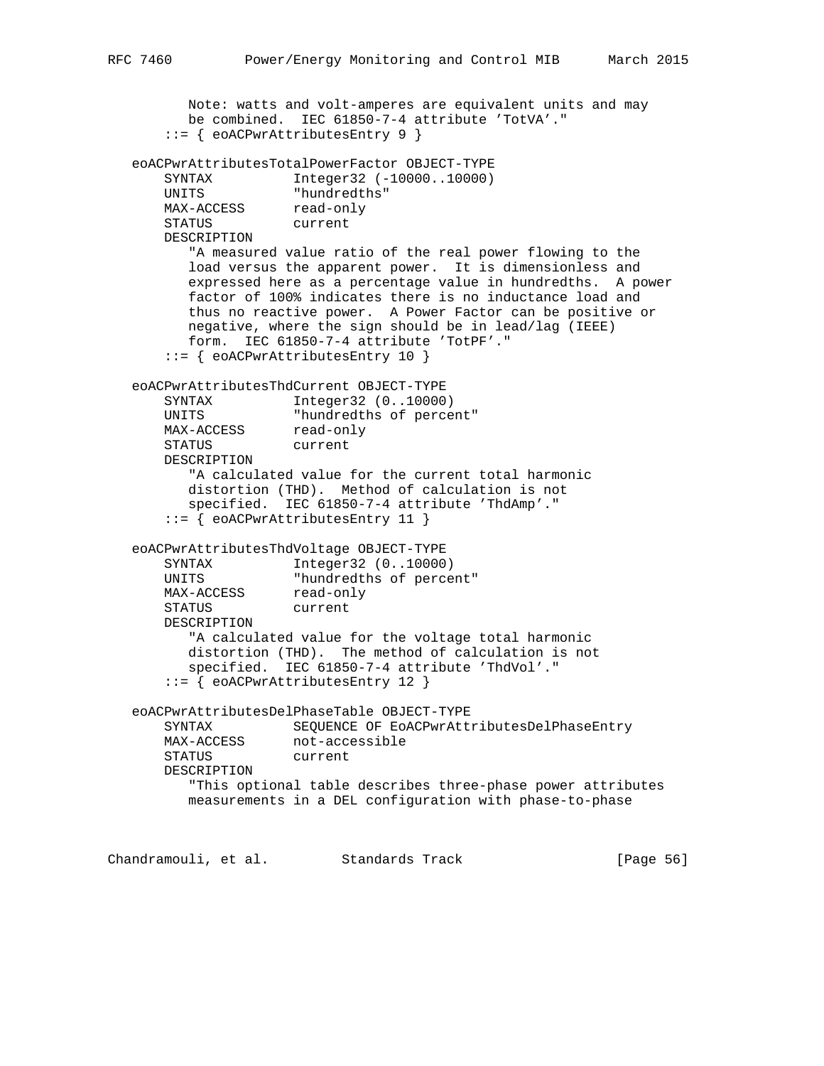```
          Note: watts and volt-amperes are equivalent units and may
          be combined.  IEC 61850-7-4 attribute 'TotVA'."
       ::= { eoACPwrAttributesEntry 9 }

   eoACPwrAttributesTotalPowerFactor OBJECT-TYPE
       SYNTAX          Integer32 (-10000..10000)
       UNITS           "hundredths"
       MAX-ACCESS      read-only
       STATUS          current
       DESCRIPTION
          "A measured value ratio of the real power flowing to the
          load versus the apparent power.  It is dimensionless and
          expressed here as a percentage value in hundredths.  A power
          factor of 100% indicates there is no inductance load and
          thus no reactive power.  A Power Factor can be positive or
          negative, where the sign should be in lead/lag (IEEE)
          form.  IEC 61850-7-4 attribute 'TotPF'."
       ::= { eoACPwrAttributesEntry 10 }

   eoACPwrAttributesThdCurrent OBJECT-TYPE
       SYNTAX          Integer32 (0..10000)
       UNITS           "hundredths of percent"
       MAX-ACCESS      read-only
       STATUS          current
       DESCRIPTION
          "A calculated value for the current total harmonic
          distortion (THD).  Method of calculation is not
          specified.  IEC 61850-7-4 attribute 'ThdAmp'."
       ::= { eoACPwrAttributesEntry 11 }

   eoACPwrAttributesThdVoltage OBJECT-TYPE
       SYNTAX          Integer32 (0..10000)
       UNITS           "hundredths of percent"
       MAX-ACCESS      read-only
       STATUS          current
       DESCRIPTION
          "A calculated value for the voltage total harmonic
          distortion (THD).  The method of calculation is not
          specified.  IEC 61850-7-4 attribute 'ThdVol'."
       ::= { eoACPwrAttributesEntry 12 }

   eoACPwrAttributesDelPhaseTable OBJECT-TYPE
       SYNTAX          SEQUENCE OF EoACPwrAttributesDelPhaseEntry
       MAX-ACCESS      not-accessible
       STATUS          current
       DESCRIPTION
          "This optional table describes three-phase power attributes
          measurements in a DEL configuration with phase-to-phase
```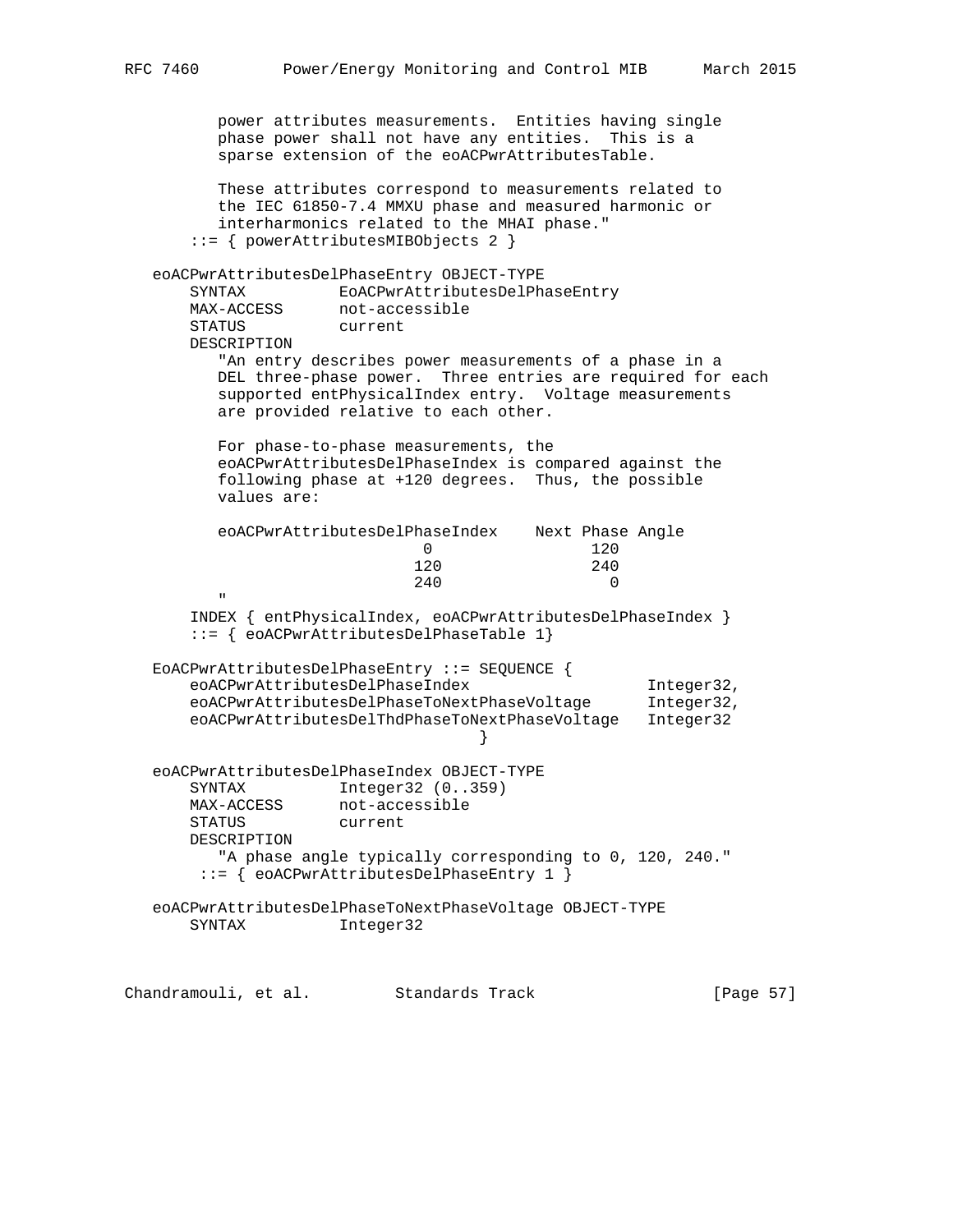```
         power attributes measurements.  Entities having single
         phase power shall not have any entities.  This is a
         sparse extension of the eoACPwrAttributesTable.

         These attributes correspond to measurements related to
         the IEC 61850-7.4 MMXU phase and measured harmonic or
         interharmonics related to the MHAI phase."
      ::= { powerAttributesMIBObjects 2 }

   eoACPwrAttributesDelPhaseEntry OBJECT-TYPE
       SYNTAX          EoACPwrAttributesDelPhaseEntry
       MAX-ACCESS      not-accessible
       STATUS          current
       DESCRIPTION
          "An entry describes power measurements of a phase in a
          DEL three-phase power.  Three entries are required for each
          supported entPhysicalIndex entry.  Voltage measurements
          are provided relative to each other.

          For phase-to-phase measurements, the
          eoACPwrAttributesDelPhaseIndex is compared against the
          following phase at +120 degrees.  Thus, the possible
          values are:

          eoACPwrAttributesDelPhaseIndex    Next Phase Angle
                           0                    120
                          120                   240
                          240                     0
          "
       INDEX { entPhysicalIndex, eoACPwrAttributesDelPhaseIndex }
       ::= { eoACPwrAttributesDelPhaseTable 1}

   EoACPwrAttributesDelPhaseEntry ::= SEQUENCE {
       eoACPwrAttributesDelPhaseIndex                   Integer32,
       eoACPwrAttributesDelPhaseToNextPhaseVoltage      Integer32,
       eoACPwrAttributesDelThdPhaseToNextPhaseVoltage   Integer32
                                      }

   eoACPwrAttributesDelPhaseIndex OBJECT-TYPE
       SYNTAX          Integer32 (0..359)
       MAX-ACCESS      not-accessible
       STATUS          current
       DESCRIPTION
          "A phase angle typically corresponding to 0, 120, 240."
        ::= { eoACPwrAttributesDelPhaseEntry 1 }

   eoACPwrAttributesDelPhaseToNextPhaseVoltage OBJECT-TYPE
       SYNTAX          Integer32
```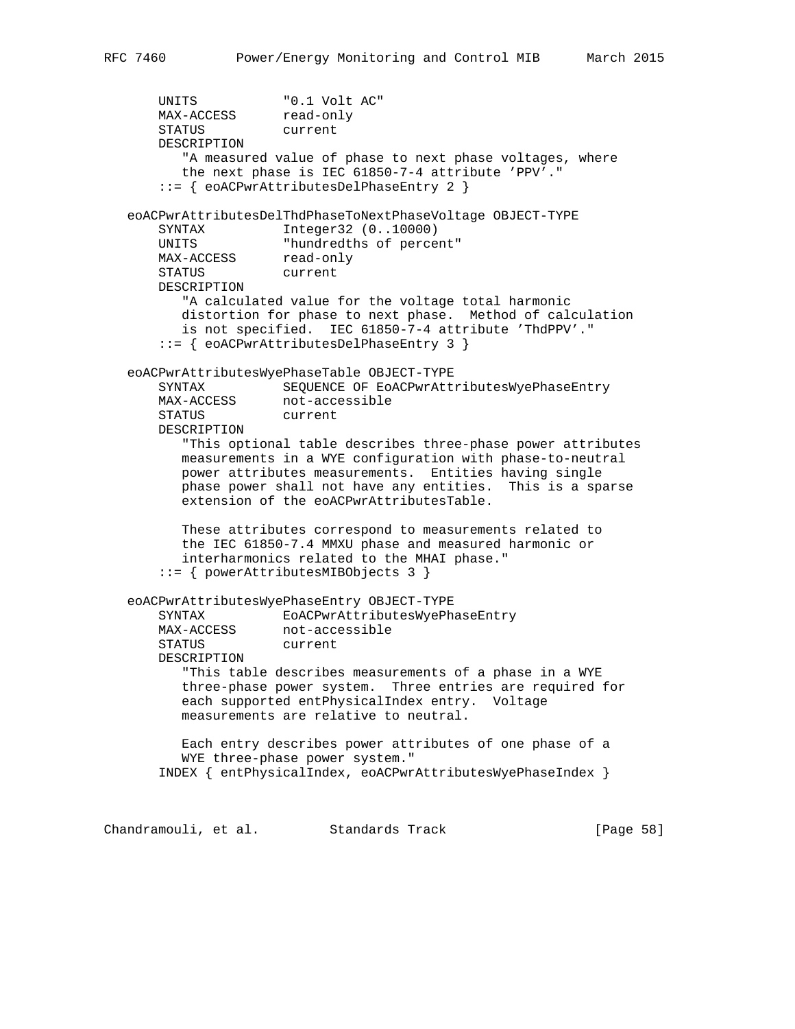```
       UNITS           "0.1 Volt AC"
       MAX-ACCESS      read-only
       STATUS          current
       DESCRIPTION
          "A measured value of phase to next phase voltages, where
          the next phase is IEC 61850-7-4 attribute 'PPV'."
       ::= { eoACPwrAttributesDelPhaseEntry 2 }

   eoACPwrAttributesDelThdPhaseToNextPhaseVoltage OBJECT-TYPE
       SYNTAX          Integer32 (0..10000)
       UNITS           "hundredths of percent"
       MAX-ACCESS      read-only
       STATUS          current
       DESCRIPTION
          "A calculated value for the voltage total harmonic
          distortion for phase to next phase.  Method of calculation
          is not specified.  IEC 61850-7-4 attribute 'ThdPPV'."
       ::= { eoACPwrAttributesDelPhaseEntry 3 }

   eoACPwrAttributesWyePhaseTable OBJECT-TYPE
       SYNTAX          SEQUENCE OF EoACPwrAttributesWyePhaseEntry
       MAX-ACCESS      not-accessible
       STATUS          current
       DESCRIPTION
          "This optional table describes three-phase power attributes
          measurements in a WYE configuration with phase-to-neutral
          power attributes measurements.  Entities having single
          phase power shall not have any entities.  This is a sparse
          extension of the eoACPwrAttributesTable.

          These attributes correspond to measurements related to
          the IEC 61850-7.4 MMXU phase and measured harmonic or
          interharmonics related to the MHAI phase."
       ::= { powerAttributesMIBObjects 3 }

   eoACPwrAttributesWyePhaseEntry OBJECT-TYPE
       SYNTAX          EoACPwrAttributesWyePhaseEntry
       MAX-ACCESS      not-accessible
       STATUS          current
       DESCRIPTION
          "This table describes measurements of a phase in a WYE
          three-phase power system.  Three entries are required for
          each supported entPhysicalIndex entry.  Voltage
          measurements are relative to neutral.

          Each entry describes power attributes of one phase of a
          WYE three-phase power system."
       INDEX { entPhysicalIndex, eoACPwrAttributesWyePhaseIndex }
```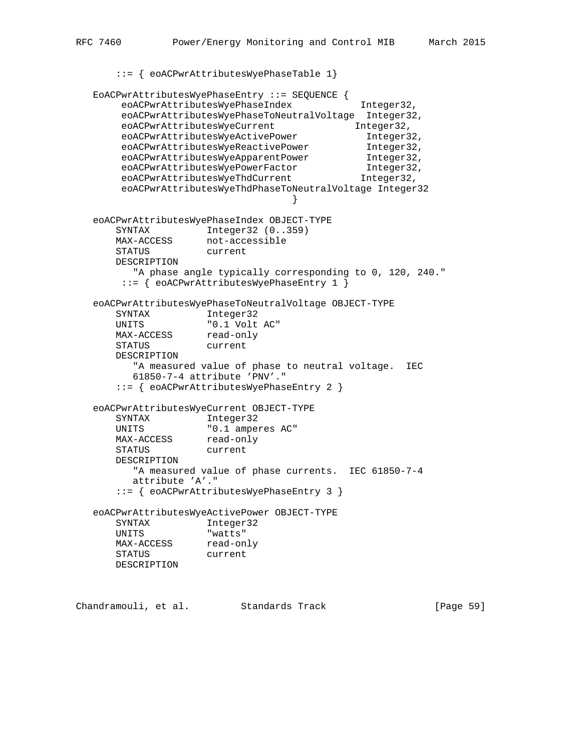```
       ::= { eoACPwrAttributesWyePhaseTable 1}

   EoACPwrAttributesWyePhaseEntry ::= SEQUENCE {
        eoACPwrAttributesWyePhaseIndex            Integer32,
        eoACPwrAttributesWyePhaseToNeutralVoltage  Integer32,
        eoACPwrAttributesWyeCurrent              Integer32,
        eoACPwrAttributesWyeActivePower            Integer32,
        eoACPwrAttributesWyeReactivePower          Integer32,
        eoACPwrAttributesWyeApparentPower          Integer32,
        eoACPwrAttributesWyePowerFactor            Integer32,
        eoACPwrAttributesWyeThdCurrent            Integer32,
        eoACPwrAttributesWyeThdPhaseToNeutralVoltage Integer32
                                     }

   eoACPwrAttributesWyePhaseIndex OBJECT-TYPE
       SYNTAX          Integer32 (0..359)
       MAX-ACCESS      not-accessible
       STATUS          current
       DESCRIPTION
          "A phase angle typically corresponding to 0, 120, 240."
        ::= { eoACPwrAttributesWyePhaseEntry 1 }

   eoACPwrAttributesWyePhaseToNeutralVoltage OBJECT-TYPE
       SYNTAX          Integer32
       UNITS           "0.1 Volt AC"
       MAX-ACCESS      read-only
       STATUS          current
       DESCRIPTION
          "A measured value of phase to neutral voltage.  IEC
          61850-7-4 attribute 'PNV'."
       ::= { eoACPwrAttributesWyePhaseEntry 2 }

   eoACPwrAttributesWyeCurrent OBJECT-TYPE
       SYNTAX          Integer32
       UNITS           "0.1 amperes AC"
       MAX-ACCESS      read-only
       STATUS          current
       DESCRIPTION
          "A measured value of phase currents.  IEC 61850-7-4
          attribute 'A'."
       ::= { eoACPwrAttributesWyePhaseEntry 3 }

   eoACPwrAttributesWyeActivePower OBJECT-TYPE
       SYNTAX          Integer32
       UNITS           "watts"
       MAX-ACCESS      read-only
       STATUS          current
       DESCRIPTION
```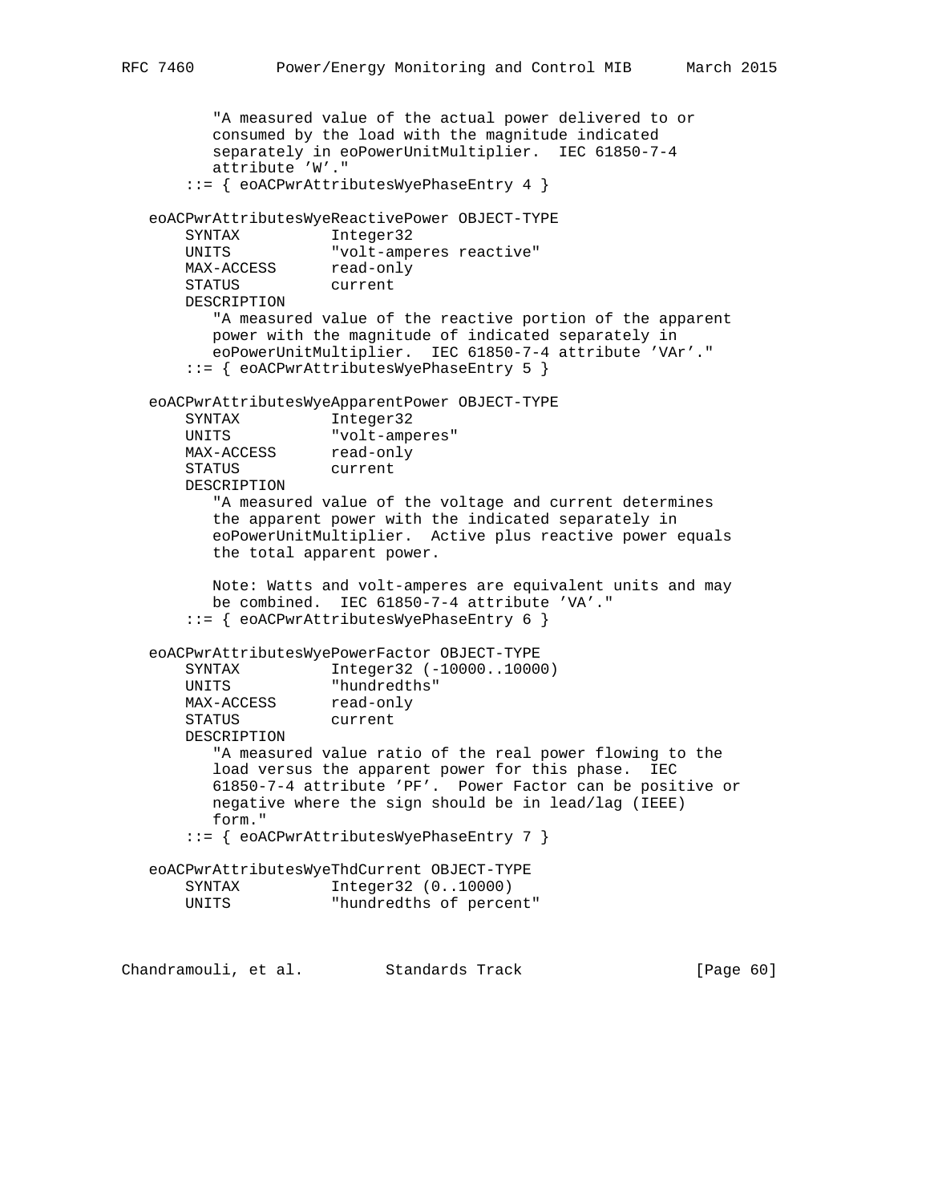```
         "A measured value of the actual power delivered to or
         consumed by the load with the magnitude indicated
         separately in eoPowerUnitMultiplier.  IEC 61850-7-4
         attribute 'W'."
      ::= { eoACPwrAttributesWyePhaseEntry 4 }

   eoACPwrAttributesWyeReactivePower OBJECT-TYPE
       SYNTAX          Integer32
       UNITS           "volt-amperes reactive"
       MAX-ACCESS      read-only
       STATUS          current
       DESCRIPTION
          "A measured value of the reactive portion of the apparent
          power with the magnitude of indicated separately in
          eoPowerUnitMultiplier.  IEC 61850-7-4 attribute 'VAr'."
      ::= { eoACPwrAttributesWyePhaseEntry 5 }

   eoACPwrAttributesWyeApparentPower OBJECT-TYPE
       SYNTAX          Integer32
       UNITS           "volt-amperes"
       MAX-ACCESS      read-only
       STATUS          current
       DESCRIPTION
          "A measured value of the voltage and current determines
          the apparent power with the indicated separately in
          eoPowerUnitMultiplier.  Active plus reactive power equals
          the total apparent power.

          Note: Watts and volt-amperes are equivalent units and may
          be combined.  IEC 61850-7-4 attribute 'VA'."
      ::= { eoACPwrAttributesWyePhaseEntry 6 }

   eoACPwrAttributesWyePowerFactor OBJECT-TYPE
       SYNTAX          Integer32 (-10000..10000)
       UNITS           "hundredths"
       MAX-ACCESS      read-only
       STATUS          current
       DESCRIPTION
          "A measured value ratio of the real power flowing to the
          load versus the apparent power for this phase.  IEC
          61850-7-4 attribute 'PF'.  Power Factor can be positive or
          negative where the sign should be in lead/lag (IEEE)
          form."
      ::= { eoACPwrAttributesWyePhaseEntry 7 }

   eoACPwrAttributesWyeThdCurrent OBJECT-TYPE
       SYNTAX          Integer32 (0..10000)
       UNITS           "hundredths of percent"
```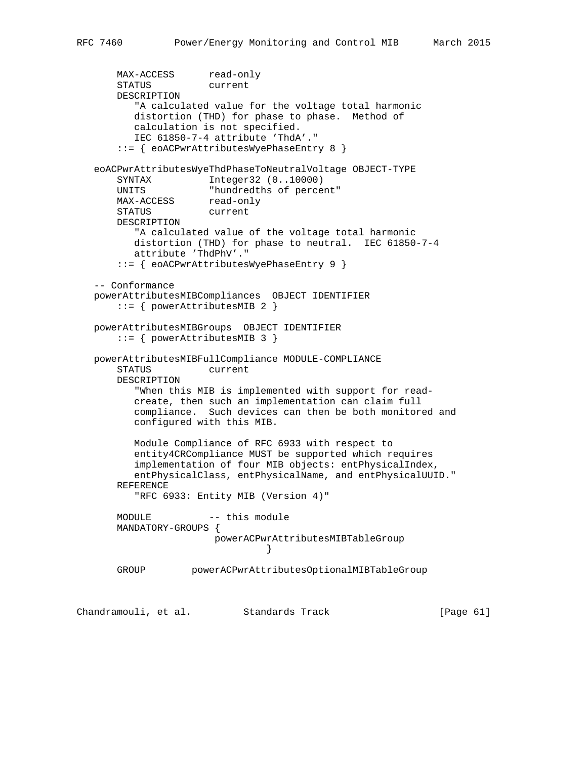```
       MAX-ACCESS      read-only
       STATUS          current
       DESCRIPTION
          "A calculated value for the voltage total harmonic
          distortion (THD) for phase to phase.  Method of
          calculation is not specified.
          IEC 61850-7-4 attribute 'ThdA'."
       ::= { eoACPwrAttributesWyePhaseEntry 8 }

   eoACPwrAttributesWyeThdPhaseToNeutralVoltage OBJECT-TYPE
       SYNTAX          Integer32 (0..10000)
       UNITS           "hundredths of percent"
       MAX-ACCESS      read-only
       STATUS          current
       DESCRIPTION
          "A calculated value of the voltage total harmonic
          distortion (THD) for phase to neutral.  IEC 61850-7-4
          attribute 'ThdPhV'."
       ::= { eoACPwrAttributesWyePhaseEntry 9 }

   -- Conformance
   powerAttributesMIBCompliances  OBJECT IDENTIFIER
       ::= { powerAttributesMIB 2 }

   powerAttributesMIBGroups  OBJECT IDENTIFIER
       ::= { powerAttributesMIB 3 }

   powerAttributesMIBFullCompliance MODULE-COMPLIANCE
       STATUS          current
       DESCRIPTION
          "When this MIB is implemented with support for read-
          create, then such an implementation can claim full
          compliance.  Such devices can then be both monitored and
          configured with this MIB.

          Module Compliance of RFC 6933 with respect to
          entity4CRCompliance MUST be supported which requires
          implementation of four MIB objects: entPhysicalIndex,
          entPhysicalClass, entPhysicalName, and entPhysicalUUID."
       REFERENCE
          "RFC 6933: Entity MIB (Version 4)"

       MODULE          -- this module
       MANDATORY-GROUPS {
                        powerACPwrAttributesMIBTableGroup
                                 }

       GROUP        powerACPwrAttributesOptionalMIBTableGroup
```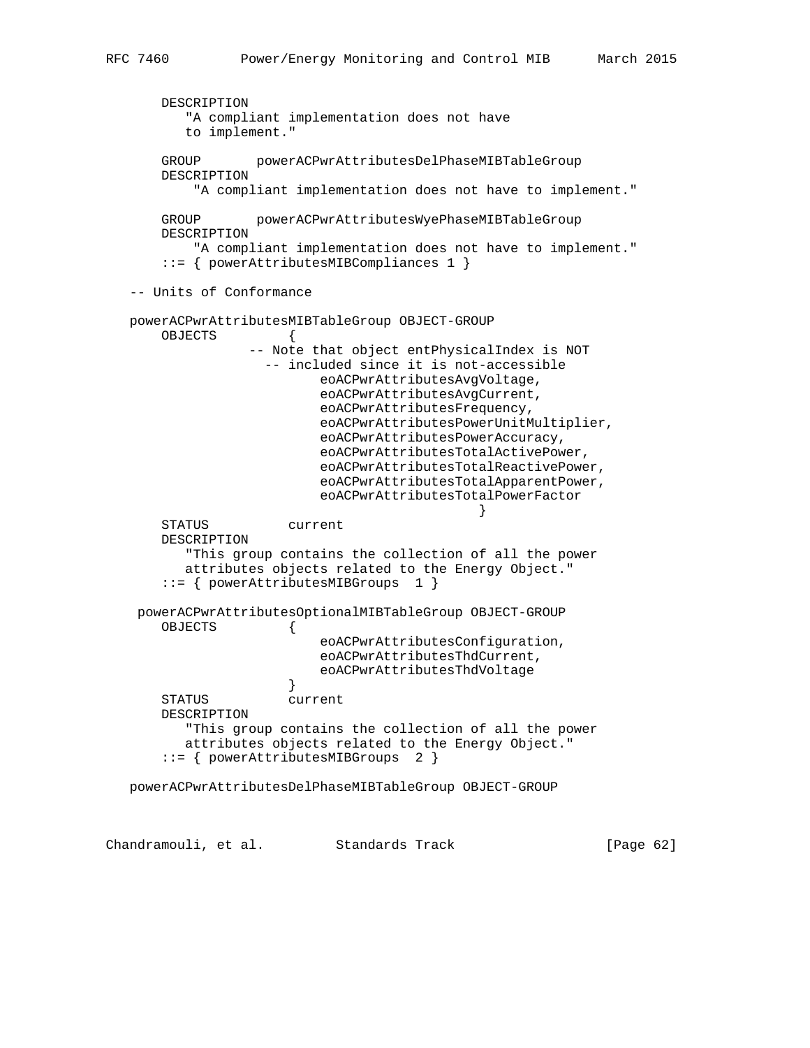```
       DESCRIPTION
          "A compliant implementation does not have
          to implement."

       GROUP       powerACPwrAttributesDelPhaseMIBTableGroup
       DESCRIPTION
           "A compliant implementation does not have to implement."

       GROUP       powerACPwrAttributesWyePhaseMIBTableGroup
       DESCRIPTION
           "A compliant implementation does not have to implement."
       ::= { powerAttributesMIBCompliances 1 }

   -- Units of Conformance

   powerACPwrAttributesMIBTableGroup OBJECT-GROUP
       OBJECTS         {
                 -- Note that object entPhysicalIndex is NOT
                   -- included since it is not-accessible
                         eoACPwrAttributesAvgVoltage,
                         eoACPwrAttributesAvgCurrent,
                         eoACPwrAttributesFrequency,
                         eoACPwrAttributesPowerUnitMultiplier,
                         eoACPwrAttributesPowerAccuracy,
                         eoACPwrAttributesTotalActivePower,
                         eoACPwrAttributesTotalReactivePower,
                         eoACPwrAttributesTotalApparentPower,
                         eoACPwrAttributesTotalPowerFactor
                                                   }
       STATUS          current
       DESCRIPTION
          "This group contains the collection of all the power
          attributes objects related to the Energy Object."
       ::= { powerAttributesMIBGroups  1 }

    powerACPwrAttributesOptionalMIBTableGroup OBJECT-GROUP
       OBJECTS         {
                         eoACPwrAttributesConfiguration,
                         eoACPwrAttributesThdCurrent,
                         eoACPwrAttributesThdVoltage
                       }
       STATUS          current
       DESCRIPTION
          "This group contains the collection of all the power
          attributes objects related to the Energy Object."
       ::= { powerAttributesMIBGroups  2 }

   powerACPwrAttributesDelPhaseMIBTableGroup OBJECT-GROUP
```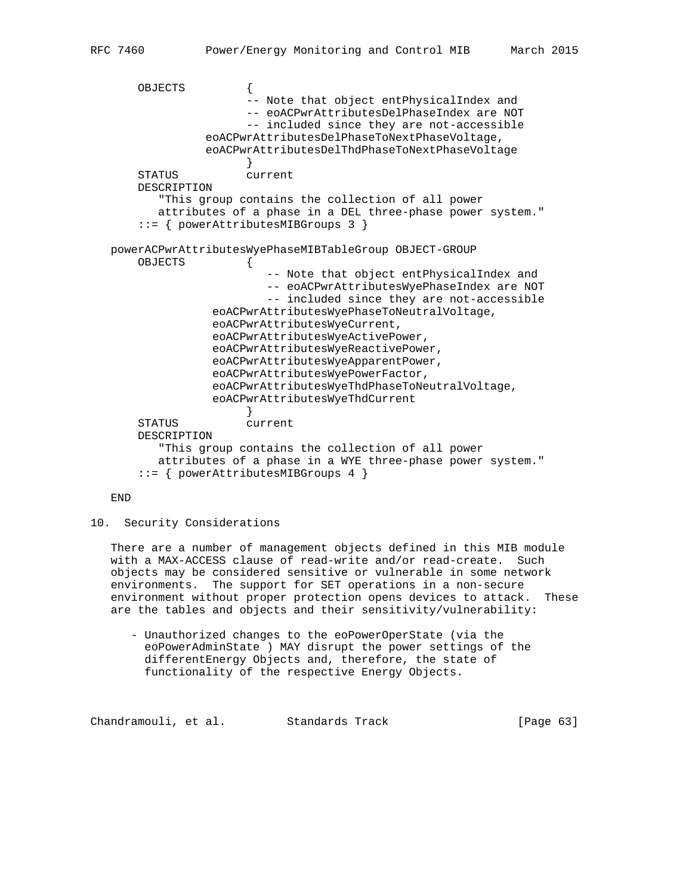```
       OBJECTS          {
                        -- Note that object entPhysicalIndex and
                        -- eoACPwrAttributesDelPhaseIndex are NOT
                        -- included since they are not-accessible
                  eoACPwrAttributesDelPhaseToNextPhaseVoltage,
                  eoACPwrAttributesDelThdPhaseToNextPhaseVoltage
                        }
       STATUS           current
       DESCRIPTION
          "This group contains the collection of all power
          attributes of a phase in a DEL three-phase power system."
       ::= { powerAttributesMIBGroups 3 }

   powerACPwrAttributesWyePhaseMIBTableGroup OBJECT-GROUP
       OBJECTS          {
                           -- Note that object entPhysicalIndex and
                           -- eoACPwrAttributesWyePhaseIndex are NOT
                           -- included since they are not-accessible
                    eoACPwrAttributesWyePhaseToNeutralVoltage,
                    eoACPwrAttributesWyeCurrent,
                    eoACPwrAttributesWyeActivePower,
                    eoACPwrAttributesWyeReactivePower,
                    eoACPwrAttributesWyeApparentPower,
                    eoACPwrAttributesWyePowerFactor,
                    eoACPwrAttributesWyeThdPhaseToNeutralVoltage,
                    eoACPwrAttributesWyeThdCurrent
                        }
       STATUS           current
       DESCRIPTION
          "This group contains the collection of all power
          attributes of a phase in a WYE three-phase power system."
       ::= { powerAttributesMIBGroups 4 }

   END
```

## 10. Security Considerations

There are a number of management objects defined in this MIB module with a MAX-ACCESS clause of read-write and/or read-create. Such objects may be considered sensitive or vulnerable in some network environments. The support for SET operations in a non-secure environment without proper protection opens devices to attack. These are the tables and objects and their sensitivity/vulnerability:

- Unauthorized changes to the eoPowerOperState (via the eoPowerAdminState ) MAY disrupt the power settings of the differentEnergy Objects and, therefore, the state of functionality of the respective Energy Objects.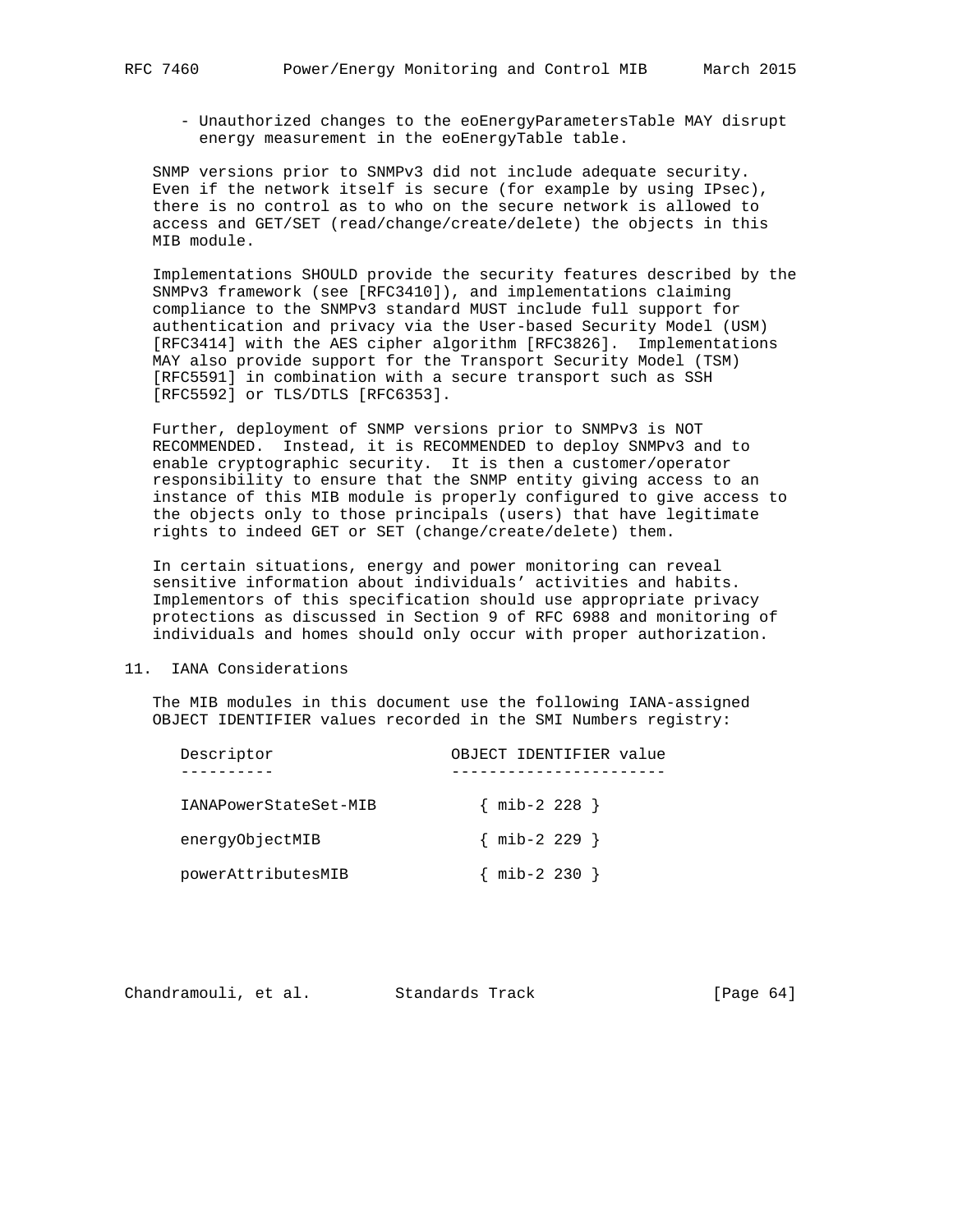- Unauthorized changes to the eoEnergyParametersTable MAY disrupt energy measurement in the eoEnergyTable table.

SNMP versions prior to SNMPv3 did not include adequate security. Even if the network itself is secure (for example by using IPsec), there is no control as to who on the secure network is allowed to access and GET/SET (read/change/create/delete) the objects in this MIB module.

Implementations SHOULD provide the security features described by the SNMPv3 framework (see [RFC3410]), and implementations claiming compliance to the SNMPv3 standard MUST include full support for authentication and privacy via the User-based Security Model (USM) [RFC3414] with the AES cipher algorithm [RFC3826]. Implementations MAY also provide support for the Transport Security Model (TSM) [RFC5591] in combination with a secure transport such as SSH [RFC5592] or TLS/DTLS [RFC6353].

Further, deployment of SNMP versions prior to SNMPv3 is NOT RECOMMENDED. Instead, it is RECOMMENDED to deploy SNMPv3 and to enable cryptographic security. It is then a customer/operator responsibility to ensure that the SNMP entity giving access to an instance of this MIB module is properly configured to give access to the objects only to those principals (users) that have legitimate rights to indeed GET or SET (change/create/delete) them.

In certain situations, energy and power monitoring can reveal sensitive information about individuals' activities and habits. Implementors of this specification should use appropriate privacy protections as discussed in Section 9 of RFC 6988 and monitoring of individuals and homes should only occur with proper authorization.

## 11. IANA Considerations

The MIB modules in this document use the following IANA-assigned OBJECT IDENTIFIER values recorded in the SMI Numbers registry:

| Descriptor | OBJECT IDENTIFIER value |
|---|---|
| IANAPowerStateSet-MIB | { mib-2 228 } |
| energyObjectMIB | { mib-2 229 } |
| powerAttributesMIB | { mib-2 230 } |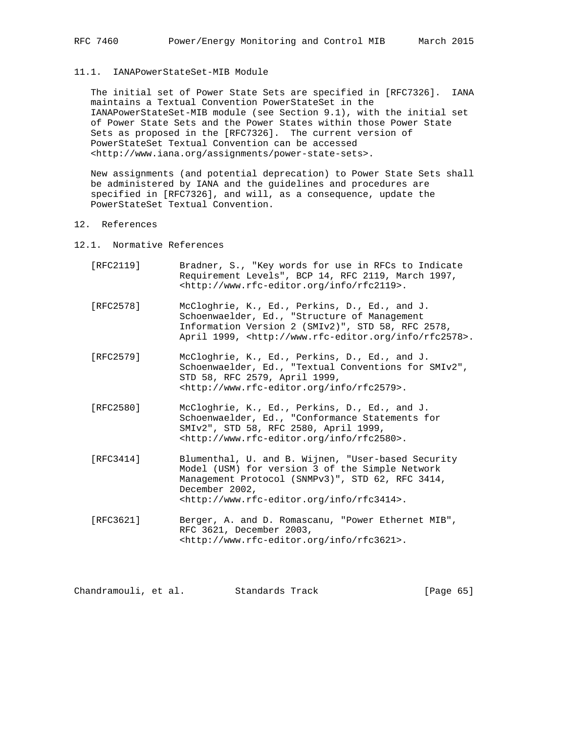### 11.1. IANAPowerStateSet-MIB Module

The initial set of Power State Sets are specified in [RFC7326]. IANA maintains a Textual Convention PowerStateSet in the IANAPowerStateSet-MIB module (see Section 9.1), with the initial set of Power State Sets and the Power States within those Power State Sets as proposed in the [RFC7326]. The current version of PowerStateSet Textual Convention can be accessed <http://www.iana.org/assignments/power-state-sets>.

New assignments (and potential deprecation) to Power State Sets shall be administered by IANA and the guidelines and procedures are specified in [RFC7326], and will, as a consequence, update the PowerStateSet Textual Convention.

## 12. References

### 12.1. Normative References

[RFC2119] Bradner, S., "Key words for use in RFCs to Indicate Requirement Levels", BCP 14, RFC 2119, March 1997, <http://www.rfc-editor.org/info/rfc2119>.

[RFC2578] McCloghrie, K., Ed., Perkins, D., Ed., and J. Schoenwaelder, Ed., "Structure of Management Information Version 2 (SMIv2)", STD 58, RFC 2578, April 1999, <http://www.rfc-editor.org/info/rfc2578>.

[RFC2579] McCloghrie, K., Ed., Perkins, D., Ed., and J. Schoenwaelder, Ed., "Textual Conventions for SMIv2", STD 58, RFC 2579, April 1999, <http://www.rfc-editor.org/info/rfc2579>.

[RFC2580] McCloghrie, K., Ed., Perkins, D., Ed., and J. Schoenwaelder, Ed., "Conformance Statements for SMIv2", STD 58, RFC 2580, April 1999, <http://www.rfc-editor.org/info/rfc2580>.

[RFC3414] Blumenthal, U. and B. Wijnen, "User-based Security Model (USM) for version 3 of the Simple Network Management Protocol (SNMPv3)", STD 62, RFC 3414, December 2002, <http://www.rfc-editor.org/info/rfc3414>.

[RFC3621] Berger, A. and D. Romascanu, "Power Ethernet MIB", RFC 3621, December 2003, <http://www.rfc-editor.org/info/rfc3621>.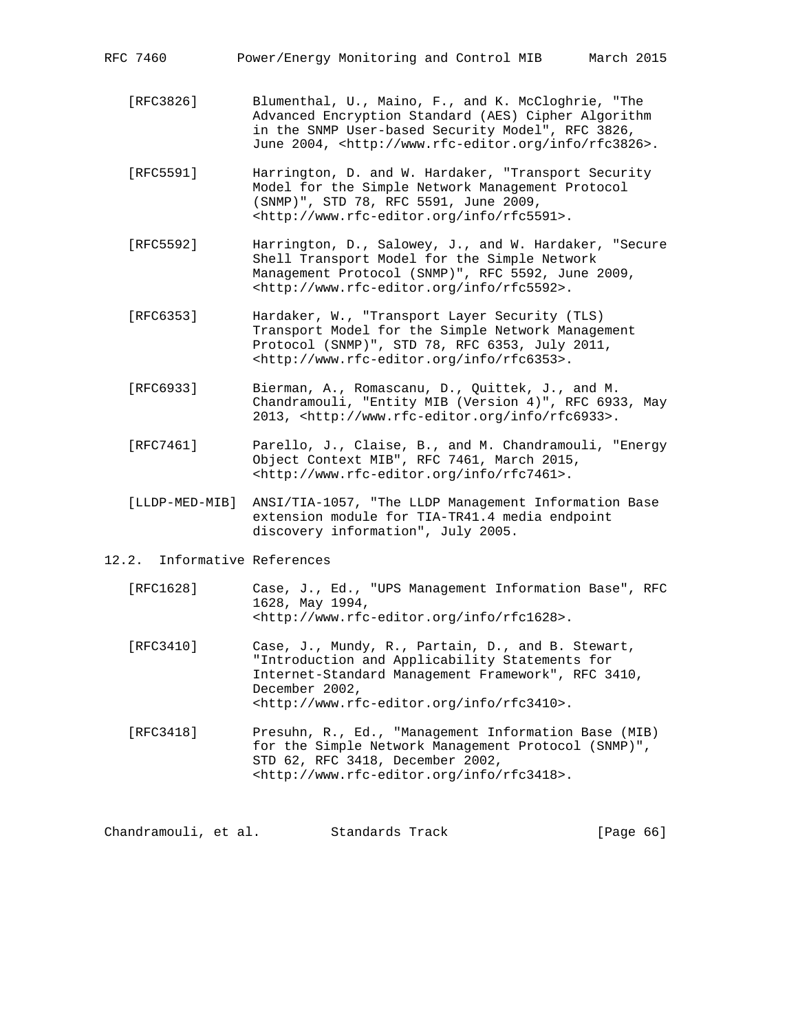[RFC3826] Blumenthal, U., Maino, F., and K. McCloghrie, "The Advanced Encryption Standard (AES) Cipher Algorithm in the SNMP User-based Security Model", RFC 3826, June 2004, <http://www.rfc-editor.org/info/rfc3826>.

[RFC5591] Harrington, D. and W. Hardaker, "Transport Security Model for the Simple Network Management Protocol (SNMP)", STD 78, RFC 5591, June 2009, <http://www.rfc-editor.org/info/rfc5591>.

[RFC5592] Harrington, D., Salowey, J., and W. Hardaker, "Secure Shell Transport Model for the Simple Network Management Protocol (SNMP)", RFC 5592, June 2009, <http://www.rfc-editor.org/info/rfc5592>.

[RFC6353] Hardaker, W., "Transport Layer Security (TLS) Transport Model for the Simple Network Management Protocol (SNMP)", STD 78, RFC 6353, July 2011, <http://www.rfc-editor.org/info/rfc6353>.

[RFC6933] Bierman, A., Romascanu, D., Quittek, J., and M. Chandramouli, "Entity MIB (Version 4)", RFC 6933, May 2013, <http://www.rfc-editor.org/info/rfc6933>.

[RFC7461] Parello, J., Claise, B., and M. Chandramouli, "Energy Object Context MIB", RFC 7461, March 2015, <http://www.rfc-editor.org/info/rfc7461>.

[LLDP-MED-MIB] ANSI/TIA-1057, "The LLDP Management Information Base extension module for TIA-TR41.4 media endpoint discovery information", July 2005.

## 12.2. Informative References

[RFC1628] Case, J., Ed., "UPS Management Information Base", RFC 1628, May 1994, <http://www.rfc-editor.org/info/rfc1628>.

[RFC3410] Case, J., Mundy, R., Partain, D., and B. Stewart, "Introduction and Applicability Statements for Internet-Standard Management Framework", RFC 3410, December 2002, <http://www.rfc-editor.org/info/rfc3410>.

[RFC3418] Presuhn, R., Ed., "Management Information Base (MIB) for the Simple Network Management Protocol (SNMP)", STD 62, RFC 3418, December 2002, <http://www.rfc-editor.org/info/rfc3418>.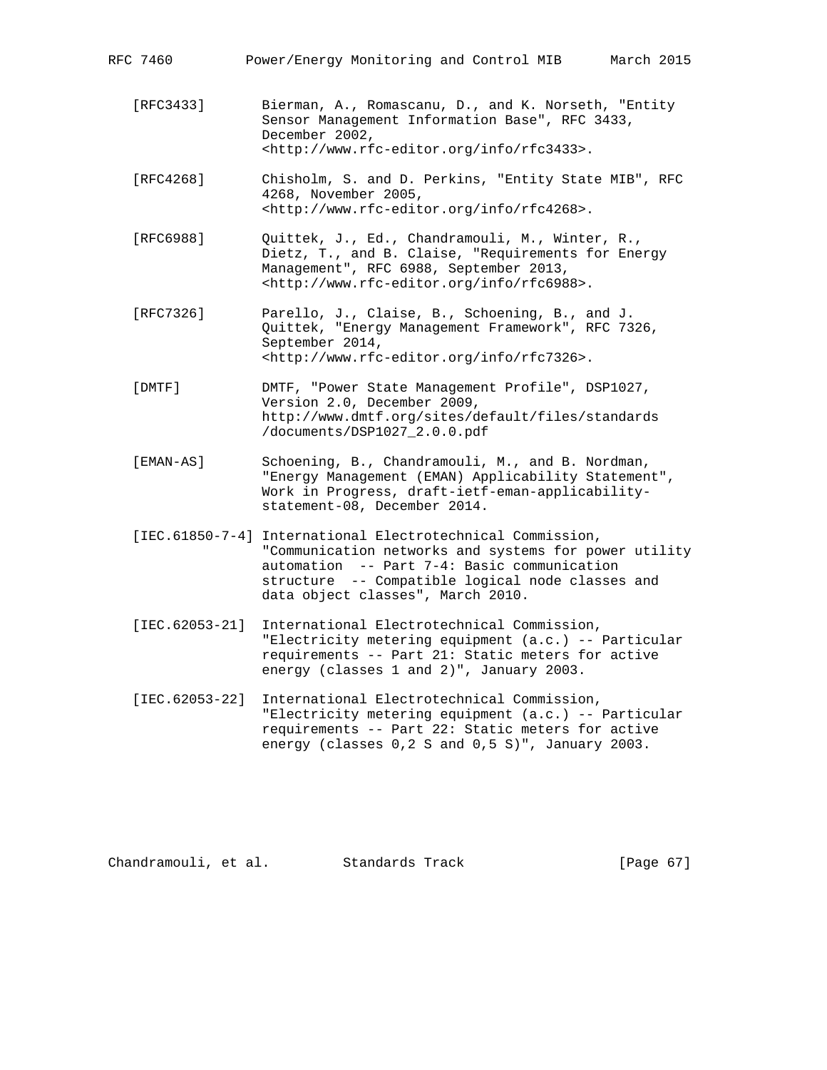[RFC3433] Bierman, A., Romascanu, D., and K. Norseth, "Entity Sensor Management Information Base", RFC 3433, December 2002, <http://www.rfc-editor.org/info/rfc3433>.

[RFC4268] Chisholm, S. and D. Perkins, "Entity State MIB", RFC 4268, November 2005, <http://www.rfc-editor.org/info/rfc4268>.

[RFC6988] Quittek, J., Ed., Chandramouli, M., Winter, R., Dietz, T., and B. Claise, "Requirements for Energy Management", RFC 6988, September 2013, <http://www.rfc-editor.org/info/rfc6988>.

[RFC7326] Parello, J., Claise, B., Schoening, B., and J. Quittek, "Energy Management Framework", RFC 7326, September 2014, <http://www.rfc-editor.org/info/rfc7326>.

[DMTF] DMTF, "Power State Management Profile", DSP1027, Version 2.0, December 2009, http://www.dmtf.org/sites/default/files/standards/documents/DSP1027_2.0.0.pdf

[EMAN-AS] Schoening, B., Chandramouli, M., and B. Nordman, "Energy Management (EMAN) Applicability Statement", Work in Progress, draft-ietf-eman-applicability-statement-08, December 2014.

[IEC.61850-7-4] International Electrotechnical Commission, "Communication networks and systems for power utility automation -- Part 7-4: Basic communication structure -- Compatible logical node classes and data object classes", March 2010.

[IEC.62053-21] International Electrotechnical Commission, "Electricity metering equipment (a.c.) -- Particular requirements -- Part 21: Static meters for active energy (classes 1 and 2)", January 2003.

[IEC.62053-22] International Electrotechnical Commission, "Electricity metering equipment (a.c.) -- Particular requirements -- Part 22: Static meters for active energy (classes 0,2 S and 0,5 S)", January 2003.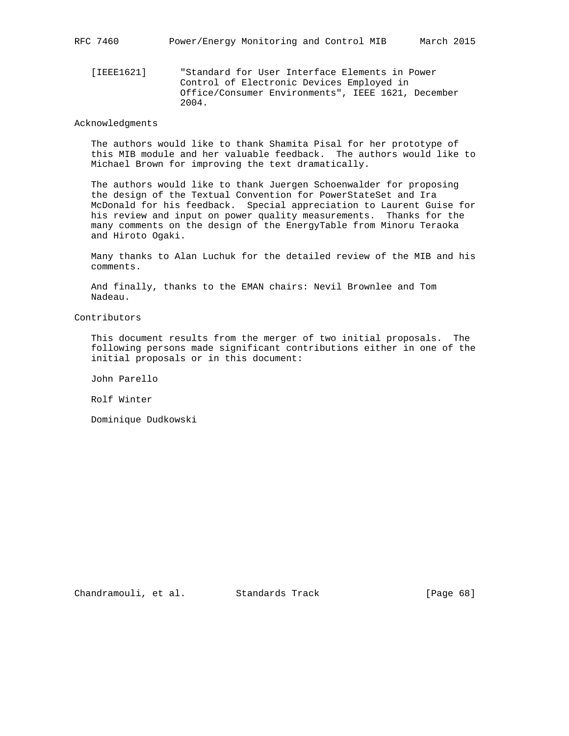[IEEE1621] "Standard for User Interface Elements in Power Control of Electronic Devices Employed in Office/Consumer Environments", IEEE 1621, December 2004.

## Acknowledgments

The authors would like to thank Shamita Pisal for her prototype of this MIB module and her valuable feedback. The authors would like to Michael Brown for improving the text dramatically.

The authors would like to thank Juergen Schoenwalder for proposing the design of the Textual Convention for PowerStateSet and Ira McDonald for his feedback. Special appreciation to Laurent Guise for his review and input on power quality measurements. Thanks for the many comments on the design of the EnergyTable from Minoru Teraoka and Hiroto Ogaki.

Many thanks to Alan Luchuk for the detailed review of the MIB and his comments.

And finally, thanks to the EMAN chairs: Nevil Brownlee and Tom Nadeau.

## Contributors

This document results from the merger of two initial proposals. The following persons made significant contributions either in one of the initial proposals or in this document:

John Parello

Rolf Winter

Dominique Dudkowski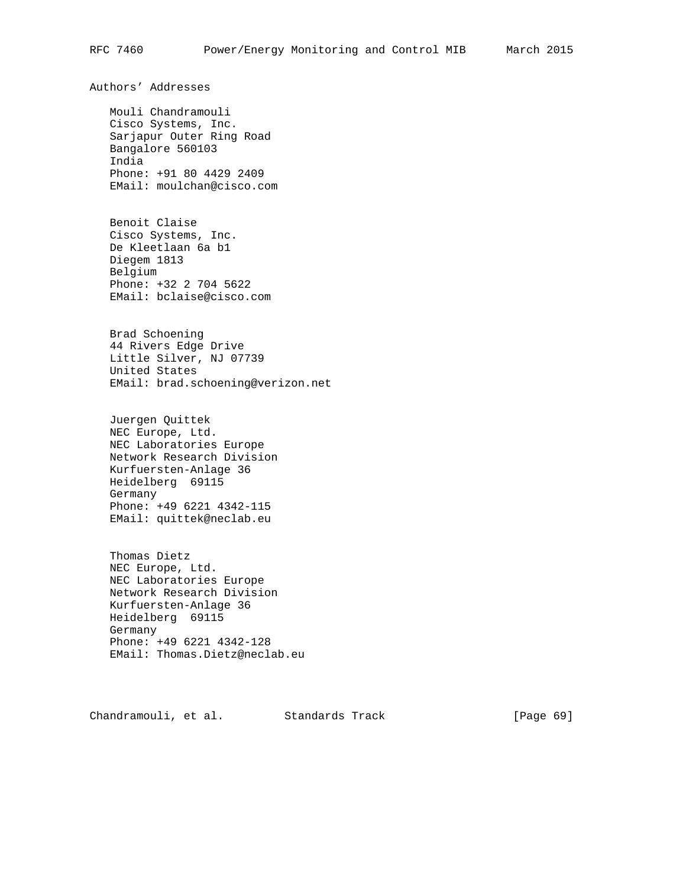## Authors' Addresses

Mouli Chandramouli
Cisco Systems, Inc.
Sarjapur Outer Ring Road
Bangalore 560103
India
Phone: +91 80 4429 2409
EMail: moulchan@cisco.com

Benoit Claise
Cisco Systems, Inc.
De Kleetlaan 6a b1
Diegem 1813
Belgium
Phone: +32 2 704 5622
EMail: bclaise@cisco.com

Brad Schoening
44 Rivers Edge Drive
Little Silver, NJ 07739
United States
EMail: brad.schoening@verizon.net

Juergen Quittek
NEC Europe, Ltd.
NEC Laboratories Europe
Network Research Division
Kurfuersten-Anlage 36
Heidelberg 69115
Germany
Phone: +49 6221 4342-115
EMail: quittek@neclab.eu

Thomas Dietz
NEC Europe, Ltd.
NEC Laboratories Europe
Network Research Division
Kurfuersten-Anlage 36
Heidelberg 69115
Germany
Phone: +49 6221 4342-128
EMail: Thomas.Dietz@neclab.eu